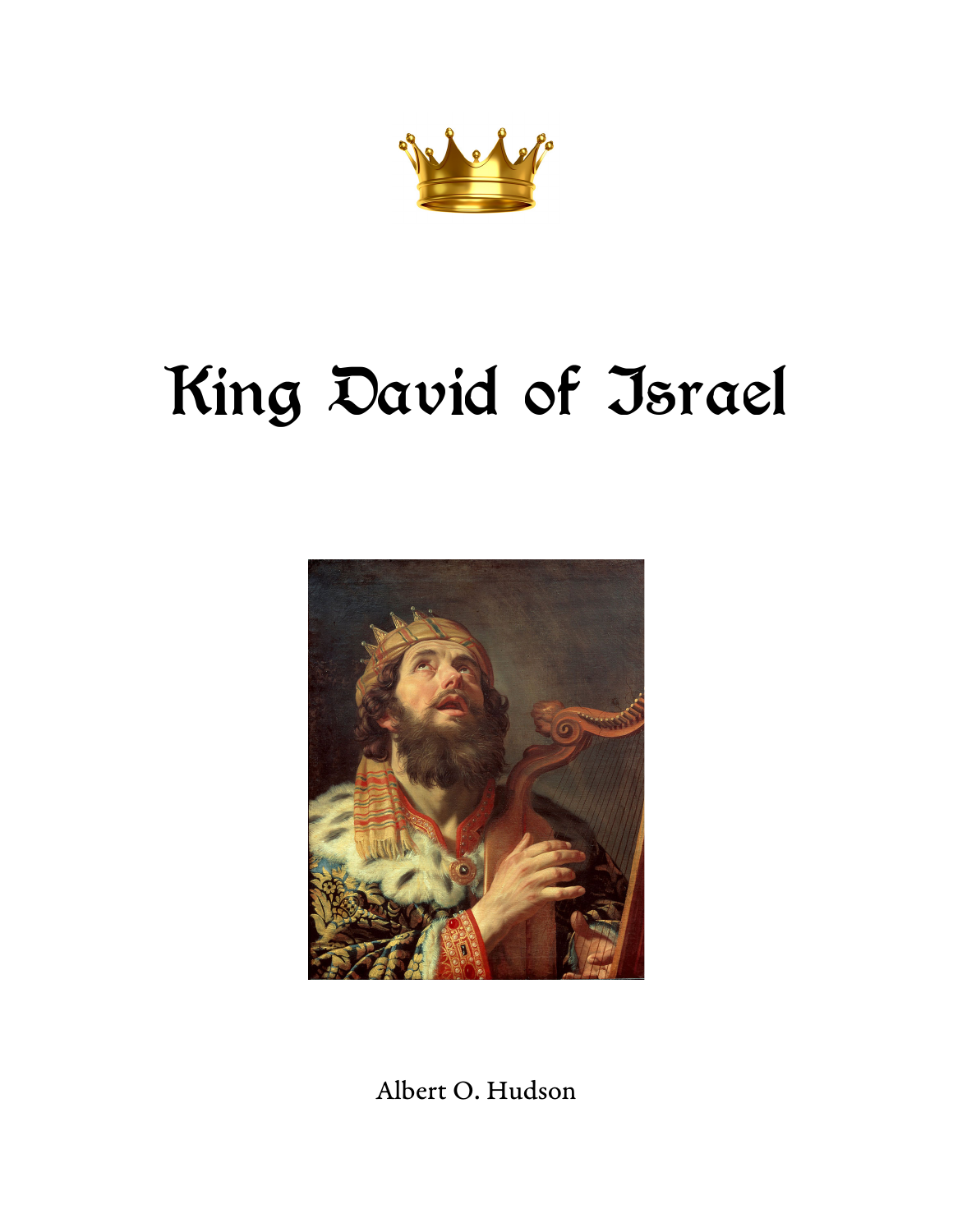# King David of Israel

Albert O. Hudson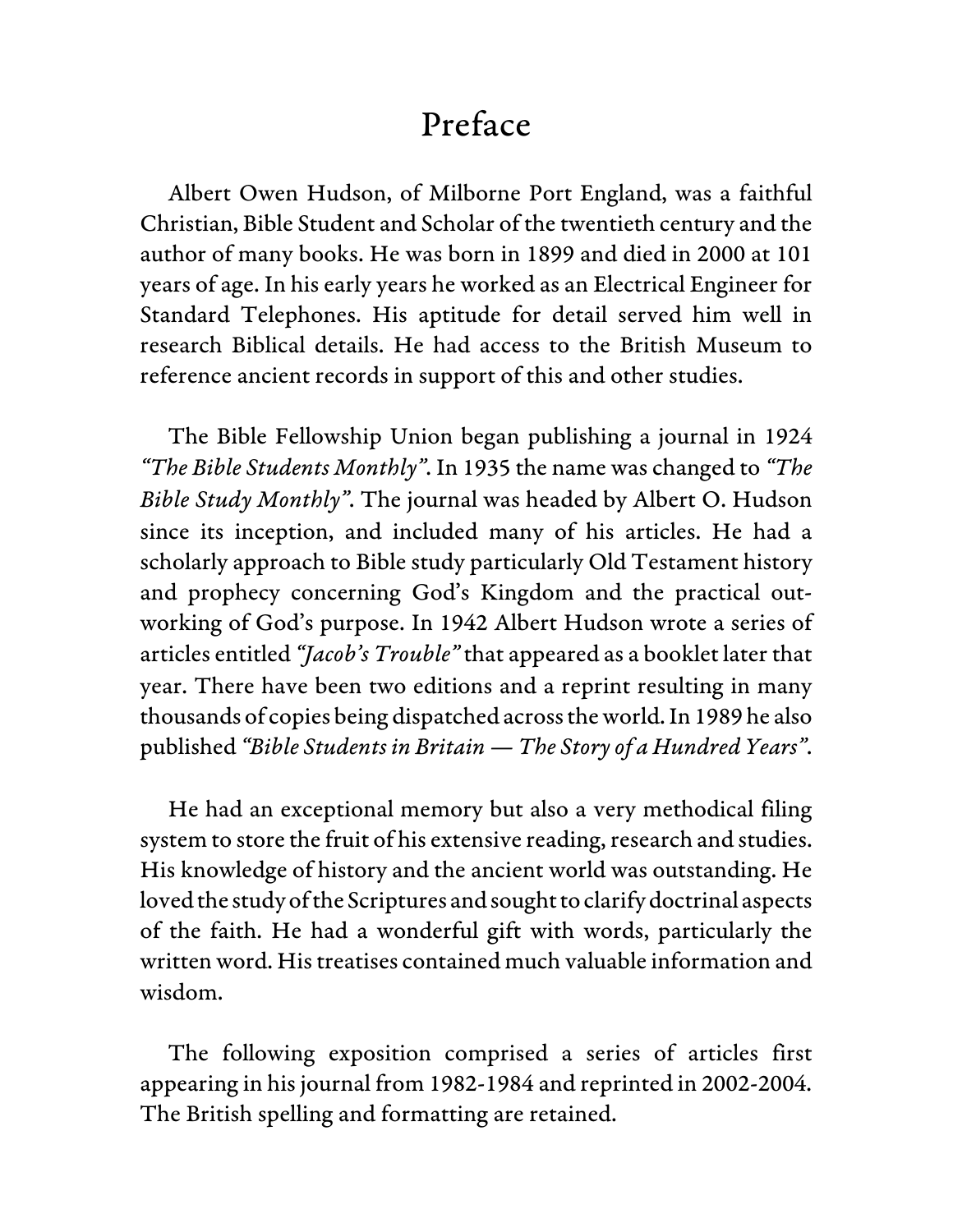# Preface

Albert Owen Hudson, of Milborne Port England, was a faithful Christian, Bible Student and Scholar of the twentieth century and the author of many books. He was born in 1899 and died in 2000 at 101 years of age. In his early years he worked as an Electrical Engineer for Standard Telephones. His aptitude for detail served him well in research Biblical details. He had access to the British Museum to reference ancient records in support of this and other studies.

The Bible Fellowship Union began publishing a journal in 1924 *"The Bible Students Monthly"*. In 1935 the name was changed to *"The Bible Study Monthly"*. The journal was headed by Albert O. Hudson since its inception, and included many of his articles. He had a scholarly approach to Bible study particularly Old Testament history and prophecy concerning God's Kingdom and the practical outworking of God's purpose. In 1942 Albert Hudson wrote a series of articles entitled *"Jacob's Trouble"* that appeared as a booklet later that year. There have been two editions and a reprint resulting in many thousands of copies being dispatched across the world. In 1989 he also published *"Bible Students in Britain — The Story of a Hundred Years"*.

He had an exceptional memory but also a very methodical filing system to store the fruit of his extensive reading, research and studies. His knowledge of history and the ancient world was outstanding. He loved the study of the Scriptures and sought to clarify doctrinal aspects of the faith. He had a wonderful gift with words, particularly the written word. His treatises contained much valuable information and wisdom.

The following exposition comprised a series of articles first appearing in his journal from 1982-1984 and reprinted in 2002-2004. The British spelling and formatting are retained.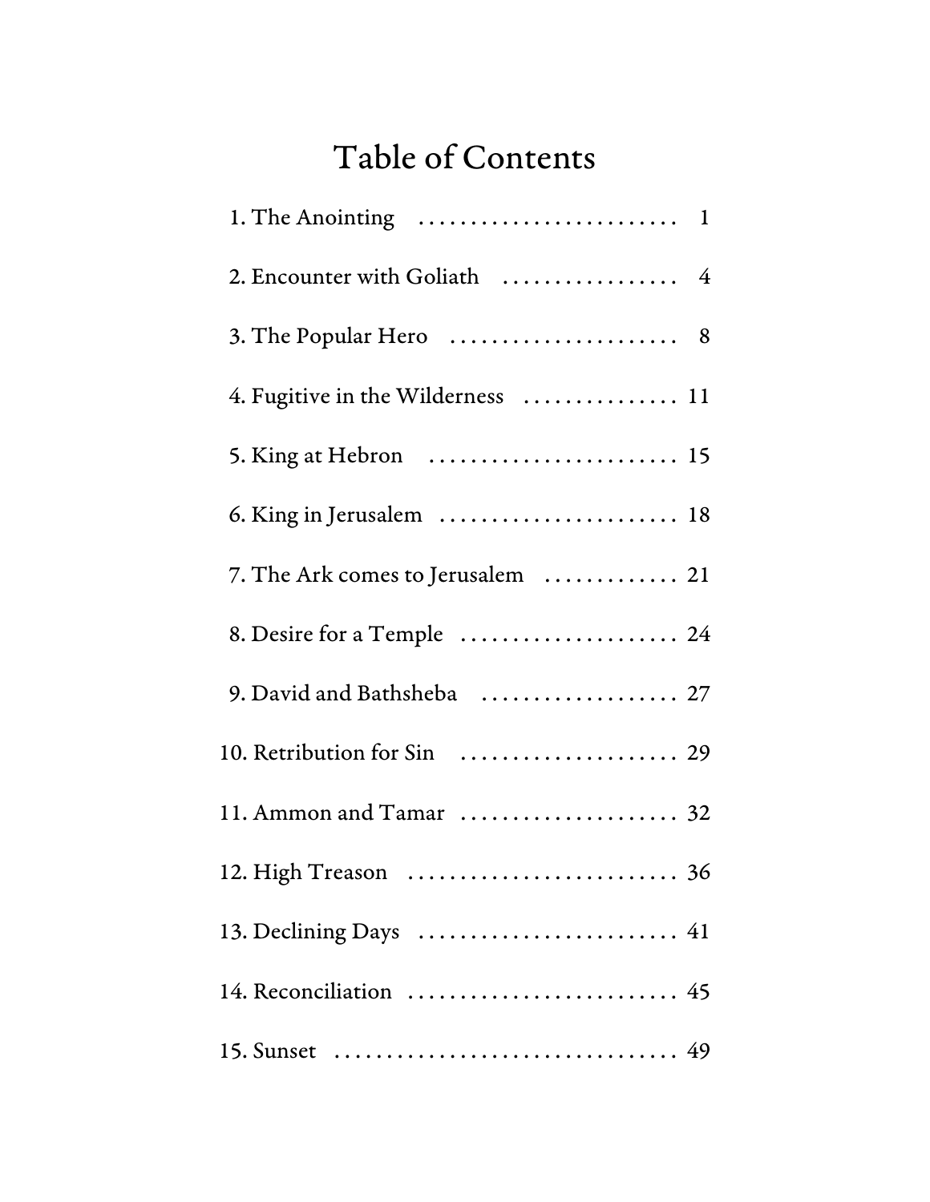# Table of Contents

| | |
|---|---|
| 1. The Anointing | 1 |
| 2. Encounter with Goliath | 4 |
| 3. The Popular Hero | 8 |
| 4. Fugitive in the Wilderness | 11 |
| 5. King at Hebron | 15 |
| 6. King in Jerusalem | 18 |
| 7. The Ark comes to Jerusalem | 21 |
| 8. Desire for a Temple | 24 |
| 9. David and Bathsheba | 27 |
| 10. Retribution for Sin | 29 |
| 11. Ammon and Tamar | 32 |
| 12. High Treason | 36 |
| 13. Declining Days | 41 |
| 14. Reconciliation | 45 |
| 15. Sunset | 49 |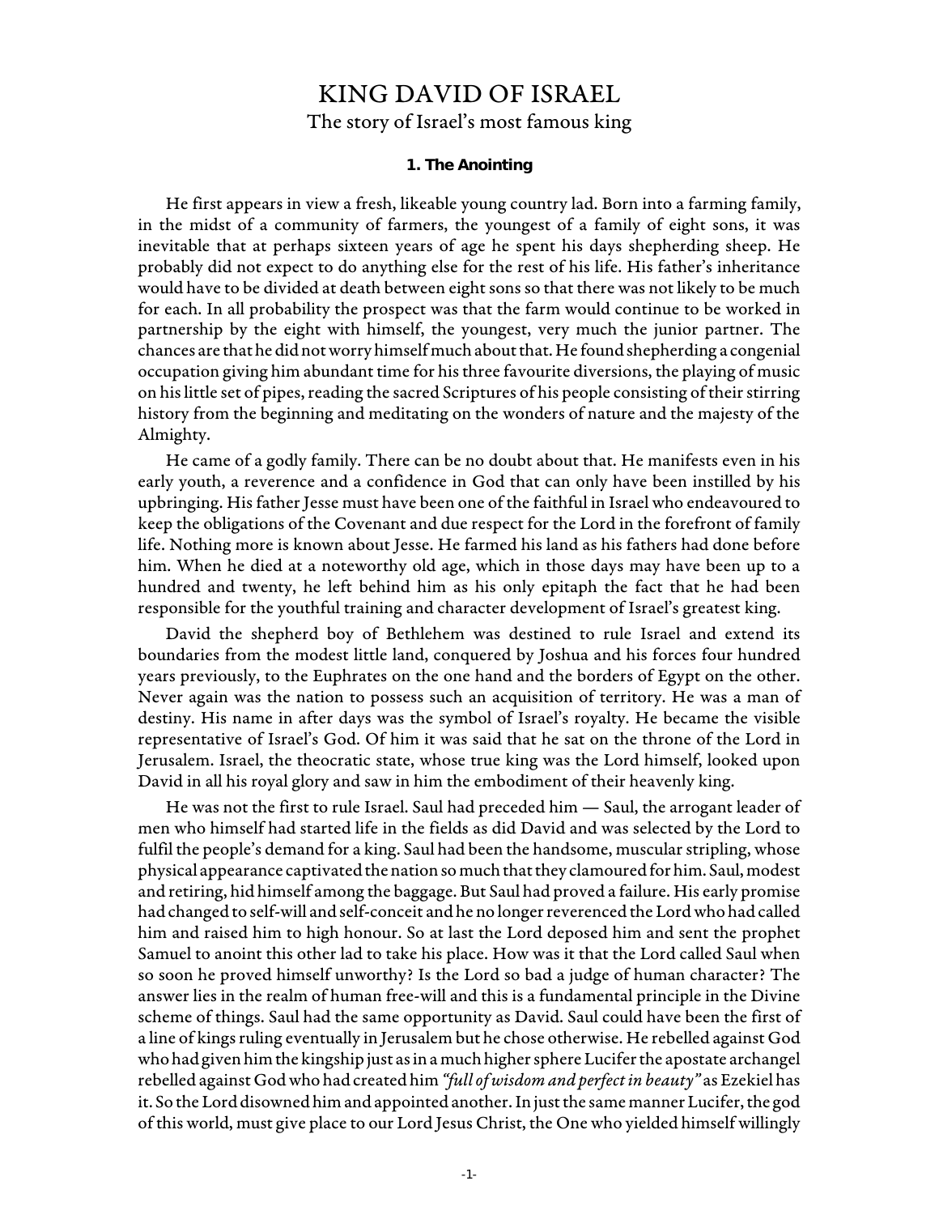# KING DAVID OF ISRAEL

The story of Israel's most famous king

### 1. The Anointing

He first appears in view a fresh, likeable young country lad. Born into a farming family, in the midst of a community of farmers, the youngest of a family of eight sons, it was inevitable that at perhaps sixteen years of age he spent his days shepherding sheep. He probably did not expect to do anything else for the rest of his life. His father's inheritance would have to be divided at death between eight sons so that there was not likely to be much for each. In all probability the prospect was that the farm would continue to be worked in partnership by the eight with himself, the youngest, very much the junior partner. The chances are that he did not worry himself much about that. He found shepherding a congenial occupation giving him abundant time for his three favourite diversions, the playing of music on his little set of pipes, reading the sacred Scriptures of his people consisting of their stirring history from the beginning and meditating on the wonders of nature and the majesty of the Almighty.

He came of a godly family. There can be no doubt about that. He manifests even in his early youth, a reverence and a confidence in God that can only have been instilled by his upbringing. His father Jesse must have been one of the faithful in Israel who endeavoured to keep the obligations of the Covenant and due respect for the Lord in the forefront of family life. Nothing more is known about Jesse. He farmed his land as his fathers had done before him. When he died at a noteworthy old age, which in those days may have been up to a hundred and twenty, he left behind him as his only epitaph the fact that he had been responsible for the youthful training and character development of Israel's greatest king.

David the shepherd boy of Bethlehem was destined to rule Israel and extend its boundaries from the modest little land, conquered by Joshua and his forces four hundred years previously, to the Euphrates on the one hand and the borders of Egypt on the other. Never again was the nation to possess such an acquisition of territory. He was a man of destiny. His name in after days was the symbol of Israel's royalty. He became the visible representative of Israel's God. Of him it was said that he sat on the throne of the Lord in Jerusalem. Israel, the theocratic state, whose true king was the Lord himself, looked upon David in all his royal glory and saw in him the embodiment of their heavenly king.

He was not the first to rule Israel. Saul had preceded him — Saul, the arrogant leader of men who himself had started life in the fields as did David and was selected by the Lord to fulfil the people's demand for a king. Saul had been the handsome, muscular stripling, whose physical appearance captivated the nation so much that they clamoured for him. Saul, modest and retiring, hid himself among the baggage. But Saul had proved a failure. His early promise had changed to self-will and self-conceit and he no longer reverenced the Lord who had called him and raised him to high honour. So at last the Lord deposed him and sent the prophet Samuel to anoint this other lad to take his place. How was it that the Lord called Saul when so soon he proved himself unworthy? Is the Lord so bad a judge of human character? The answer lies in the realm of human free-will and this is a fundamental principle in the Divine scheme of things. Saul had the same opportunity as David. Saul could have been the first of a line of kings ruling eventually in Jerusalem but he chose otherwise. He rebelled against God who had given him the kingship just as in a much higher sphere Lucifer the apostate archangel rebelled against God who had created him *"full of wisdom and perfect in beauty"* as Ezekiel has it. So the Lord disowned him and appointed another. In just the same manner Lucifer, the god of this world, must give place to our Lord Jesus Christ, the One who yielded himself willingly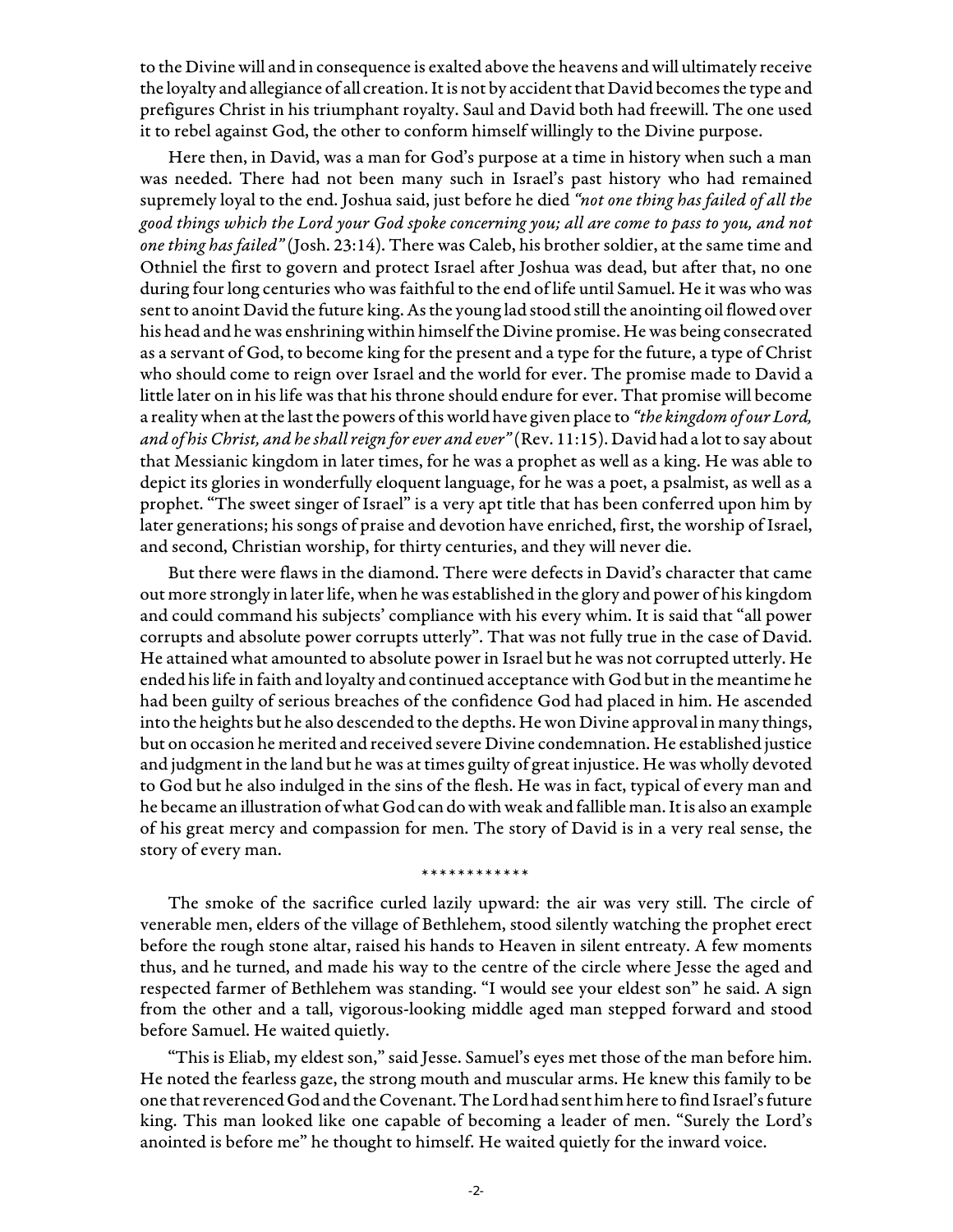to the Divine will and in consequence is exalted above the heavens and will ultimately receive the loyalty and allegiance of all creation. It is not by accident that David becomes the type and prefigures Christ in his triumphant royalty. Saul and David both had freewill. The one used it to rebel against God, the other to conform himself willingly to the Divine purpose.

Here then, in David, was a man for God's purpose at a time in history when such a man was needed. There had not been many such in Israel's past history who had remained supremely loyal to the end. Joshua said, just before he died *"not one thing has failed of all the good things which the Lord your God spoke concerning you; all are come to pass to you, and not one thing has failed"* (Josh. 23:14). There was Caleb, his brother soldier, at the same time and Othniel the first to govern and protect Israel after Joshua was dead, but after that, no one during four long centuries who was faithful to the end of life until Samuel. He it was who was sent to anoint David the future king. As the young lad stood still the anointing oil flowed over his head and he was enshrining within himself the Divine promise. He was being consecrated as a servant of God, to become king for the present and a type for the future, a type of Christ who should come to reign over Israel and the world for ever. The promise made to David a little later on in his life was that his throne should endure for ever. That promise will become a reality when at the last the powers of this world have given place to *"the kingdom of our Lord, and of his Christ, and he shall reign for ever and ever"* (Rev. 11:15). David had a lot to say about that Messianic kingdom in later times, for he was a prophet as well as a king. He was able to depict its glories in wonderfully eloquent language, for he was a poet, a psalmist, as well as a prophet. "The sweet singer of Israel" is a very apt title that has been conferred upon him by later generations; his songs of praise and devotion have enriched, first, the worship of Israel, and second, Christian worship, for thirty centuries, and they will never die.

But there were flaws in the diamond. There were defects in David's character that came out more strongly in later life, when he was established in the glory and power of his kingdom and could command his subjects' compliance with his every whim. It is said that "all power corrupts and absolute power corrupts utterly". That was not fully true in the case of David. He attained what amounted to absolute power in Israel but he was not corrupted utterly. He ended his life in faith and loyalty and continued acceptance with God but in the meantime he had been guilty of serious breaches of the confidence God had placed in him. He ascended into the heights but he also descended to the depths. He won Divine approval in many things, but on occasion he merited and received severe Divine condemnation. He established justice and judgment in the land but he was at times guilty of great injustice. He was wholly devoted to God but he also indulged in the sins of the flesh. He was in fact, typical of every man and he became an illustration of what God can do with weak and fallible man. It is also an example of his great mercy and compassion for men. The story of David is in a very real sense, the story of every man.

\* \* \* \* \* \* \* \* \* \* \* \*

The smoke of the sacrifice curled lazily upward: the air was very still. The circle of venerable men, elders of the village of Bethlehem, stood silently watching the prophet erect before the rough stone altar, raised his hands to Heaven in silent entreaty. A few moments thus, and he turned, and made his way to the centre of the circle where Jesse the aged and respected farmer of Bethlehem was standing. "I would see your eldest son" he said. A sign from the other and a tall, vigorous-looking middle aged man stepped forward and stood before Samuel. He waited quietly.

"This is Eliab, my eldest son," said Jesse. Samuel's eyes met those of the man before him. He noted the fearless gaze, the strong mouth and muscular arms. He knew this family to be one that reverenced God and the Covenant. The Lord had sent him here to find Israel's future king. This man looked like one capable of becoming a leader of men. "Surely the Lord's anointed is before me" he thought to himself. He waited quietly for the inward voice.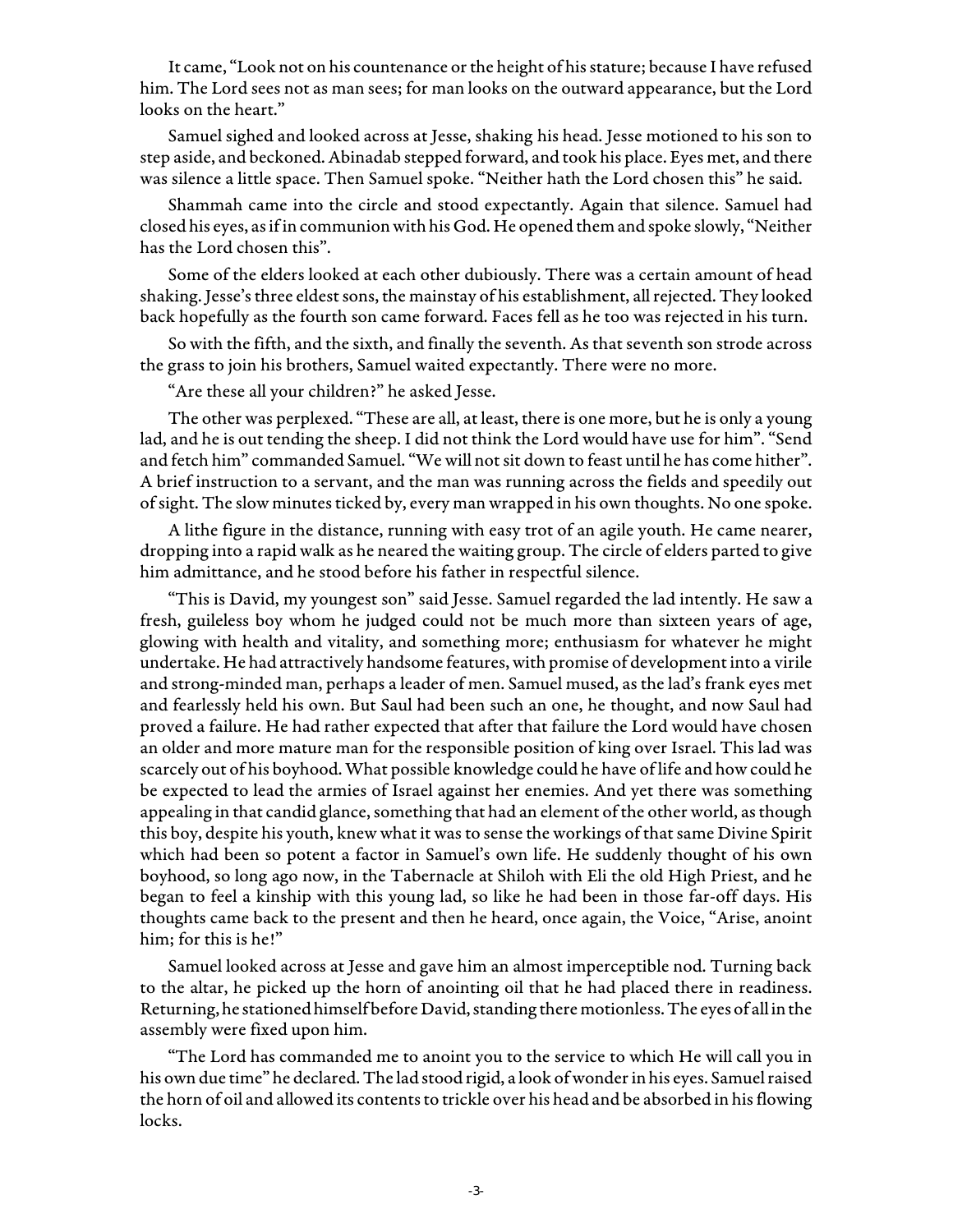It came, "Look not on his countenance or the height of his stature; because I have refused him. The Lord sees not as man sees; for man looks on the outward appearance, but the Lord looks on the heart."

Samuel sighed and looked across at Jesse, shaking his head. Jesse motioned to his son to step aside, and beckoned. Abinadab stepped forward, and took his place. Eyes met, and there was silence a little space. Then Samuel spoke. "Neither hath the Lord chosen this" he said.

Shammah came into the circle and stood expectantly. Again that silence. Samuel had closed his eyes, as if in communion with his God. He opened them and spoke slowly, "Neither has the Lord chosen this".

Some of the elders looked at each other dubiously. There was a certain amount of head shaking. Jesse's three eldest sons, the mainstay of his establishment, all rejected. They looked back hopefully as the fourth son came forward. Faces fell as he too was rejected in his turn.

So with the fifth, and the sixth, and finally the seventh. As that seventh son strode across the grass to join his brothers, Samuel waited expectantly. There were no more.

"Are these all your children?" he asked Jesse.

The other was perplexed. "These are all, at least, there is one more, but he is only a young lad, and he is out tending the sheep. I did not think the Lord would have use for him". "Send and fetch him" commanded Samuel. "We will not sit down to feast until he has come hither". A brief instruction to a servant, and the man was running across the fields and speedily out of sight. The slow minutes ticked by, every man wrapped in his own thoughts. No one spoke.

A lithe figure in the distance, running with easy trot of an agile youth. He came nearer, dropping into a rapid walk as he neared the waiting group. The circle of elders parted to give him admittance, and he stood before his father in respectful silence.

"This is David, my youngest son" said Jesse. Samuel regarded the lad intently. He saw a fresh, guileless boy whom he judged could not be much more than sixteen years of age, glowing with health and vitality, and something more; enthusiasm for whatever he might undertake. He had attractively handsome features, with promise of development into a virile and strong-minded man, perhaps a leader of men. Samuel mused, as the lad's frank eyes met and fearlessly held his own. But Saul had been such an one, he thought, and now Saul had proved a failure. He had rather expected that after that failure the Lord would have chosen an older and more mature man for the responsible position of king over Israel. This lad was scarcely out of his boyhood. What possible knowledge could he have of life and how could he be expected to lead the armies of Israel against her enemies. And yet there was something appealing in that candid glance, something that had an element of the other world, as though this boy, despite his youth, knew what it was to sense the workings of that same Divine Spirit which had been so potent a factor in Samuel's own life. He suddenly thought of his own boyhood, so long ago now, in the Tabernacle at Shiloh with Eli the old High Priest, and he began to feel a kinship with this young lad, so like he had been in those far-off days. His thoughts came back to the present and then he heard, once again, the Voice, "Arise, anoint him; for this is he!"

Samuel looked across at Jesse and gave him an almost imperceptible nod. Turning back to the altar, he picked up the horn of anointing oil that he had placed there in readiness. Returning, he stationed himself before David, standing there motionless. The eyes of all in the assembly were fixed upon him.

"The Lord has commanded me to anoint you to the service to which He will call you in his own due time" he declared. The lad stood rigid, a look of wonder in his eyes. Samuel raised the horn of oil and allowed its contents to trickle over his head and be absorbed in his flowing locks.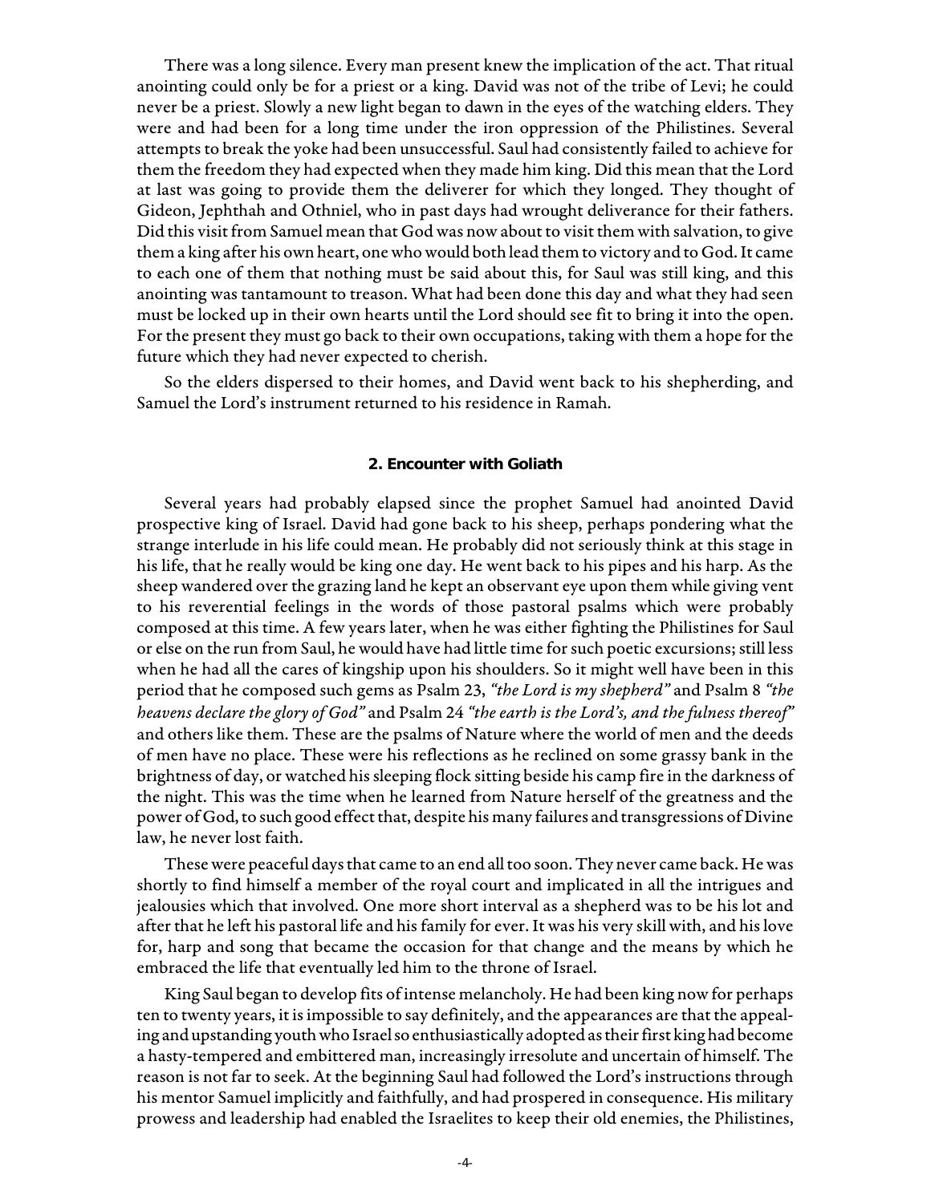There was a long silence. Every man present knew the implication of the act. That ritual anointing could only be for a priest or a king. David was not of the tribe of Levi; he could never be a priest. Slowly a new light began to dawn in the eyes of the watching elders. They were and had been for a long time under the iron oppression of the Philistines. Several attempts to break the yoke had been unsuccessful. Saul had consistently failed to achieve for them the freedom they had expected when they made him king. Did this mean that the Lord at last was going to provide them the deliverer for which they longed. They thought of Gideon, Jephthah and Othniel, who in past days had wrought deliverance for their fathers. Did this visit from Samuel mean that God was now about to visit them with salvation, to give them a king after his own heart, one who would both lead them to victory and to God. It came to each one of them that nothing must be said about this, for Saul was still king, and this anointing was tantamount to treason. What had been done this day and what they had seen must be locked up in their own hearts until the Lord should see fit to bring it into the open. For the present they must go back to their own occupations, taking with them a hope for the future which they had never expected to cherish.

So the elders dispersed to their homes, and David went back to his shepherding, and Samuel the Lord's instrument returned to his residence in Ramah.

### 2. Encounter with Goliath

Several years had probably elapsed since the prophet Samuel had anointed David prospective king of Israel. David had gone back to his sheep, perhaps pondering what the strange interlude in his life could mean. He probably did not seriously think at this stage in his life, that he really would be king one day. He went back to his pipes and his harp. As the sheep wandered over the grazing land he kept an observant eye upon them while giving vent to his reverential feelings in the words of those pastoral psalms which were probably composed at this time. A few years later, when he was either fighting the Philistines for Saul or else on the run from Saul, he would have had little time for such poetic excursions; still less when he had all the cares of kingship upon his shoulders. So it might well have been in this period that he composed such gems as Psalm 23, *"the Lord is my shepherd"* and Psalm 8 *"the heavens declare the glory of God"* and Psalm 24 *"the earth is the Lord's, and the fulness thereof"* and others like them. These are the psalms of Nature where the world of men and the deeds of men have no place. These were his reflections as he reclined on some grassy bank in the brightness of day, or watched his sleeping flock sitting beside his camp fire in the darkness of the night. This was the time when he learned from Nature herself of the greatness and the power of God, to such good effect that, despite his many failures and transgressions of Divine law, he never lost faith.

These were peaceful days that came to an end all too soon. They never came back. He was shortly to find himself a member of the royal court and implicated in all the intrigues and jealousies which that involved. One more short interval as a shepherd was to be his lot and after that he left his pastoral life and his family for ever. It was his very skill with, and his love for, harp and song that became the occasion for that change and the means by which he embraced the life that eventually led him to the throne of Israel.

King Saul began to develop fits of intense melancholy. He had been king now for perhaps ten to twenty years, it is impossible to say definitely, and the appearances are that the appealing and upstanding youth who Israel so enthusiastically adopted as their first king had become a hasty-tempered and embittered man, increasingly irresolute and uncertain of himself. The reason is not far to seek. At the beginning Saul had followed the Lord's instructions through his mentor Samuel implicitly and faithfully, and had prospered in consequence. His military prowess and leadership had enabled the Israelites to keep their old enemies, the Philistines,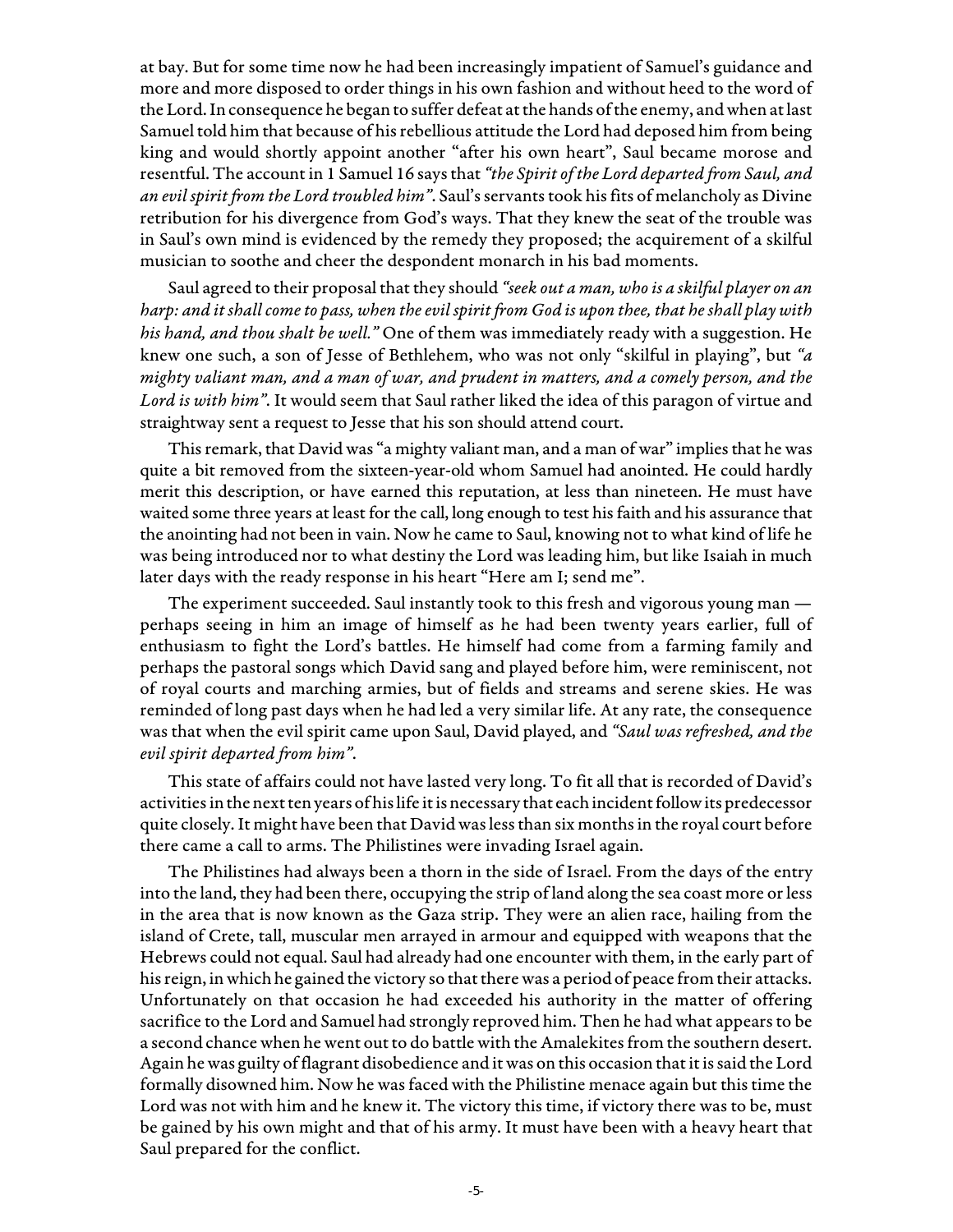at bay. But for some time now he had been increasingly impatient of Samuel's guidance and more and more disposed to order things in his own fashion and without heed to the word of the Lord. In consequence he began to suffer defeat at the hands of the enemy, and when at last Samuel told him that because of his rebellious attitude the Lord had deposed him from being king and would shortly appoint another "after his own heart", Saul became morose and resentful. The account in 1 Samuel 16 says that *"the Spirit of the Lord departed from Saul, and an evil spirit from the Lord troubled him"*. Saul's servants took his fits of melancholy as Divine retribution for his divergence from God's ways. That they knew the seat of the trouble was in Saul's own mind is evidenced by the remedy they proposed; the acquirement of a skilful musician to soothe and cheer the despondent monarch in his bad moments.

Saul agreed to their proposal that they should *"seek out a man, who is a skilful player on an harp: and it shall come to pass, when the evil spirit from God is upon thee, that he shall play with his hand, and thou shalt be well."* One of them was immediately ready with a suggestion. He knew one such, a son of Jesse of Bethlehem, who was not only "skilful in playing", but *"a mighty valiant man, and a man of war, and prudent in matters, and a comely person, and the Lord is with him"*. It would seem that Saul rather liked the idea of this paragon of virtue and straightway sent a request to Jesse that his son should attend court.

This remark, that David was "a mighty valiant man, and a man of war" implies that he was quite a bit removed from the sixteen-year-old whom Samuel had anointed. He could hardly merit this description, or have earned this reputation, at less than nineteen. He must have waited some three years at least for the call, long enough to test his faith and his assurance that the anointing had not been in vain. Now he came to Saul, knowing not to what kind of life he was being introduced nor to what destiny the Lord was leading him, but like Isaiah in much later days with the ready response in his heart "Here am I; send me".

The experiment succeeded. Saul instantly took to this fresh and vigorous young man — perhaps seeing in him an image of himself as he had been twenty years earlier, full of enthusiasm to fight the Lord's battles. He himself had come from a farming family and perhaps the pastoral songs which David sang and played before him, were reminiscent, not of royal courts and marching armies, but of fields and streams and serene skies. He was reminded of long past days when he had led a very similar life. At any rate, the consequence was that when the evil spirit came upon Saul, David played, and *"Saul was refreshed, and the evil spirit departed from him"*.

This state of affairs could not have lasted very long. To fit all that is recorded of David's activities in the next ten years of his life it is necessary that each incident follow its predecessor quite closely. It might have been that David was less than six months in the royal court before there came a call to arms. The Philistines were invading Israel again.

The Philistines had always been a thorn in the side of Israel. From the days of the entry into the land, they had been there, occupying the strip of land along the sea coast more or less in the area that is now known as the Gaza strip. They were an alien race, hailing from the island of Crete, tall, muscular men arrayed in armour and equipped with weapons that the Hebrews could not equal. Saul had already had one encounter with them, in the early part of his reign, in which he gained the victory so that there was a period of peace from their attacks. Unfortunately on that occasion he had exceeded his authority in the matter of offering sacrifice to the Lord and Samuel had strongly reproved him. Then he had what appears to be a second chance when he went out to do battle with the Amalekites from the southern desert. Again he was guilty of flagrant disobedience and it was on this occasion that it is said the Lord formally disowned him. Now he was faced with the Philistine menace again but this time the Lord was not with him and he knew it. The victory this time, if victory there was to be, must be gained by his own might and that of his army. It must have been with a heavy heart that Saul prepared for the conflict.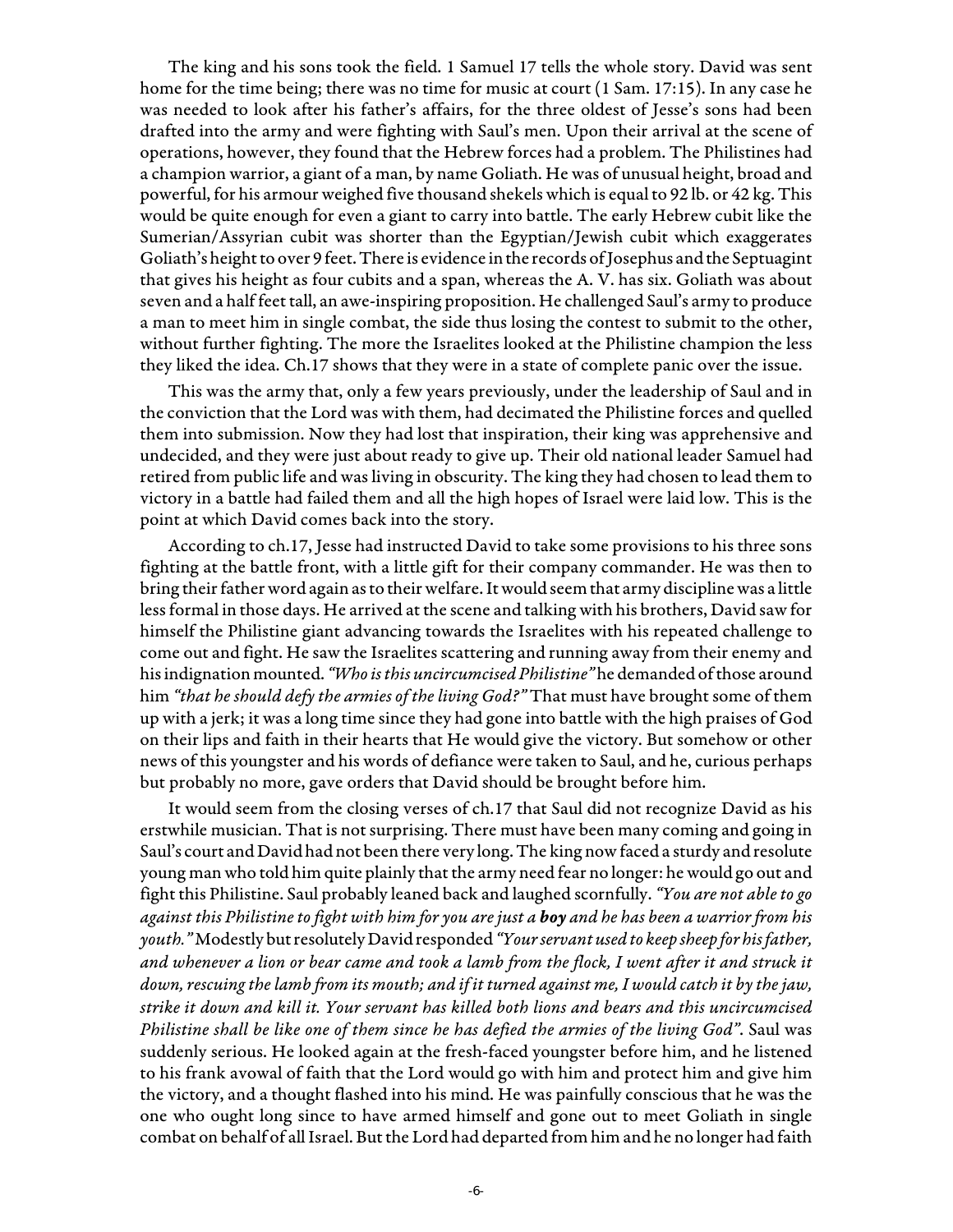The king and his sons took the field. 1 Samuel 17 tells the whole story. David was sent home for the time being; there was no time for music at court (1 Sam. 17:15). In any case he was needed to look after his father's affairs, for the three oldest of Jesse's sons had been drafted into the army and were fighting with Saul's men. Upon their arrival at the scene of operations, however, they found that the Hebrew forces had a problem. The Philistines had a champion warrior, a giant of a man, by name Goliath. He was of unusual height, broad and powerful, for his armour weighed five thousand shekels which is equal to 92 lb. or 42 kg. This would be quite enough for even a giant to carry into battle. The early Hebrew cubit like the Sumerian/Assyrian cubit was shorter than the Egyptian/Jewish cubit which exaggerates Goliath's height to over 9 feet. There is evidence in the records of Josephus and the Septuagint that gives his height as four cubits and a span, whereas the A. V. has six. Goliath was about seven and a half feet tall, an awe-inspiring proposition. He challenged Saul's army to produce a man to meet him in single combat, the side thus losing the contest to submit to the other, without further fighting. The more the Israelites looked at the Philistine champion the less they liked the idea. Ch.17 shows that they were in a state of complete panic over the issue.

This was the army that, only a few years previously, under the leadership of Saul and in the conviction that the Lord was with them, had decimated the Philistine forces and quelled them into submission. Now they had lost that inspiration, their king was apprehensive and undecided, and they were just about ready to give up. Their old national leader Samuel had retired from public life and was living in obscurity. The king they had chosen to lead them to victory in a battle had failed them and all the high hopes of Israel were laid low. This is the point at which David comes back into the story.

According to ch.17, Jesse had instructed David to take some provisions to his three sons fighting at the battle front, with a little gift for their company commander. He was then to bring their father word again as to their welfare. It would seem that army discipline was a little less formal in those days. He arrived at the scene and talking with his brothers, David saw for himself the Philistine giant advancing towards the Israelites with his repeated challenge to come out and fight. He saw the Israelites scattering and running away from their enemy and his indignation mounted. *"Who is this uncircumcised Philistine"* he demanded of those around him *"that he should defy the armies of the living God?"* That must have brought some of them up with a jerk; it was a long time since they had gone into battle with the high praises of God on their lips and faith in their hearts that He would give the victory. But somehow or other news of this youngster and his words of defiance were taken to Saul, and he, curious perhaps but probably no more, gave orders that David should be brought before him.

It would seem from the closing verses of ch.17 that Saul did not recognize David as his erstwhile musician. That is not surprising. There must have been many coming and going in Saul's court and David had not been there very long. The king now faced a sturdy and resolute young man who told him quite plainly that the army need fear no longer: he would go out and fight this Philistine. Saul probably leaned back and laughed scornfully. *"You are not able to go against this Philistine to fight with him for you are just a **boy** and he has been a warrior from his youth."* Modestly but resolutely David responded *"Your servant used to keep sheep for his father, and whenever a lion or bear came and took a lamb from the flock, I went after it and struck it down, rescuing the lamb from its mouth; and if it turned against me, I would catch it by the jaw, strike it down and kill it. Your servant has killed both lions and bears and this uncircumcised Philistine shall be like one of them since he has defied the armies of the living God".* Saul was suddenly serious. He looked again at the fresh-faced youngster before him, and he listened to his frank avowal of faith that the Lord would go with him and protect him and give him the victory, and a thought flashed into his mind. He was painfully conscious that he was the one who ought long since to have armed himself and gone out to meet Goliath in single combat on behalf of all Israel. But the Lord had departed from him and he no longer had faith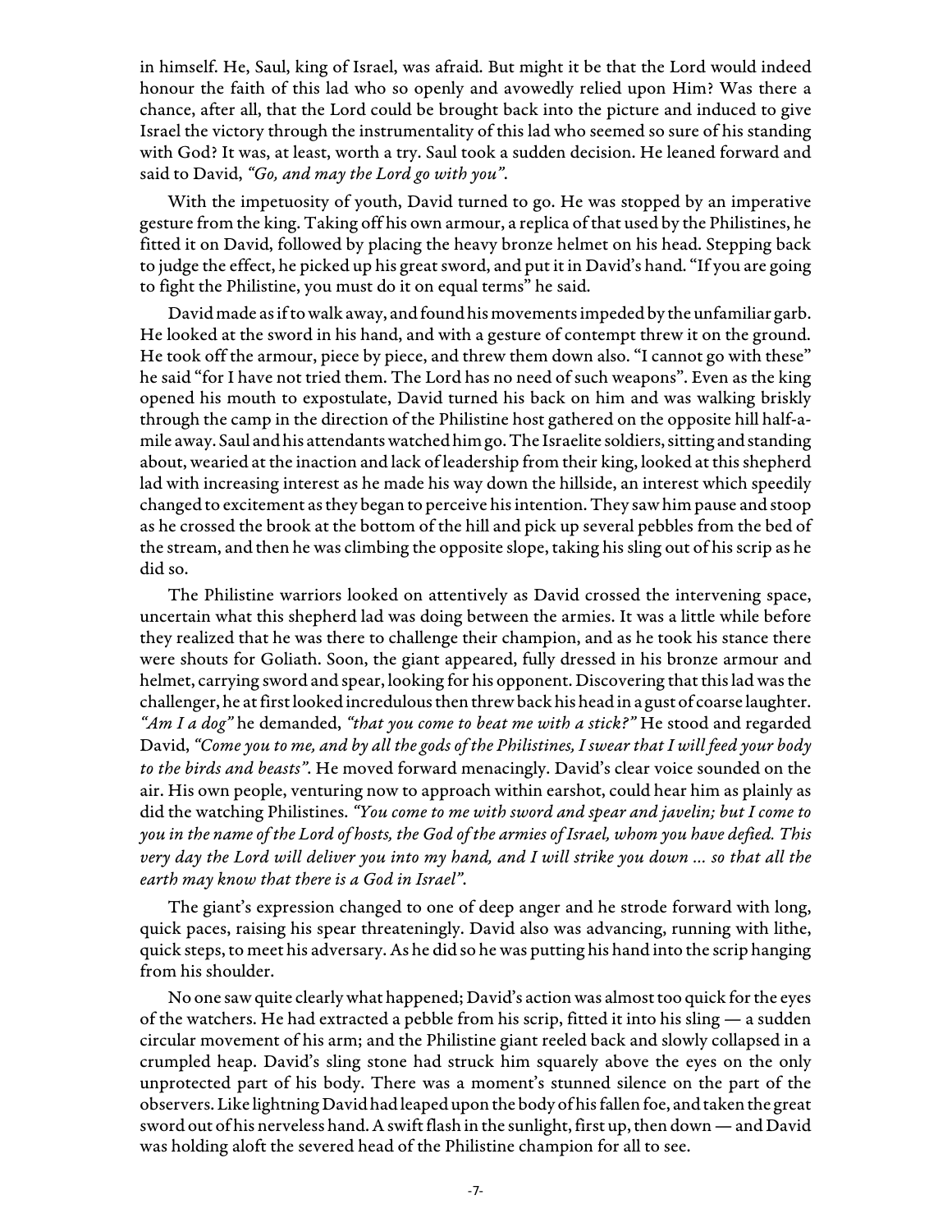in himself. He, Saul, king of Israel, was afraid. But might it be that the Lord would indeed honour the faith of this lad who so openly and avowedly relied upon Him? Was there a chance, after all, that the Lord could be brought back into the picture and induced to give Israel the victory through the instrumentality of this lad who seemed so sure of his standing with God? It was, at least, worth a try. Saul took a sudden decision. He leaned forward and said to David, *"Go, and may the Lord go with you"*.

With the impetuosity of youth, David turned to go. He was stopped by an imperative gesture from the king. Taking off his own armour, a replica of that used by the Philistines, he fitted it on David, followed by placing the heavy bronze helmet on his head. Stepping back to judge the effect, he picked up his great sword, and put it in David's hand. "If you are going to fight the Philistine, you must do it on equal terms" he said.

David made as if to walk away, and found his movements impeded by the unfamiliar garb. He looked at the sword in his hand, and with a gesture of contempt threw it on the ground. He took off the armour, piece by piece, and threw them down also. "I cannot go with these" he said "for I have not tried them. The Lord has no need of such weapons". Even as the king opened his mouth to expostulate, David turned his back on him and was walking briskly through the camp in the direction of the Philistine host gathered on the opposite hill half-a-mile away. Saul and his attendants watched him go. The Israelite soldiers, sitting and standing about, wearied at the inaction and lack of leadership from their king, looked at this shepherd lad with increasing interest as he made his way down the hillside, an interest which speedily changed to excitement as they began to perceive his intention. They saw him pause and stoop as he crossed the brook at the bottom of the hill and pick up several pebbles from the bed of the stream, and then he was climbing the opposite slope, taking his sling out of his scrip as he did so.

The Philistine warriors looked on attentively as David crossed the intervening space, uncertain what this shepherd lad was doing between the armies. It was a little while before they realized that he was there to challenge their champion, and as he took his stance there were shouts for Goliath. Soon, the giant appeared, fully dressed in his bronze armour and helmet, carrying sword and spear, looking for his opponent. Discovering that this lad was the challenger, he at first looked incredulous then threw back his head in a gust of coarse laughter. *"Am I a dog"* he demanded, *"that you come to beat me with a stick?"* He stood and regarded David, *"Come you to me, and by all the gods of the Philistines, I swear that I will feed your body to the birds and beasts"*. He moved forward menacingly. David's clear voice sounded on the air. His own people, venturing now to approach within earshot, could hear him as plainly as did the watching Philistines. *"You come to me with sword and spear and javelin; but I come to you in the name of the Lord of hosts, the God of the armies of Israel, whom you have defied. This very day the Lord will deliver you into my hand, and I will strike you down ... so that all the earth may know that there is a God in Israel"*.

The giant's expression changed to one of deep anger and he strode forward with long, quick paces, raising his spear threateningly. David also was advancing, running with lithe, quick steps, to meet his adversary. As he did so he was putting his hand into the scrip hanging from his shoulder.

No one saw quite clearly what happened; David's action was almost too quick for the eyes of the watchers. He had extracted a pebble from his scrip, fitted it into his sling — a sudden circular movement of his arm; and the Philistine giant reeled back and slowly collapsed in a crumpled heap. David's sling stone had struck him squarely above the eyes on the only unprotected part of his body. There was a moment's stunned silence on the part of the observers. Like lightning David had leaped upon the body of his fallen foe, and taken the great sword out of his nerveless hand. A swift flash in the sunlight, first up, then down — and David was holding aloft the severed head of the Philistine champion for all to see.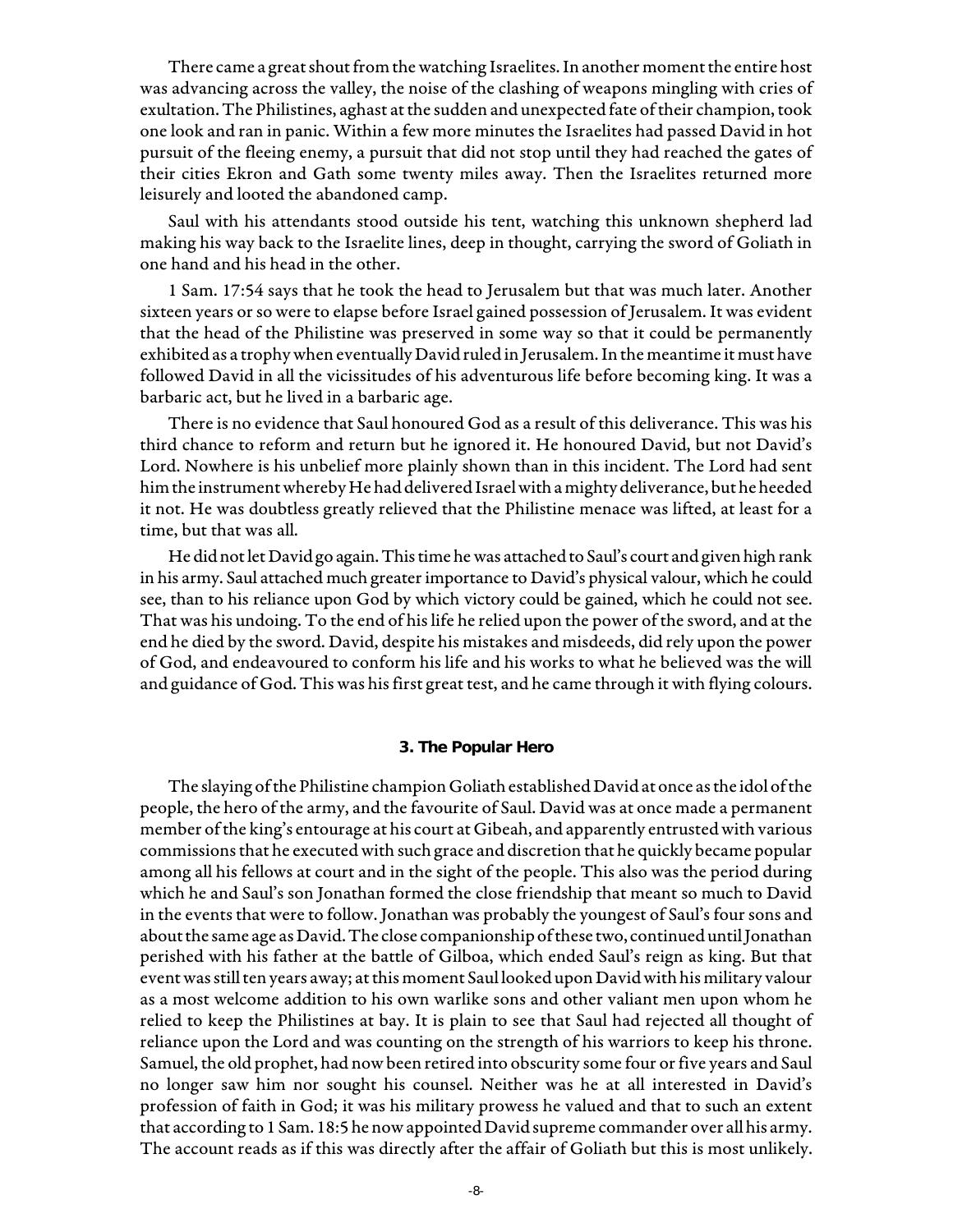There came a great shout from the watching Israelites. In another moment the entire host was advancing across the valley, the noise of the clashing of weapons mingling with cries of exultation. The Philistines, aghast at the sudden and unexpected fate of their champion, took one look and ran in panic. Within a few more minutes the Israelites had passed David in hot pursuit of the fleeing enemy, a pursuit that did not stop until they had reached the gates of their cities Ekron and Gath some twenty miles away. Then the Israelites returned more leisurely and looted the abandoned camp.

Saul with his attendants stood outside his tent, watching this unknown shepherd lad making his way back to the Israelite lines, deep in thought, carrying the sword of Goliath in one hand and his head in the other.

1 Sam. 17:54 says that he took the head to Jerusalem but that was much later. Another sixteen years or so were to elapse before Israel gained possession of Jerusalem. It was evident that the head of the Philistine was preserved in some way so that it could be permanently exhibited as a trophy when eventually David ruled in Jerusalem. In the meantime it must have followed David in all the vicissitudes of his adventurous life before becoming king. It was a barbaric act, but he lived in a barbaric age.

There is no evidence that Saul honoured God as a result of this deliverance. This was his third chance to reform and return but he ignored it. He honoured David, but not David's Lord. Nowhere is his unbelief more plainly shown than in this incident. The Lord had sent him the instrument whereby He had delivered Israel with a mighty deliverance, but he heeded it not. He was doubtless greatly relieved that the Philistine menace was lifted, at least for a time, but that was all.

He did not let David go again. This time he was attached to Saul's court and given high rank in his army. Saul attached much greater importance to David's physical valour, which he could see, than to his reliance upon God by which victory could be gained, which he could not see. That was his undoing. To the end of his life he relied upon the power of the sword, and at the end he died by the sword. David, despite his mistakes and misdeeds, did rely upon the power of God, and endeavoured to conform his life and his works to what he believed was the will and guidance of God. This was his first great test, and he came through it with flying colours.

### 3. The Popular Hero

The slaying of the Philistine champion Goliath established David at once as the idol of the people, the hero of the army, and the favourite of Saul. David was at once made a permanent member of the king's entourage at his court at Gibeah, and apparently entrusted with various commissions that he executed with such grace and discretion that he quickly became popular among all his fellows at court and in the sight of the people. This also was the period during which he and Saul's son Jonathan formed the close friendship that meant so much to David in the events that were to follow. Jonathan was probably the youngest of Saul's four sons and about the same age as David. The close companionship of these two, continued until Jonathan perished with his father at the battle of Gilboa, which ended Saul's reign as king. But that event was still ten years away; at this moment Saul looked upon David with his military valour as a most welcome addition to his own warlike sons and other valiant men upon whom he relied to keep the Philistines at bay. It is plain to see that Saul had rejected all thought of reliance upon the Lord and was counting on the strength of his warriors to keep his throne. Samuel, the old prophet, had now been retired into obscurity some four or five years and Saul no longer saw him nor sought his counsel. Neither was he at all interested in David's profession of faith in God; it was his military prowess he valued and that to such an extent that according to 1 Sam. 18:5 he now appointed David supreme commander over all his army. The account reads as if this was directly after the affair of Goliath but this is most unlikely.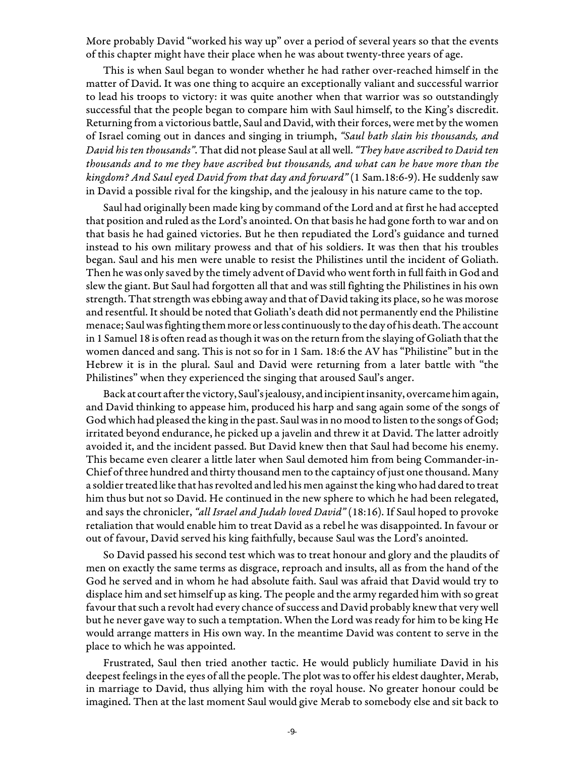More probably David "worked his way up" over a period of several years so that the events of this chapter might have their place when he was about twenty-three years of age.

This is when Saul began to wonder whether he had rather over-reached himself in the matter of David. It was one thing to acquire an exceptionally valiant and successful warrior to lead his troops to victory: it was quite another when that warrior was so outstandingly successful that the people began to compare him with Saul himself, to the King's discredit. Returning from a victorious battle, Saul and David, with their forces, were met by the women of Israel coming out in dances and singing in triumph, *"Saul hath slain his thousands, and David his ten thousands"*. That did not please Saul at all well. *"They have ascribed to David ten thousands and to me they have ascribed but thousands, and what can he have more than the kingdom? And Saul eyed David from that day and forward"* (1 Sam.18:6-9). He suddenly saw in David a possible rival for the kingship, and the jealousy in his nature came to the top.

Saul had originally been made king by command of the Lord and at first he had accepted that position and ruled as the Lord's anointed. On that basis he had gone forth to war and on that basis he had gained victories. But he then repudiated the Lord's guidance and turned instead to his own military prowess and that of his soldiers. It was then that his troubles began. Saul and his men were unable to resist the Philistines until the incident of Goliath. Then he was only saved by the timely advent of David who went forth in full faith in God and slew the giant. But Saul had forgotten all that and was still fighting the Philistines in his own strength. That strength was ebbing away and that of David taking its place, so he was morose and resentful. It should be noted that Goliath's death did not permanently end the Philistine menace; Saul was fighting them more or less continuously to the day of his death. The account in 1 Samuel 18 is often read as though it was on the return from the slaying of Goliath that the women danced and sang. This is not so for in 1 Sam. 18:6 the AV has "Philistine" but in the Hebrew it is in the plural. Saul and David were returning from a later battle with "the Philistines" when they experienced the singing that aroused Saul's anger.

Back at court after the victory, Saul's jealousy, and incipient insanity, overcame him again, and David thinking to appease him, produced his harp and sang again some of the songs of God which had pleased the king in the past. Saul was in no mood to listen to the songs of God; irritated beyond endurance, he picked up a javelin and threw it at David. The latter adroitly avoided it, and the incident passed. But David knew then that Saul had become his enemy. This became even clearer a little later when Saul demoted him from being Commander-in-Chief of three hundred and thirty thousand men to the captaincy of just one thousand. Many a soldier treated like that has revolted and led his men against the king who had dared to treat him thus but not so David. He continued in the new sphere to which he had been relegated, and says the chronicler, *"all Israel and Judah loved David"* (18:16). If Saul hoped to provoke retaliation that would enable him to treat David as a rebel he was disappointed. In favour or out of favour, David served his king faithfully, because Saul was the Lord's anointed.

So David passed his second test which was to treat honour and glory and the plaudits of men on exactly the same terms as disgrace, reproach and insults, all as from the hand of the God he served and in whom he had absolute faith. Saul was afraid that David would try to displace him and set himself up as king. The people and the army regarded him with so great favour that such a revolt had every chance of success and David probably knew that very well but he never gave way to such a temptation. When the Lord was ready for him to be king He would arrange matters in His own way. In the meantime David was content to serve in the place to which he was appointed.

Frustrated, Saul then tried another tactic. He would publicly humiliate David in his deepest feelings in the eyes of all the people. The plot was to offer his eldest daughter, Merab, in marriage to David, thus allying him with the royal house. No greater honour could be imagined. Then at the last moment Saul would give Merab to somebody else and sit back to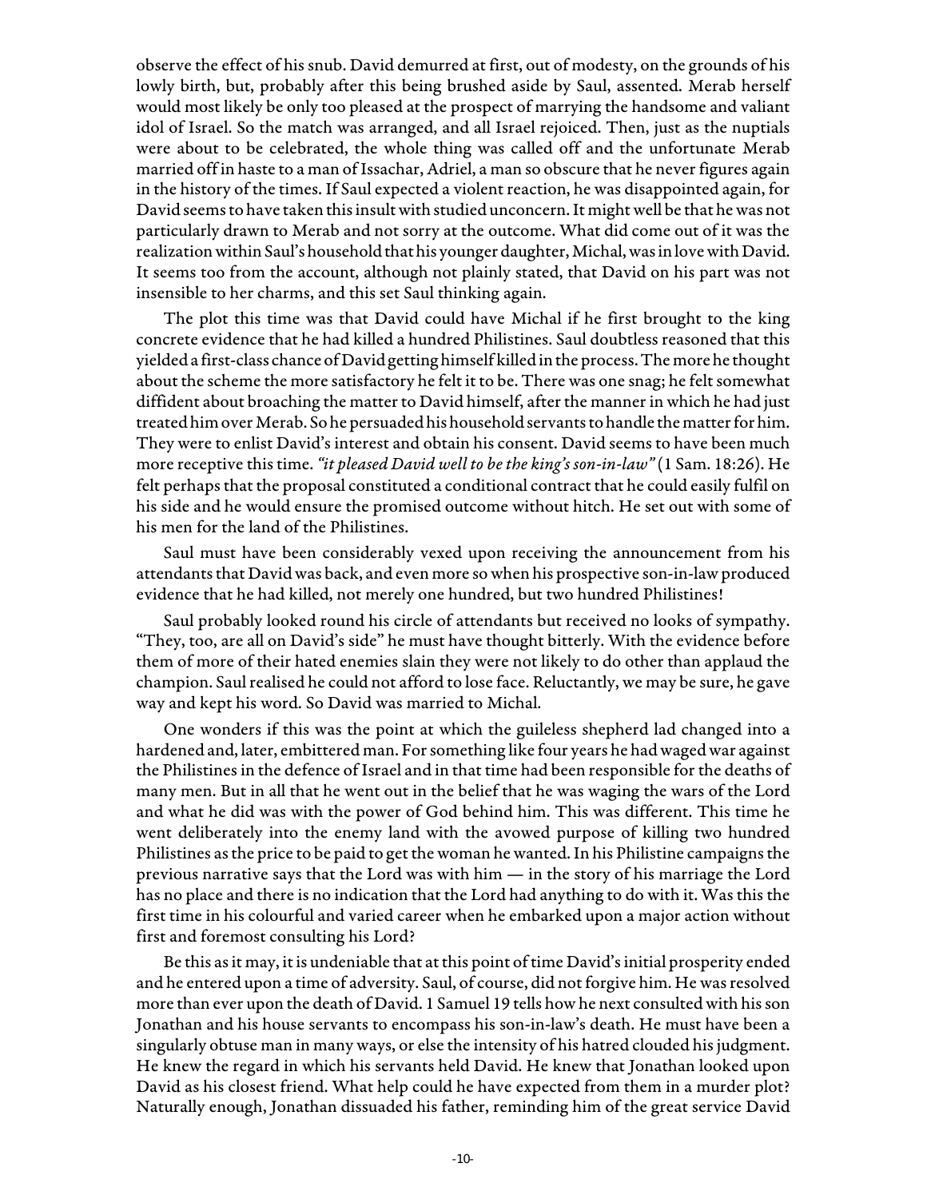observe the effect of his snub. David demurred at first, out of modesty, on the grounds of his lowly birth, but, probably after this being brushed aside by Saul, assented. Merab herself would most likely be only too pleased at the prospect of marrying the handsome and valiant idol of Israel. So the match was arranged, and all Israel rejoiced. Then, just as the nuptials were about to be celebrated, the whole thing was called off and the unfortunate Merab married off in haste to a man of Issachar, Adriel, a man so obscure that he never figures again in the history of the times. If Saul expected a violent reaction, he was disappointed again, for David seems to have taken this insult with studied unconcern. It might well be that he was not particularly drawn to Merab and not sorry at the outcome. What did come out of it was the realization within Saul's household that his younger daughter, Michal, was in love with David. It seems too from the account, although not plainly stated, that David on his part was not insensible to her charms, and this set Saul thinking again.

The plot this time was that David could have Michal if he first brought to the king concrete evidence that he had killed a hundred Philistines. Saul doubtless reasoned that this yielded a first-class chance of David getting himself killed in the process. The more he thought about the scheme the more satisfactory he felt it to be. There was one snag; he felt somewhat diffident about broaching the matter to David himself, after the manner in which he had just treated him over Merab. So he persuaded his household servants to handle the matter for him. They were to enlist David's interest and obtain his consent. David seems to have been much more receptive this time. *"it pleased David well to be the king's son-in-law"* (1 Sam. 18:26). He felt perhaps that the proposal constituted a conditional contract that he could easily fulfil on his side and he would ensure the promised outcome without hitch. He set out with some of his men for the land of the Philistines.

Saul must have been considerably vexed upon receiving the announcement from his attendants that David was back, and even more so when his prospective son-in-law produced evidence that he had killed, not merely one hundred, but two hundred Philistines!

Saul probably looked round his circle of attendants but received no looks of sympathy. "They, too, are all on David's side" he must have thought bitterly. With the evidence before them of more of their hated enemies slain they were not likely to do other than applaud the champion. Saul realised he could not afford to lose face. Reluctantly, we may be sure, he gave way and kept his word. So David was married to Michal.

One wonders if this was the point at which the guileless shepherd lad changed into a hardened and, later, embittered man. For something like four years he had waged war against the Philistines in the defence of Israel and in that time had been responsible for the deaths of many men. But in all that he went out in the belief that he was waging the wars of the Lord and what he did was with the power of God behind him. This was different. This time he went deliberately into the enemy land with the avowed purpose of killing two hundred Philistines as the price to be paid to get the woman he wanted. In his Philistine campaigns the previous narrative says that the Lord was with him — in the story of his marriage the Lord has no place and there is no indication that the Lord had anything to do with it. Was this the first time in his colourful and varied career when he embarked upon a major action without first and foremost consulting his Lord?

Be this as it may, it is undeniable that at this point of time David's initial prosperity ended and he entered upon a time of adversity. Saul, of course, did not forgive him. He was resolved more than ever upon the death of David. 1 Samuel 19 tells how he next consulted with his son Jonathan and his house servants to encompass his son-in-law's death. He must have been a singularly obtuse man in many ways, or else the intensity of his hatred clouded his judgment. He knew the regard in which his servants held David. He knew that Jonathan looked upon David as his closest friend. What help could he have expected from them in a murder plot? Naturally enough, Jonathan dissuaded his father, reminding him of the great service David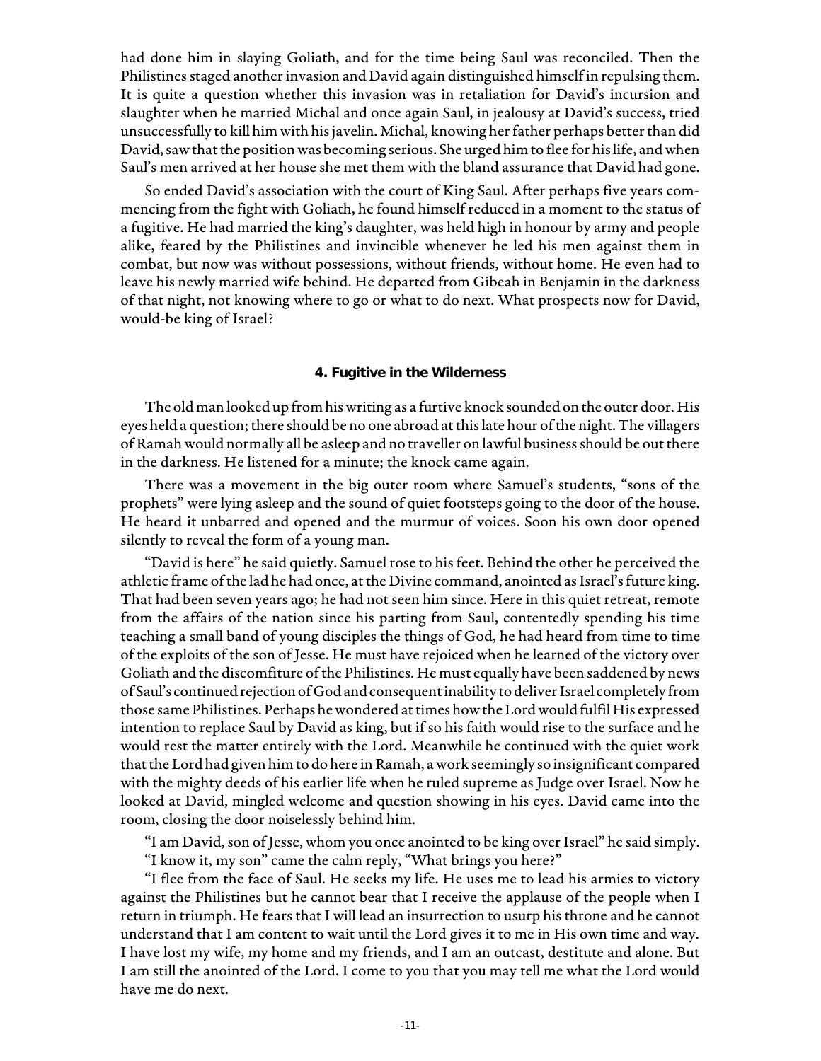had done him in slaying Goliath, and for the time being Saul was reconciled. Then the Philistines staged another invasion and David again distinguished himself in repulsing them. It is quite a question whether this invasion was in retaliation for David's incursion and slaughter when he married Michal and once again Saul, in jealousy at David's success, tried unsuccessfully to kill him with his javelin. Michal, knowing her father perhaps better than did David, saw that the position was becoming serious. She urged him to flee for his life, and when Saul's men arrived at her house she met them with the bland assurance that David had gone.

So ended David's association with the court of King Saul. After perhaps five years commencing from the fight with Goliath, he found himself reduced in a moment to the status of a fugitive. He had married the king's daughter, was held high in honour by army and people alike, feared by the Philistines and invincible whenever he led his men against them in combat, but now was without possessions, without friends, without home. He even had to leave his newly married wife behind. He departed from Gibeah in Benjamin in the darkness of that night, not knowing where to go or what to do next. What prospects now for David, would-be king of Israel?

## 4. Fugitive in the Wilderness

The old man looked up from his writing as a furtive knock sounded on the outer door. His eyes held a question; there should be no one abroad at this late hour of the night. The villagers of Ramah would normally all be asleep and no traveller on lawful business should be out there in the darkness. He listened for a minute; the knock came again.

There was a movement in the big outer room where Samuel's students, "sons of the prophets" were lying asleep and the sound of quiet footsteps going to the door of the house. He heard it unbarred and opened and the murmur of voices. Soon his own door opened silently to reveal the form of a young man.

"David is here" he said quietly. Samuel rose to his feet. Behind the other he perceived the athletic frame of the lad he had once, at the Divine command, anointed as Israel's future king. That had been seven years ago; he had not seen him since. Here in this quiet retreat, remote from the affairs of the nation since his parting from Saul, contentedly spending his time teaching a small band of young disciples the things of God, he had heard from time to time of the exploits of the son of Jesse. He must have rejoiced when he learned of the victory over Goliath and the discomfiture of the Philistines. He must equally have been saddened by news of Saul's continued rejection of God and consequent inability to deliver Israel completely from those same Philistines. Perhaps he wondered at times how the Lord would fulfil His expressed intention to replace Saul by David as king, but if so his faith would rise to the surface and he would rest the matter entirely with the Lord. Meanwhile he continued with the quiet work that the Lord had given him to do here in Ramah, a work seemingly so insignificant compared with the mighty deeds of his earlier life when he ruled supreme as Judge over Israel. Now he looked at David, mingled welcome and question showing in his eyes. David came into the room, closing the door noiselessly behind him.

"I am David, son of Jesse, whom you once anointed to be king over Israel" he said simply.

"I know it, my son" came the calm reply, "What brings you here?"

"I flee from the face of Saul. He seeks my life. He uses me to lead his armies to victory against the Philistines but he cannot bear that I receive the applause of the people when I return in triumph. He fears that I will lead an insurrection to usurp his throne and he cannot understand that I am content to wait until the Lord gives it to me in His own time and way. I have lost my wife, my home and my friends, and I am an outcast, destitute and alone. But I am still the anointed of the Lord. I come to you that you may tell me what the Lord would have me do next.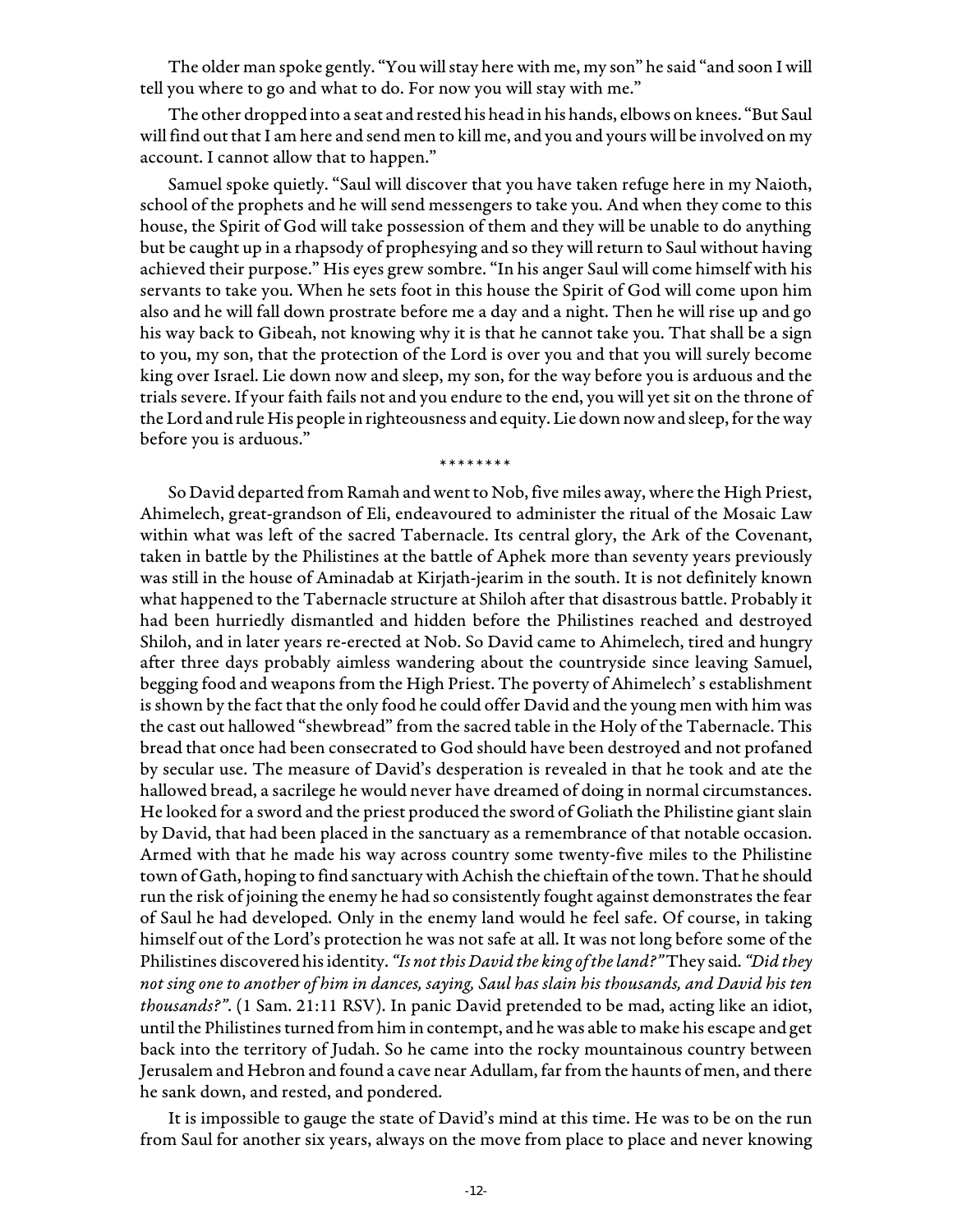The older man spoke gently. "You will stay here with me, my son" he said "and soon I will tell you where to go and what to do. For now you will stay with me."

The other dropped into a seat and rested his head in his hands, elbows on knees. "But Saul will find out that I am here and send men to kill me, and you and yours will be involved on my account. I cannot allow that to happen."

Samuel spoke quietly. "Saul will discover that you have taken refuge here in my Naioth, school of the prophets and he will send messengers to take you. And when they come to this house, the Spirit of God will take possession of them and they will be unable to do anything but be caught up in a rhapsody of prophesying and so they will return to Saul without having achieved their purpose." His eyes grew sombre. "In his anger Saul will come himself with his servants to take you. When he sets foot in this house the Spirit of God will come upon him also and he will fall down prostrate before me a day and a night. Then he will rise up and go his way back to Gibeah, not knowing why it is that he cannot take you. That shall be a sign to you, my son, that the protection of the Lord is over you and that you will surely become king over Israel. Lie down now and sleep, my son, for the way before you is arduous and the trials severe. If your faith fails not and you endure to the end, you will yet sit on the throne of the Lord and rule His people in righteousness and equity. Lie down now and sleep, for the way before you is arduous."

\*\*\*\*\*\*\*\*

So David departed from Ramah and went to Nob, five miles away, where the High Priest, Ahimelech, great-grandson of Eli, endeavoured to administer the ritual of the Mosaic Law within what was left of the sacred Tabernacle. Its central glory, the Ark of the Covenant, taken in battle by the Philistines at the battle of Aphek more than seventy years previously was still in the house of Aminadab at Kirjath-jearim in the south. It is not definitely known what happened to the Tabernacle structure at Shiloh after that disastrous battle. Probably it had been hurriedly dismantled and hidden before the Philistines reached and destroyed Shiloh, and in later years re-erected at Nob. So David came to Ahimelech, tired and hungry after three days probably aimless wandering about the countryside since leaving Samuel, begging food and weapons from the High Priest. The poverty of Ahimelech' s establishment is shown by the fact that the only food he could offer David and the young men with him was the cast out hallowed "shewbread" from the sacred table in the Holy of the Tabernacle. This bread that once had been consecrated to God should have been destroyed and not profaned by secular use. The measure of David's desperation is revealed in that he took and ate the hallowed bread, a sacrilege he would never have dreamed of doing in normal circumstances. He looked for a sword and the priest produced the sword of Goliath the Philistine giant slain by David, that had been placed in the sanctuary as a remembrance of that notable occasion. Armed with that he made his way across country some twenty-five miles to the Philistine town of Gath, hoping to find sanctuary with Achish the chieftain of the town. That he should run the risk of joining the enemy he had so consistently fought against demonstrates the fear of Saul he had developed. Only in the enemy land would he feel safe. Of course, in taking himself out of the Lord's protection he was not safe at all. It was not long before some of the Philistines discovered his identity. *"Is not this David the king of the land?"* They said. *"Did they not sing one to another of him in dances, saying, Saul has slain his thousands, and David his ten thousands?"*. (1 Sam. 21:11 RSV). In panic David pretended to be mad, acting like an idiot, until the Philistines turned from him in contempt, and he was able to make his escape and get back into the territory of Judah. So he came into the rocky mountainous country between Jerusalem and Hebron and found a cave near Adullam, far from the haunts of men, and there he sank down, and rested, and pondered.

It is impossible to gauge the state of David's mind at this time. He was to be on the run from Saul for another six years, always on the move from place to place and never knowing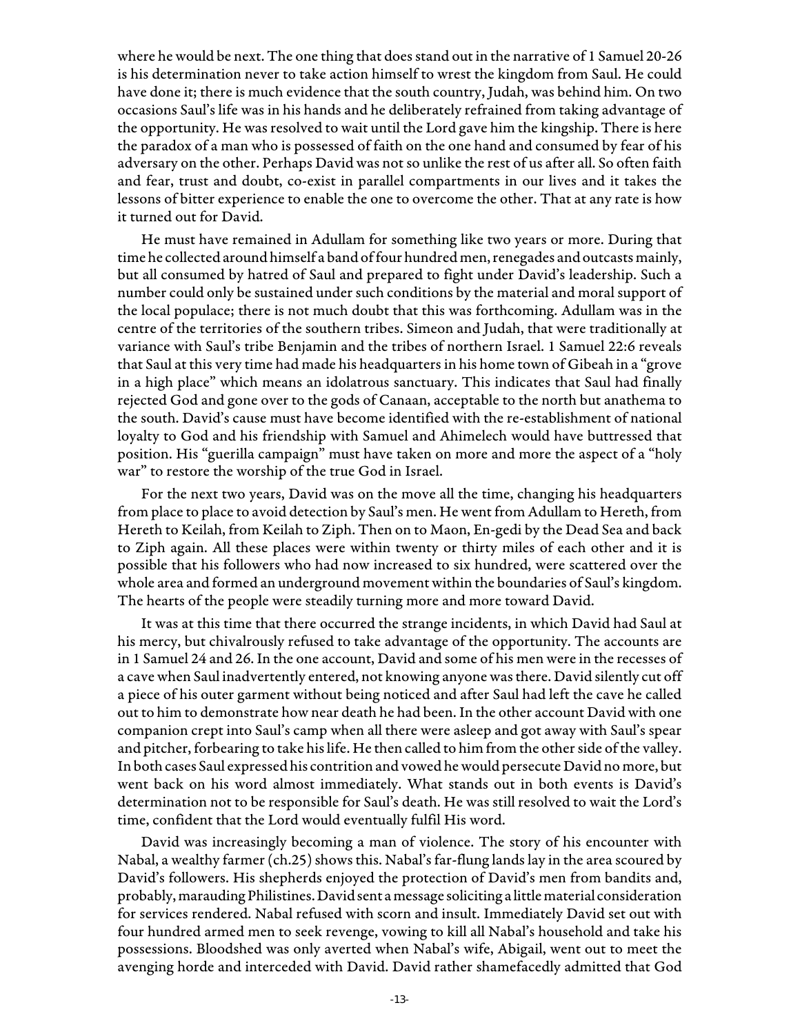where he would be next. The one thing that does stand out in the narrative of 1 Samuel 20-26 is his determination never to take action himself to wrest the kingdom from Saul. He could have done it; there is much evidence that the south country, Judah, was behind him. On two occasions Saul's life was in his hands and he deliberately refrained from taking advantage of the opportunity. He was resolved to wait until the Lord gave him the kingship. There is here the paradox of a man who is possessed of faith on the one hand and consumed by fear of his adversary on the other. Perhaps David was not so unlike the rest of us after all. So often faith and fear, trust and doubt, co-exist in parallel compartments in our lives and it takes the lessons of bitter experience to enable the one to overcome the other. That at any rate is how it turned out for David.

He must have remained in Adullam for something like two years or more. During that time he collected around himself a band of four hundred men, renegades and outcasts mainly, but all consumed by hatred of Saul and prepared to fight under David's leadership. Such a number could only be sustained under such conditions by the material and moral support of the local populace; there is not much doubt that this was forthcoming. Adullam was in the centre of the territories of the southern tribes. Simeon and Judah, that were traditionally at variance with Saul's tribe Benjamin and the tribes of northern Israel. 1 Samuel 22:6 reveals that Saul at this very time had made his headquarters in his home town of Gibeah in a "grove in a high place" which means an idolatrous sanctuary. This indicates that Saul had finally rejected God and gone over to the gods of Canaan, acceptable to the north but anathema to the south. David's cause must have become identified with the re-establishment of national loyalty to God and his friendship with Samuel and Ahimelech would have buttressed that position. His "guerilla campaign" must have taken on more and more the aspect of a "holy war" to restore the worship of the true God in Israel.

For the next two years, David was on the move all the time, changing his headquarters from place to place to avoid detection by Saul's men. He went from Adullam to Hereth, from Hereth to Keilah, from Keilah to Ziph. Then on to Maon, En-gedi by the Dead Sea and back to Ziph again. All these places were within twenty or thirty miles of each other and it is possible that his followers who had now increased to six hundred, were scattered over the whole area and formed an underground movement within the boundaries of Saul's kingdom. The hearts of the people were steadily turning more and more toward David.

It was at this time that there occurred the strange incidents, in which David had Saul at his mercy, but chivalrously refused to take advantage of the opportunity. The accounts are in 1 Samuel 24 and 26. In the one account, David and some of his men were in the recesses of a cave when Saul inadvertently entered, not knowing anyone was there. David silently cut off a piece of his outer garment without being noticed and after Saul had left the cave he called out to him to demonstrate how near death he had been. In the other account David with one companion crept into Saul's camp when all there were asleep and got away with Saul's spear and pitcher, forbearing to take his life. He then called to him from the other side of the valley. In both cases Saul expressed his contrition and vowed he would persecute David no more, but went back on his word almost immediately. What stands out in both events is David's determination not to be responsible for Saul's death. He was still resolved to wait the Lord's time, confident that the Lord would eventually fulfil His word.

David was increasingly becoming a man of violence. The story of his encounter with Nabal, a wealthy farmer (ch.25) shows this. Nabal's far-flung lands lay in the area scoured by David's followers. His shepherds enjoyed the protection of David's men from bandits and, probably, marauding Philistines. David sent a message soliciting a little material consideration for services rendered. Nabal refused with scorn and insult. Immediately David set out with four hundred armed men to seek revenge, vowing to kill all Nabal's household and take his possessions. Bloodshed was only averted when Nabal's wife, Abigail, went out to meet the avenging horde and interceded with David. David rather shamefacedly admitted that God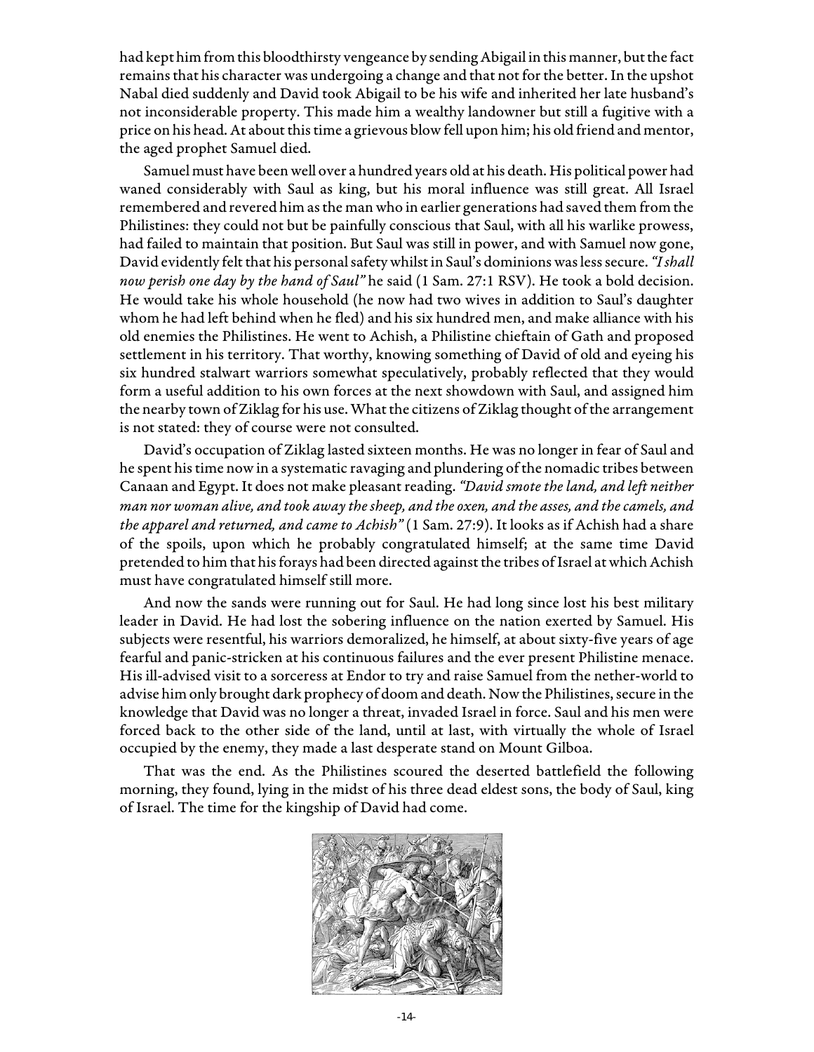had kept him from this bloodthirsty vengeance by sending Abigail in this manner, but the fact remains that his character was undergoing a change and that not for the better. In the upshot Nabal died suddenly and David took Abigail to be his wife and inherited her late husband's not inconsiderable property. This made him a wealthy landowner but still a fugitive with a price on his head. At about this time a grievous blow fell upon him; his old friend and mentor, the aged prophet Samuel died.

Samuel must have been well over a hundred years old at his death. His political power had waned considerably with Saul as king, but his moral influence was still great. All Israel remembered and revered him as the man who in earlier generations had saved them from the Philistines: they could not but be painfully conscious that Saul, with all his warlike prowess, had failed to maintain that position. But Saul was still in power, and with Samuel now gone, David evidently felt that his personal safety whilst in Saul's dominions was less secure. *"I shall now perish one day by the hand of Saul"* he said (1 Sam. 27:1 RSV). He took a bold decision. He would take his whole household (he now had two wives in addition to Saul's daughter whom he had left behind when he fled) and his six hundred men, and make alliance with his old enemies the Philistines. He went to Achish, a Philistine chieftain of Gath and proposed settlement in his territory. That worthy, knowing something of David of old and eyeing his six hundred stalwart warriors somewhat speculatively, probably reflected that they would form a useful addition to his own forces at the next showdown with Saul, and assigned him the nearby town of Ziklag for his use. What the citizens of Ziklag thought of the arrangement is not stated: they of course were not consulted.

David's occupation of Ziklag lasted sixteen months. He was no longer in fear of Saul and he spent his time now in a systematic ravaging and plundering of the nomadic tribes between Canaan and Egypt. It does not make pleasant reading. *"David smote the land, and left neither man nor woman alive, and took away the sheep, and the oxen, and the asses, and the camels, and the apparel and returned, and came to Achish"* (1 Sam. 27:9). It looks as if Achish had a share of the spoils, upon which he probably congratulated himself; at the same time David pretended to him that his forays had been directed against the tribes of Israel at which Achish must have congratulated himself still more.

And now the sands were running out for Saul. He had long since lost his best military leader in David. He had lost the sobering influence on the nation exerted by Samuel. His subjects were resentful, his warriors demoralized, he himself, at about sixty-five years of age fearful and panic-stricken at his continuous failures and the ever present Philistine menace. His ill-advised visit to a sorceress at Endor to try and raise Samuel from the nether-world to advise him only brought dark prophecy of doom and death. Now the Philistines, secure in the knowledge that David was no longer a threat, invaded Israel in force. Saul and his men were forced back to the other side of the land, until at last, with virtually the whole of Israel occupied by the enemy, they made a last desperate stand on Mount Gilboa.

That was the end. As the Philistines scoured the deserted battlefield the following morning, they found, lying in the midst of his three dead eldest sons, the body of Saul, king of Israel. The time for the kingship of David had come.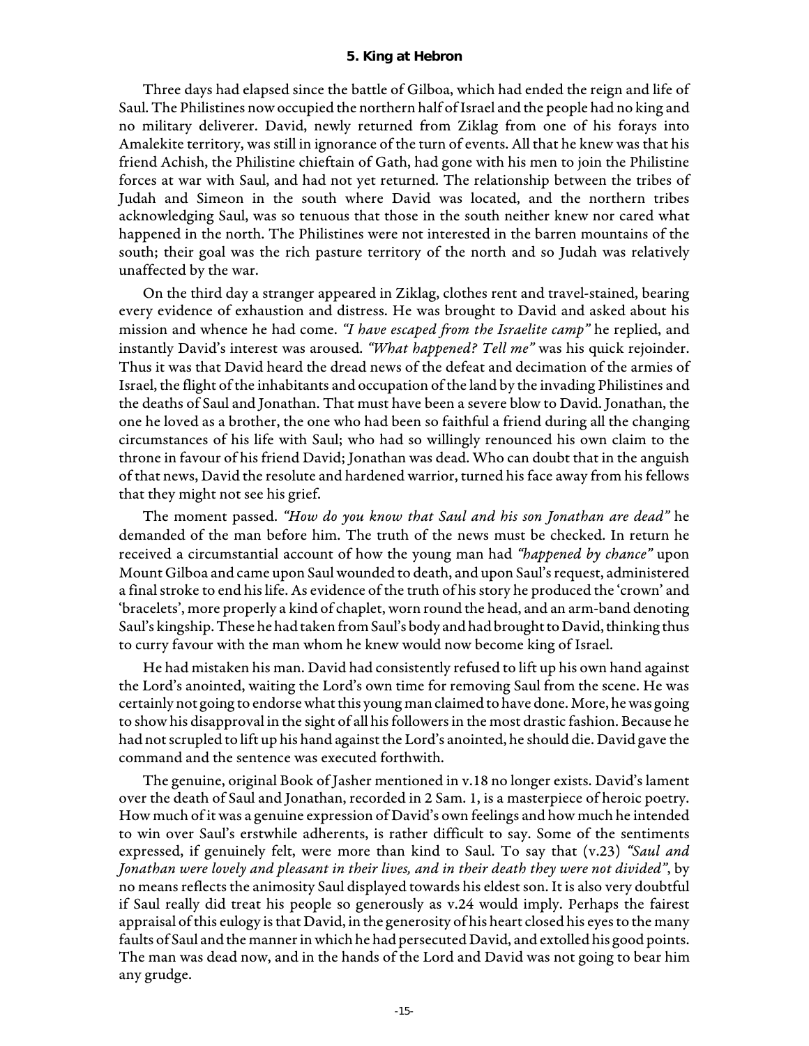## 5. King at Hebron

Three days had elapsed since the battle of Gilboa, which had ended the reign and life of Saul. The Philistines now occupied the northern half of Israel and the people had no king and no military deliverer. David, newly returned from Ziklag from one of his forays into Amalekite territory, was still in ignorance of the turn of events. All that he knew was that his friend Achish, the Philistine chieftain of Gath, had gone with his men to join the Philistine forces at war with Saul, and had not yet returned. The relationship between the tribes of Judah and Simeon in the south where David was located, and the northern tribes acknowledging Saul, was so tenuous that those in the south neither knew nor cared what happened in the north. The Philistines were not interested in the barren mountains of the south; their goal was the rich pasture territory of the north and so Judah was relatively unaffected by the war.

On the third day a stranger appeared in Ziklag, clothes rent and travel-stained, bearing every evidence of exhaustion and distress. He was brought to David and asked about his mission and whence he had come. *"I have escaped from the Israelite camp"* he replied, and instantly David's interest was aroused. *"What happened? Tell me"* was his quick rejoinder. Thus it was that David heard the dread news of the defeat and decimation of the armies of Israel, the flight of the inhabitants and occupation of the land by the invading Philistines and the deaths of Saul and Jonathan. That must have been a severe blow to David. Jonathan, the one he loved as a brother, the one who had been so faithful a friend during all the changing circumstances of his life with Saul; who had so willingly renounced his own claim to the throne in favour of his friend David; Jonathan was dead. Who can doubt that in the anguish of that news, David the resolute and hardened warrior, turned his face away from his fellows that they might not see his grief.

The moment passed. *"How do you know that Saul and his son Jonathan are dead"* he demanded of the man before him. The truth of the news must be checked. In return he received a circumstantial account of how the young man had *"happened by chance"* upon Mount Gilboa and came upon Saul wounded to death, and upon Saul's request, administered a final stroke to end his life. As evidence of the truth of his story he produced the 'crown' and 'bracelets', more properly a kind of chaplet, worn round the head, and an arm-band denoting Saul's kingship. These he had taken from Saul's body and had brought to David, thinking thus to curry favour with the man whom he knew would now become king of Israel.

He had mistaken his man. David had consistently refused to lift up his own hand against the Lord's anointed, waiting the Lord's own time for removing Saul from the scene. He was certainly not going to endorse what this young man claimed to have done. More, he was going to show his disapproval in the sight of all his followers in the most drastic fashion. Because he had not scrupled to lift up his hand against the Lord's anointed, he should die. David gave the command and the sentence was executed forthwith.

The genuine, original Book of Jasher mentioned in v.18 no longer exists. David's lament over the death of Saul and Jonathan, recorded in 2 Sam. 1, is a masterpiece of heroic poetry. How much of it was a genuine expression of David's own feelings and how much he intended to win over Saul's erstwhile adherents, is rather difficult to say. Some of the sentiments expressed, if genuinely felt, were more than kind to Saul. To say that (v.23) *"Saul and Jonathan were lovely and pleasant in their lives, and in their death they were not divided"*, by no means reflects the animosity Saul displayed towards his eldest son. It is also very doubtful if Saul really did treat his people so generously as v.24 would imply. Perhaps the fairest appraisal of this eulogy is that David, in the generosity of his heart closed his eyes to the many faults of Saul and the manner in which he had persecuted David, and extolled his good points. The man was dead now, and in the hands of the Lord and David was not going to bear him any grudge.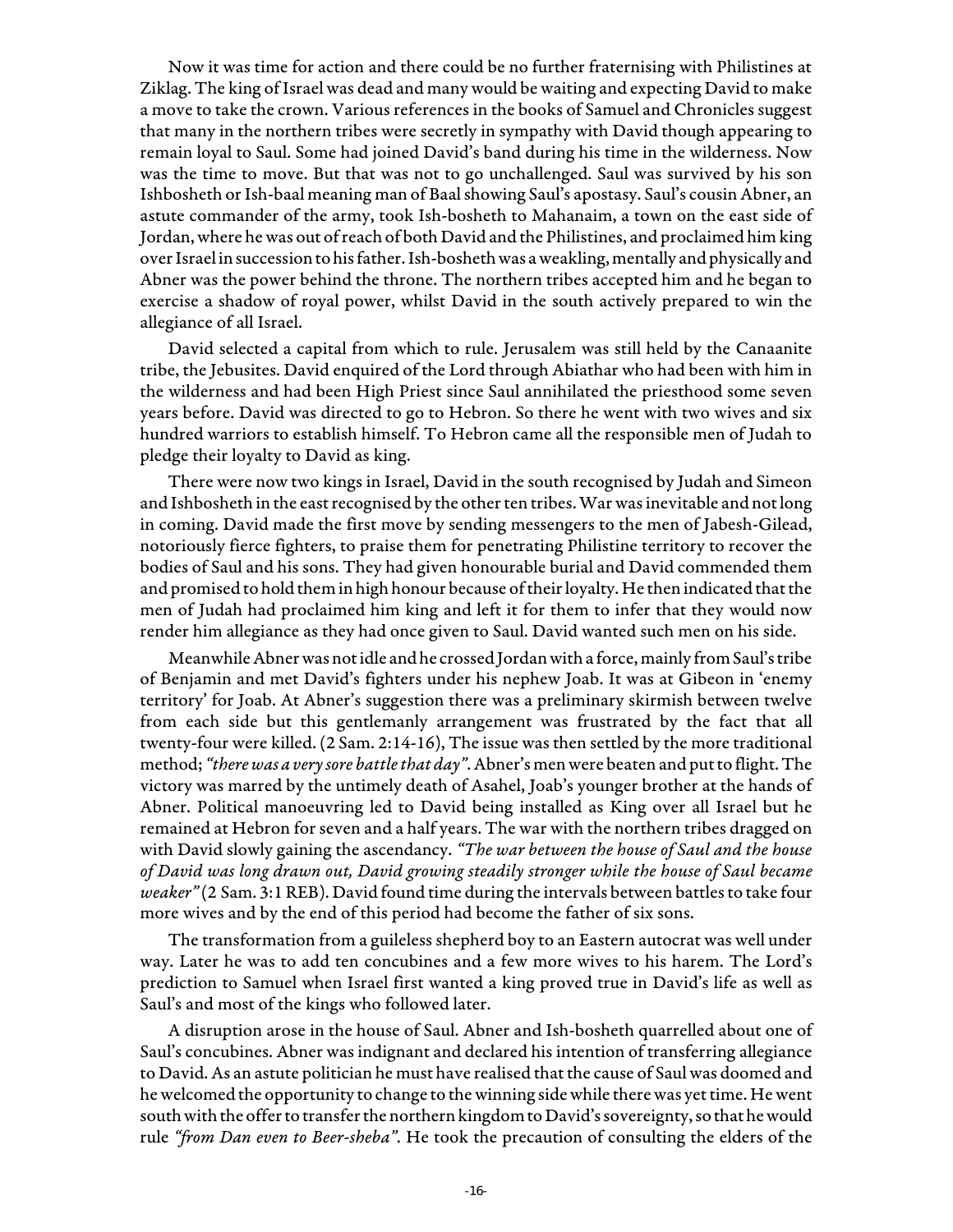Now it was time for action and there could be no further fraternising with Philistines at Ziklag. The king of Israel was dead and many would be waiting and expecting David to make a move to take the crown. Various references in the books of Samuel and Chronicles suggest that many in the northern tribes were secretly in sympathy with David though appearing to remain loyal to Saul. Some had joined David's band during his time in the wilderness. Now was the time to move. But that was not to go unchallenged. Saul was survived by his son Ishbosheth or Ish-baal meaning man of Baal showing Saul's apostasy. Saul's cousin Abner, an astute commander of the army, took Ish-bosheth to Mahanaim, a town on the east side of Jordan, where he was out of reach of both David and the Philistines, and proclaimed him king over Israel in succession to his father. Ish-bosheth was a weakling, mentally and physically and Abner was the power behind the throne. The northern tribes accepted him and he began to exercise a shadow of royal power, whilst David in the south actively prepared to win the allegiance of all Israel.

David selected a capital from which to rule. Jerusalem was still held by the Canaanite tribe, the Jebusites. David enquired of the Lord through Abiathar who had been with him in the wilderness and had been High Priest since Saul annihilated the priesthood some seven years before. David was directed to go to Hebron. So there he went with two wives and six hundred warriors to establish himself. To Hebron came all the responsible men of Judah to pledge their loyalty to David as king.

There were now two kings in Israel, David in the south recognised by Judah and Simeon and Ishbosheth in the east recognised by the other ten tribes. War was inevitable and not long in coming. David made the first move by sending messengers to the men of Jabesh-Gilead, notoriously fierce fighters, to praise them for penetrating Philistine territory to recover the bodies of Saul and his sons. They had given honourable burial and David commended them and promised to hold them in high honour because of their loyalty. He then indicated that the men of Judah had proclaimed him king and left it for them to infer that they would now render him allegiance as they had once given to Saul. David wanted such men on his side.

Meanwhile Abner was not idle and he crossed Jordan with a force, mainly from Saul's tribe of Benjamin and met David's fighters under his nephew Joab. It was at Gibeon in 'enemy territory' for Joab. At Abner's suggestion there was a preliminary skirmish between twelve from each side but this gentlemanly arrangement was frustrated by the fact that all twenty-four were killed. (2 Sam. 2:14-16), The issue was then settled by the more traditional method; *"there was a very sore battle that day"*. Abner's men were beaten and put to flight. The victory was marred by the untimely death of Asahel, Joab's younger brother at the hands of Abner. Political manoeuvring led to David being installed as King over all Israel but he remained at Hebron for seven and a half years. The war with the northern tribes dragged on with David slowly gaining the ascendancy. *"The war between the house of Saul and the house of David was long drawn out, David growing steadily stronger while the house of Saul became weaker"* (2 Sam. 3:1 REB). David found time during the intervals between battles to take four more wives and by the end of this period had become the father of six sons.

The transformation from a guileless shepherd boy to an Eastern autocrat was well under way. Later he was to add ten concubines and a few more wives to his harem. The Lord's prediction to Samuel when Israel first wanted a king proved true in David's life as well as Saul's and most of the kings who followed later.

A disruption arose in the house of Saul. Abner and Ish-bosheth quarrelled about one of Saul's concubines. Abner was indignant and declared his intention of transferring allegiance to David. As an astute politician he must have realised that the cause of Saul was doomed and he welcomed the opportunity to change to the winning side while there was yet time. He went south with the offer to transfer the northern kingdom to David's sovereignty, so that he would rule *"from Dan even to Beer-sheba"*. He took the precaution of consulting the elders of the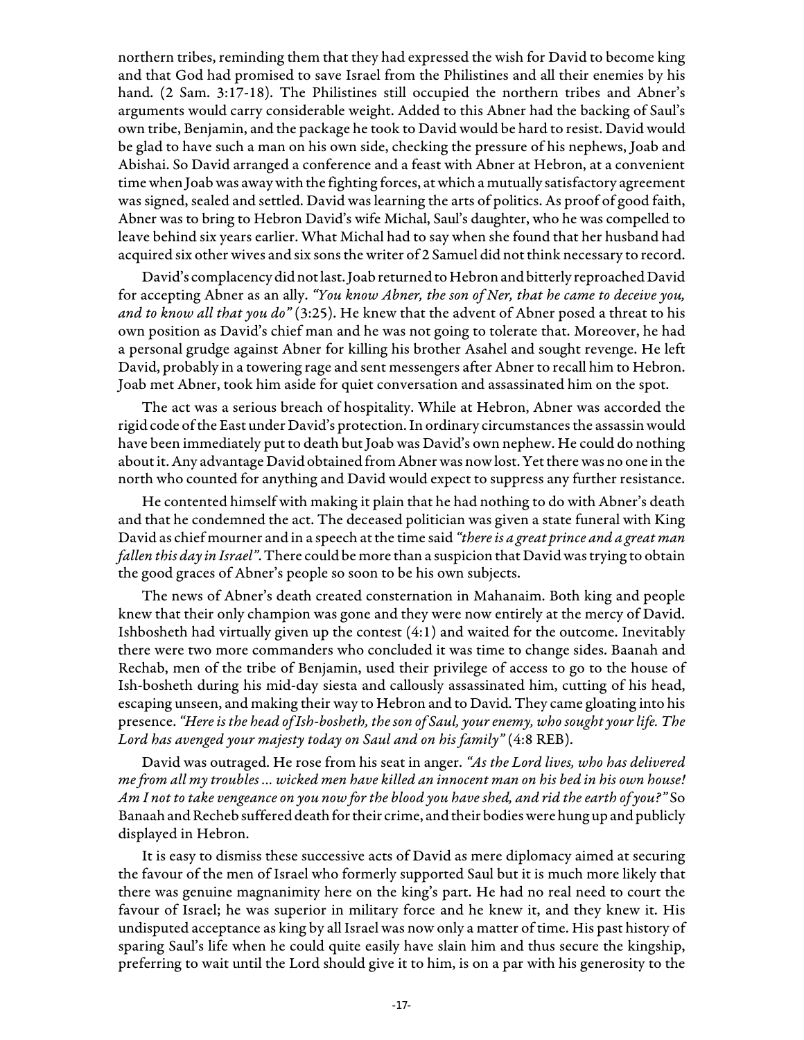northern tribes, reminding them that they had expressed the wish for David to become king and that God had promised to save Israel from the Philistines and all their enemies by his hand. (2 Sam. 3:17-18). The Philistines still occupied the northern tribes and Abner's arguments would carry considerable weight. Added to this Abner had the backing of Saul's own tribe, Benjamin, and the package he took to David would be hard to resist. David would be glad to have such a man on his own side, checking the pressure of his nephews, Joab and Abishai. So David arranged a conference and a feast with Abner at Hebron, at a convenient time when Joab was away with the fighting forces, at which a mutually satisfactory agreement was signed, sealed and settled. David was learning the arts of politics. As proof of good faith, Abner was to bring to Hebron David's wife Michal, Saul's daughter, who he was compelled to leave behind six years earlier. What Michal had to say when she found that her husband had acquired six other wives and six sons the writer of 2 Samuel did not think necessary to record.

David's complacency did not last. Joab returned to Hebron and bitterly reproached David for accepting Abner as an ally. *"You know Abner, the son of Ner, that he came to deceive you, and to know all that you do"* (3:25). He knew that the advent of Abner posed a threat to his own position as David's chief man and he was not going to tolerate that. Moreover, he had a personal grudge against Abner for killing his brother Asahel and sought revenge. He left David, probably in a towering rage and sent messengers after Abner to recall him to Hebron. Joab met Abner, took him aside for quiet conversation and assassinated him on the spot.

The act was a serious breach of hospitality. While at Hebron, Abner was accorded the rigid code of the East under David's protection. In ordinary circumstances the assassin would have been immediately put to death but Joab was David's own nephew. He could do nothing about it. Any advantage David obtained from Abner was now lost. Yet there was no one in the north who counted for anything and David would expect to suppress any further resistance.

He contented himself with making it plain that he had nothing to do with Abner's death and that he condemned the act. The deceased politician was given a state funeral with King David as chief mourner and in a speech at the time said *"there is a great prince and a great man fallen this day in Israel"*. There could be more than a suspicion that David was trying to obtain the good graces of Abner's people so soon to be his own subjects.

The news of Abner's death created consternation in Mahanaim. Both king and people knew that their only champion was gone and they were now entirely at the mercy of David. Ishbosheth had virtually given up the contest (4:1) and waited for the outcome. Inevitably there were two more commanders who concluded it was time to change sides. Baanah and Rechab, men of the tribe of Benjamin, used their privilege of access to go to the house of Ish-bosheth during his mid-day siesta and callously assassinated him, cutting of his head, escaping unseen, and making their way to Hebron and to David. They came gloating into his presence. *"Here is the head of Ish-bosheth, the son of Saul, your enemy, who sought your life. The Lord has avenged your majesty today on Saul and on his family"* (4:8 REB).

David was outraged. He rose from his seat in anger. *"As the Lord lives, who has delivered me from all my troubles ... wicked men have killed an innocent man on his bed in his own house! Am I not to take vengeance on you now for the blood you have shed, and rid the earth of you?"* So Banaah and Recheb suffered death for their crime, and their bodies were hung up and publicly displayed in Hebron.

It is easy to dismiss these successive acts of David as mere diplomacy aimed at securing the favour of the men of Israel who formerly supported Saul but it is much more likely that there was genuine magnanimity here on the king's part. He had no real need to court the favour of Israel; he was superior in military force and he knew it, and they knew it. His undisputed acceptance as king by all Israel was now only a matter of time. His past history of sparing Saul's life when he could quite easily have slain him and thus secure the kingship, preferring to wait until the Lord should give it to him, is on a par with his generosity to the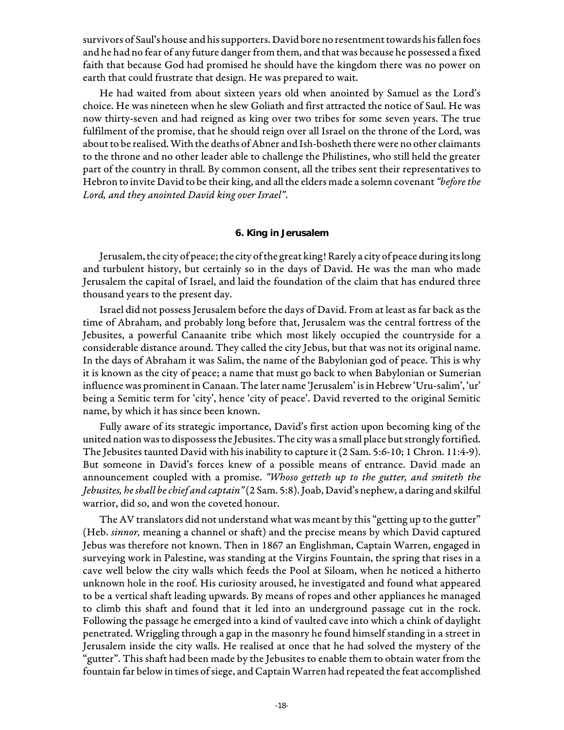survivors of Saul's house and his supporters. David bore no resentment towards his fallen foes and he had no fear of any future danger from them, and that was because he possessed a fixed faith that because God had promised he should have the kingdom there was no power on earth that could frustrate that design. He was prepared to wait.

He had waited from about sixteen years old when anointed by Samuel as the Lord's choice. He was nineteen when he slew Goliath and first attracted the notice of Saul. He was now thirty-seven and had reigned as king over two tribes for some seven years. The true fulfilment of the promise, that he should reign over all Israel on the throne of the Lord, was about to be realised. With the deaths of Abner and Ish-bosheth there were no other claimants to the throne and no other leader able to challenge the Philistines, who still held the greater part of the country in thrall. By common consent, all the tribes sent their representatives to Hebron to invite David to be their king, and all the elders made a solemn covenant *"before the Lord, and they anointed David king over Israel"*.

### 6. King in Jerusalem

Jerusalem, the city of peace; the city of the great king! Rarely a city of peace during its long and turbulent history, but certainly so in the days of David. He was the man who made Jerusalem the capital of Israel, and laid the foundation of the claim that has endured three thousand years to the present day.

Israel did not possess Jerusalem before the days of David. From at least as far back as the time of Abraham, and probably long before that, Jerusalem was the central fortress of the Jebusites, a powerful Canaanite tribe which most likely occupied the countryside for a considerable distance around. They called the city Jebus, but that was not its original name. In the days of Abraham it was Salim, the name of the Babylonian god of peace. This is why it is known as the city of peace; a name that must go back to when Babylonian or Sumerian influence was prominent in Canaan. The later name 'Jerusalem' is in Hebrew 'Uru-salim', 'ur' being a Semitic term for 'city', hence 'city of peace'. David reverted to the original Semitic name, by which it has since been known.

Fully aware of its strategic importance, David's first action upon becoming king of the united nation was to dispossess the Jebusites. The city was a small place but strongly fortified. The Jebusites taunted David with his inability to capture it (2 Sam. 5:6-10; 1 Chron. 11:4-9). But someone in David's forces knew of a possible means of entrance. David made an announcement coupled with a promise. *"Whoso getteth up to the gutter, and smiteth the Jebusites, he shall be chief and captain"* (2 Sam. 5:8). Joab, David's nephew, a daring and skilful warrior, did so, and won the coveted honour.

The AV translators did not understand what was meant by this "getting up to the gutter" (Heb. *sinnor,* meaning a channel or shaft) and the precise means by which David captured Jebus was therefore not known. Then in 1867 an Englishman, Captain Warren, engaged in surveying work in Palestine, was standing at the Virgins Fountain, the spring that rises in a cave well below the city walls which feeds the Pool at Siloam, when he noticed a hitherto unknown hole in the roof. His curiosity aroused, he investigated and found what appeared to be a vertical shaft leading upwards. By means of ropes and other appliances he managed to climb this shaft and found that it led into an underground passage cut in the rock. Following the passage he emerged into a kind of vaulted cave into which a chink of daylight penetrated. Wriggling through a gap in the masonry he found himself standing in a street in Jerusalem inside the city walls. He realised at once that he had solved the mystery of the "gutter". This shaft had been made by the Jebusites to enable them to obtain water from the fountain far below in times of siege, and Captain Warren had repeated the feat accomplished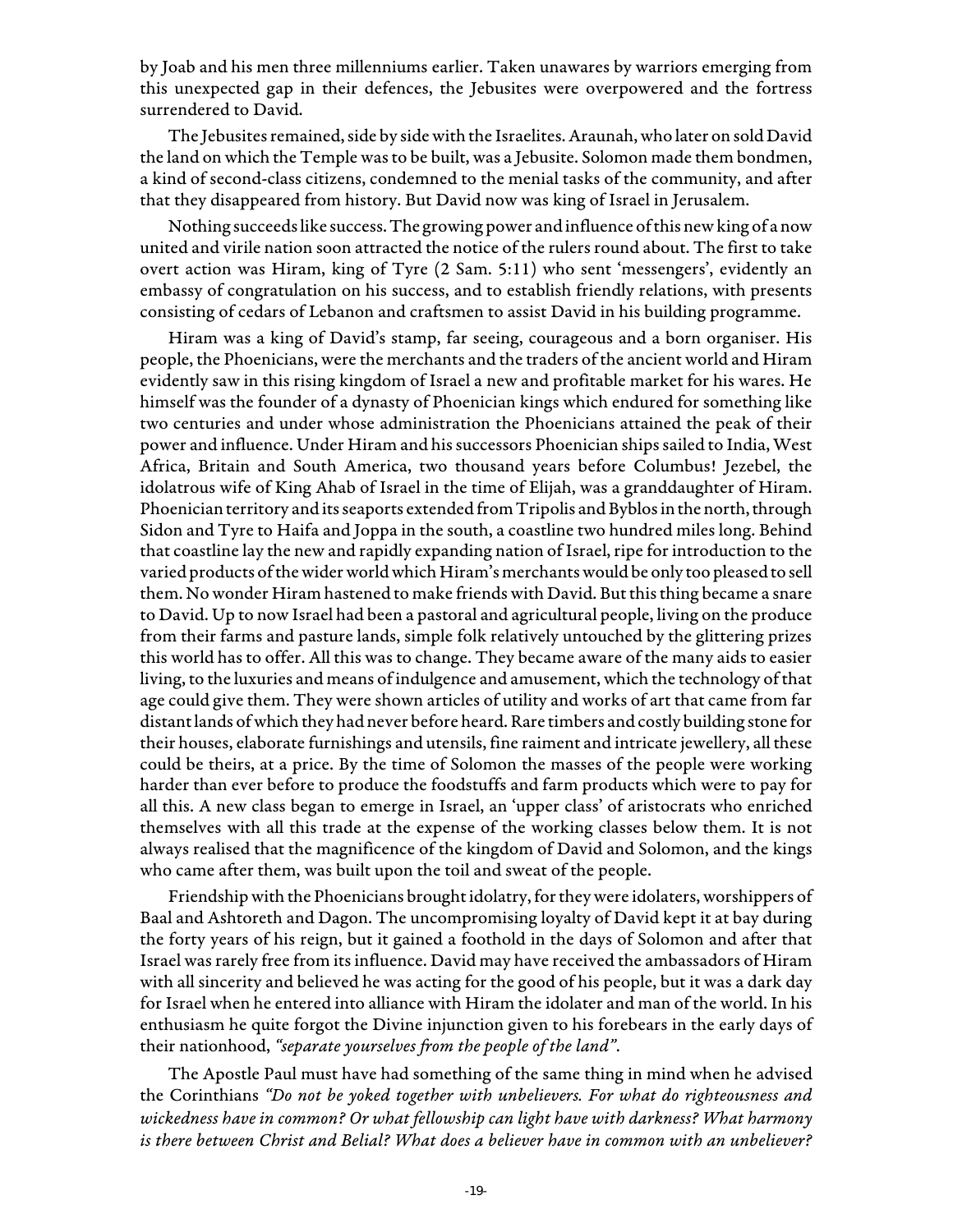by Joab and his men three millenniums earlier. Taken unawares by warriors emerging from this unexpected gap in their defences, the Jebusites were overpowered and the fortress surrendered to David.

The Jebusites remained, side by side with the Israelites. Araunah, who later on sold David the land on which the Temple was to be built, was a Jebusite. Solomon made them bondmen, a kind of second-class citizens, condemned to the menial tasks of the community, and after that they disappeared from history. But David now was king of Israel in Jerusalem.

Nothing succeeds like success. The growing power and influence of this new king of a now united and virile nation soon attracted the notice of the rulers round about. The first to take overt action was Hiram, king of Tyre (2 Sam. 5:11) who sent 'messengers', evidently an embassy of congratulation on his success, and to establish friendly relations, with presents consisting of cedars of Lebanon and craftsmen to assist David in his building programme.

Hiram was a king of David's stamp, far seeing, courageous and a born organiser. His people, the Phoenicians, were the merchants and the traders of the ancient world and Hiram evidently saw in this rising kingdom of Israel a new and profitable market for his wares. He himself was the founder of a dynasty of Phoenician kings which endured for something like two centuries and under whose administration the Phoenicians attained the peak of their power and influence. Under Hiram and his successors Phoenician ships sailed to India, West Africa, Britain and South America, two thousand years before Columbus! Jezebel, the idolatrous wife of King Ahab of Israel in the time of Elijah, was a granddaughter of Hiram. Phoenician territory and its seaports extended from Tripolis and Byblos in the north, through Sidon and Tyre to Haifa and Joppa in the south, a coastline two hundred miles long. Behind that coastline lay the new and rapidly expanding nation of Israel, ripe for introduction to the varied products of the wider world which Hiram's merchants would be only too pleased to sell them. No wonder Hiram hastened to make friends with David. But this thing became a snare to David. Up to now Israel had been a pastoral and agricultural people, living on the produce from their farms and pasture lands, simple folk relatively untouched by the glittering prizes this world has to offer. All this was to change. They became aware of the many aids to easier living, to the luxuries and means of indulgence and amusement, which the technology of that age could give them. They were shown articles of utility and works of art that came from far distant lands of which they had never before heard. Rare timbers and costly building stone for their houses, elaborate furnishings and utensils, fine raiment and intricate jewellery, all these could be theirs, at a price. By the time of Solomon the masses of the people were working harder than ever before to produce the foodstuffs and farm products which were to pay for all this. A new class began to emerge in Israel, an 'upper class' of aristocrats who enriched themselves with all this trade at the expense of the working classes below them. It is not always realised that the magnificence of the kingdom of David and Solomon, and the kings who came after them, was built upon the toil and sweat of the people.

Friendship with the Phoenicians brought idolatry, for they were idolaters, worshippers of Baal and Ashtoreth and Dagon. The uncompromising loyalty of David kept it at bay during the forty years of his reign, but it gained a foothold in the days of Solomon and after that Israel was rarely free from its influence. David may have received the ambassadors of Hiram with all sincerity and believed he was acting for the good of his people, but it was a dark day for Israel when he entered into alliance with Hiram the idolater and man of the world. In his enthusiasm he quite forgot the Divine injunction given to his forebears in the early days of their nationhood, *"separate yourselves from the people of the land"*.

The Apostle Paul must have had something of the same thing in mind when he advised the Corinthians *"Do not be yoked together with unbelievers. For what do righteousness and wickedness have in common? Or what fellowship can light have with darkness? What harmony is there between Christ and Belial? What does a believer have in common with an unbeliever?*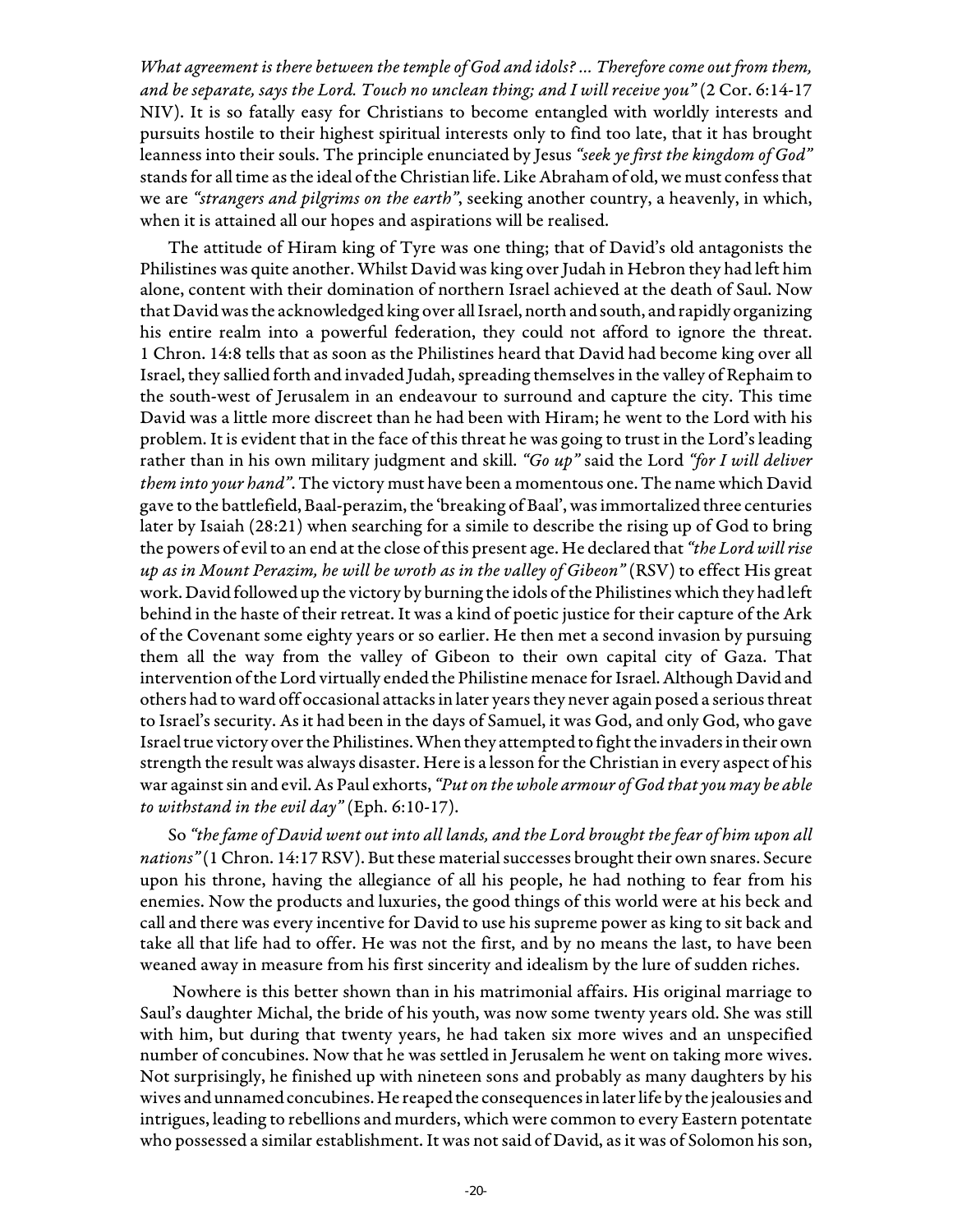*What agreement is there between the temple of God and idols? ... Therefore come out from them, and be separate, says the Lord. Touch no unclean thing; and I will receive you"* (2 Cor. 6:14-17 NIV). It is so fatally easy for Christians to become entangled with worldly interests and pursuits hostile to their highest spiritual interests only to find too late, that it has brought leanness into their souls. The principle enunciated by Jesus *"seek ye first the kingdom of God"* stands for all time as the ideal of the Christian life. Like Abraham of old, we must confess that we are *"strangers and pilgrims on the earth"*, seeking another country, a heavenly, in which, when it is attained all our hopes and aspirations will be realised.

The attitude of Hiram king of Tyre was one thing; that of David's old antagonists the Philistines was quite another. Whilst David was king over Judah in Hebron they had left him alone, content with their domination of northern Israel achieved at the death of Saul. Now that David was the acknowledged king over all Israel, north and south, and rapidly organizing his entire realm into a powerful federation, they could not afford to ignore the threat. 1 Chron. 14:8 tells that as soon as the Philistines heard that David had become king over all Israel, they sallied forth and invaded Judah, spreading themselves in the valley of Rephaim to the south-west of Jerusalem in an endeavour to surround and capture the city. This time David was a little more discreet than he had been with Hiram; he went to the Lord with his problem. It is evident that in the face of this threat he was going to trust in the Lord's leading rather than in his own military judgment and skill. *"Go up"* said the Lord *"for I will deliver them into your hand"*. The victory must have been a momentous one. The name which David gave to the battlefield, Baal-perazim, the 'breaking of Baal', was immortalized three centuries later by Isaiah (28:21) when searching for a simile to describe the rising up of God to bring the powers of evil to an end at the close of this present age. He declared that *"the Lord will rise up as in Mount Perazim, he will be wroth as in the valley of Gibeon"* (RSV) to effect His great work. David followed up the victory by burning the idols of the Philistines which they had left behind in the haste of their retreat. It was a kind of poetic justice for their capture of the Ark of the Covenant some eighty years or so earlier. He then met a second invasion by pursuing them all the way from the valley of Gibeon to their own capital city of Gaza. That intervention of the Lord virtually ended the Philistine menace for Israel. Although David and others had to ward off occasional attacks in later years they never again posed a serious threat to Israel's security. As it had been in the days of Samuel, it was God, and only God, who gave Israel true victory over the Philistines. When they attempted to fight the invaders in their own strength the result was always disaster. Here is a lesson for the Christian in every aspect of his war against sin and evil. As Paul exhorts, *"Put on the whole armour of God that you may be able to withstand in the evil day"* (Eph. 6:10-17).

So *"the fame of David went out into all lands, and the Lord brought the fear of him upon all nations"* (1 Chron. 14:17 RSV). But these material successes brought their own snares. Secure upon his throne, having the allegiance of all his people, he had nothing to fear from his enemies. Now the products and luxuries, the good things of this world were at his beck and call and there was every incentive for David to use his supreme power as king to sit back and take all that life had to offer. He was not the first, and by no means the last, to have been weaned away in measure from his first sincerity and idealism by the lure of sudden riches.

Nowhere is this better shown than in his matrimonial affairs. His original marriage to Saul's daughter Michal, the bride of his youth, was now some twenty years old. She was still with him, but during that twenty years, he had taken six more wives and an unspecified number of concubines. Now that he was settled in Jerusalem he went on taking more wives. Not surprisingly, he finished up with nineteen sons and probably as many daughters by his wives and unnamed concubines. He reaped the consequences in later life by the jealousies and intrigues, leading to rebellions and murders, which were common to every Eastern potentate who possessed a similar establishment. It was not said of David, as it was of Solomon his son,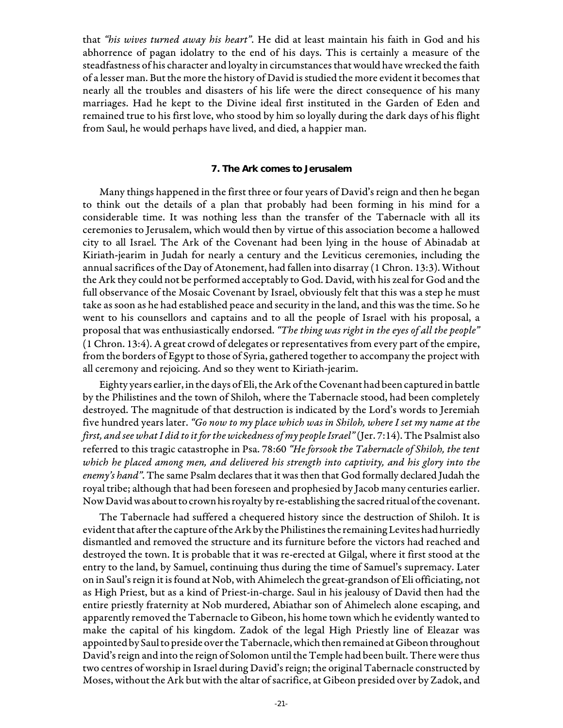that *"his wives turned away his heart"*. He did at least maintain his faith in God and his abhorrence of pagan idolatry to the end of his days. This is certainly a measure of the steadfastness of his character and loyalty in circumstances that would have wrecked the faith of a lesser man. But the more the history of David is studied the more evident it becomes that nearly all the troubles and disasters of his life were the direct consequence of his many marriages. Had he kept to the Divine ideal first instituted in the Garden of Eden and remained true to his first love, who stood by him so loyally during the dark days of his flight from Saul, he would perhaps have lived, and died, a happier man.

### 7. The Ark comes to Jerusalem

Many things happened in the first three or four years of David's reign and then he began to think out the details of a plan that probably had been forming in his mind for a considerable time. It was nothing less than the transfer of the Tabernacle with all its ceremonies to Jerusalem, which would then by virtue of this association become a hallowed city to all Israel. The Ark of the Covenant had been lying in the house of Abinadab at Kiriath-jearim in Judah for nearly a century and the Leviticus ceremonies, including the annual sacrifices of the Day of Atonement, had fallen into disarray (1 Chron. 13:3). Without the Ark they could not be performed acceptably to God. David, with his zeal for God and the full observance of the Mosaic Covenant by Israel, obviously felt that this was a step he must take as soon as he had established peace and security in the land, and this was the time. So he went to his counsellors and captains and to all the people of Israel with his proposal, a proposal that was enthusiastically endorsed. *"The thing was right in the eyes of all the people"* (1 Chron. 13:4). A great crowd of delegates or representatives from every part of the empire, from the borders of Egypt to those of Syria, gathered together to accompany the project with all ceremony and rejoicing. And so they went to Kiriath-jearim.

Eighty years earlier, in the days of Eli, the Ark of the Covenant had been captured in battle by the Philistines and the town of Shiloh, where the Tabernacle stood, had been completely destroyed. The magnitude of that destruction is indicated by the Lord's words to Jeremiah five hundred years later. *"Go now to my place which was in Shiloh, where I set my name at the first, and see what I did to it for the wickedness of my people Israel"* (Jer. 7:14). The Psalmist also referred to this tragic catastrophe in Psa. 78:60 *"He forsook the Tabernacle of Shiloh, the tent which he placed among men, and delivered his strength into captivity, and his glory into the enemy's hand"*. The same Psalm declares that it was then that God formally declared Judah the royal tribe; although that had been foreseen and prophesied by Jacob many centuries earlier. Now David was about to crown his royalty by re-establishing the sacred ritual of the covenant.

The Tabernacle had suffered a chequered history since the destruction of Shiloh. It is evident that after the capture of the Ark by the Philistines the remaining Levites had hurriedly dismantled and removed the structure and its furniture before the victors had reached and destroyed the town. It is probable that it was re-erected at Gilgal, where it first stood at the entry to the land, by Samuel, continuing thus during the time of Samuel's supremacy. Later on in Saul's reign it is found at Nob, with Ahimelech the great-grandson of Eli officiating, not as High Priest, but as a kind of Priest-in-charge. Saul in his jealousy of David then had the entire priestly fraternity at Nob murdered, Abiathar son of Ahimelech alone escaping, and apparently removed the Tabernacle to Gibeon, his home town which he evidently wanted to make the capital of his kingdom. Zadok of the legal High Priestly line of Eleazar was appointed by Saul to preside over the Tabernacle, which then remained at Gibeon throughout David's reign and into the reign of Solomon until the Temple had been built. There were thus two centres of worship in Israel during David's reign; the original Tabernacle constructed by Moses, without the Ark but with the altar of sacrifice, at Gibeon presided over by Zadok, and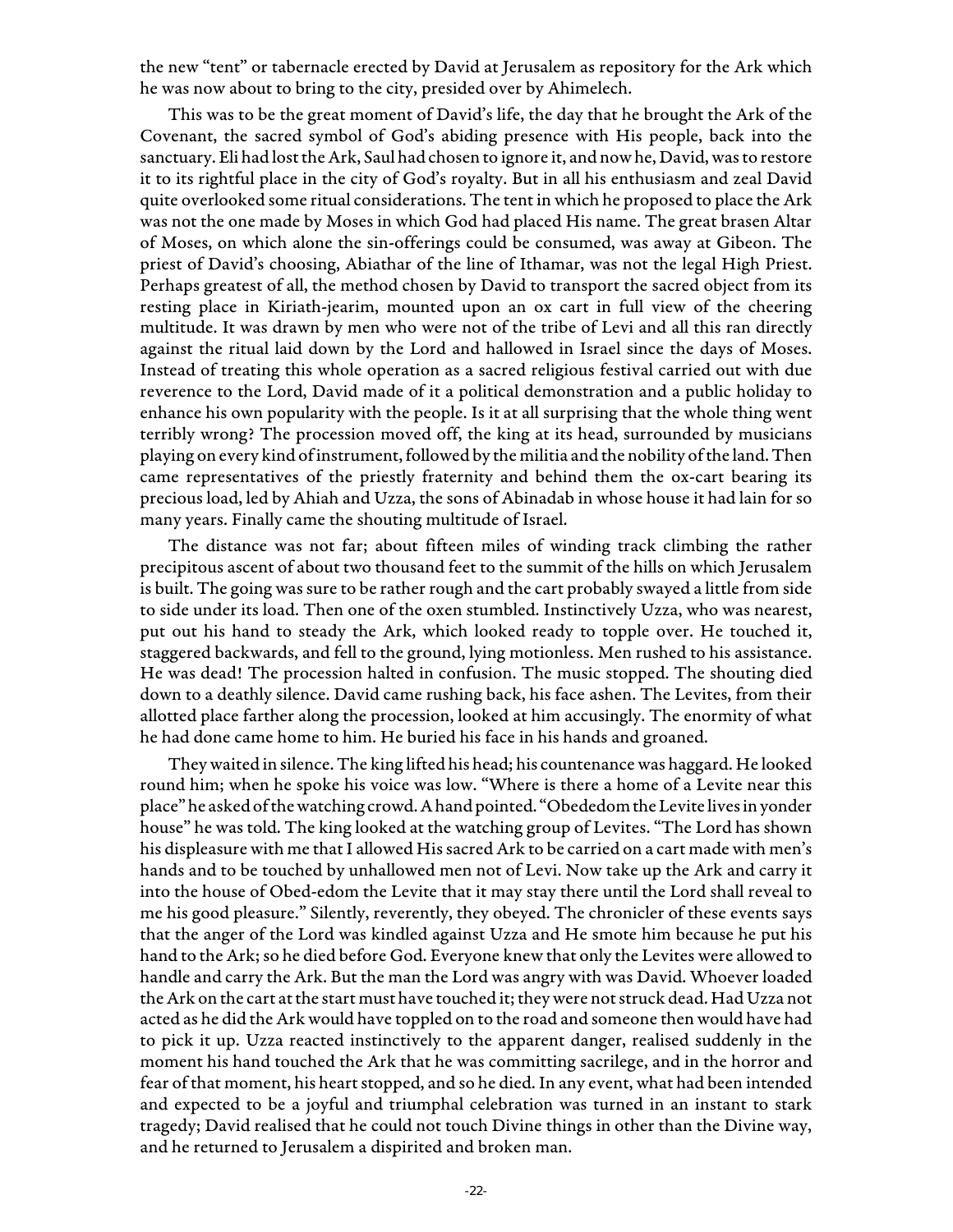the new "tent" or tabernacle erected by David at Jerusalem as repository for the Ark which he was now about to bring to the city, presided over by Ahimelech.

This was to be the great moment of David's life, the day that he brought the Ark of the Covenant, the sacred symbol of God's abiding presence with His people, back into the sanctuary. Eli had lost the Ark, Saul had chosen to ignore it, and now he, David, was to restore it to its rightful place in the city of God's royalty. But in all his enthusiasm and zeal David quite overlooked some ritual considerations. The tent in which he proposed to place the Ark was not the one made by Moses in which God had placed His name. The great brasen Altar of Moses, on which alone the sin-offerings could be consumed, was away at Gibeon. The priest of David's choosing, Abiathar of the line of Ithamar, was not the legal High Priest. Perhaps greatest of all, the method chosen by David to transport the sacred object from its resting place in Kiriath-jearim, mounted upon an ox cart in full view of the cheering multitude. It was drawn by men who were not of the tribe of Levi and all this ran directly against the ritual laid down by the Lord and hallowed in Israel since the days of Moses. Instead of treating this whole operation as a sacred religious festival carried out with due reverence to the Lord, David made of it a political demonstration and a public holiday to enhance his own popularity with the people. Is it at all surprising that the whole thing went terribly wrong? The procession moved off, the king at its head, surrounded by musicians playing on every kind of instrument, followed by the militia and the nobility of the land. Then came representatives of the priestly fraternity and behind them the ox-cart bearing its precious load, led by Ahiah and Uzza, the sons of Abinadab in whose house it had lain for so many years. Finally came the shouting multitude of Israel.

The distance was not far; about fifteen miles of winding track climbing the rather precipitous ascent of about two thousand feet to the summit of the hills on which Jerusalem is built. The going was sure to be rather rough and the cart probably swayed a little from side to side under its load. Then one of the oxen stumbled. Instinctively Uzza, who was nearest, put out his hand to steady the Ark, which looked ready to topple over. He touched it, staggered backwards, and fell to the ground, lying motionless. Men rushed to his assistance. He was dead! The procession halted in confusion. The music stopped. The shouting died down to a deathly silence. David came rushing back, his face ashen. The Levites, from their allotted place farther along the procession, looked at him accusingly. The enormity of what he had done came home to him. He buried his face in his hands and groaned.

They waited in silence. The king lifted his head; his countenance was haggard. He looked round him; when he spoke his voice was low. "Where is there a home of a Levite near this place" he asked of the watching crowd. A hand pointed. "Obededom the Levite lives in yonder house" he was told. The king looked at the watching group of Levites. "The Lord has shown his displeasure with me that I allowed His sacred Ark to be carried on a cart made with men's hands and to be touched by unhallowed men not of Levi. Now take up the Ark and carry it into the house of Obed-edom the Levite that it may stay there until the Lord shall reveal to me his good pleasure." Silently, reverently, they obeyed. The chronicler of these events says that the anger of the Lord was kindled against Uzza and He smote him because he put his hand to the Ark; so he died before God. Everyone knew that only the Levites were allowed to handle and carry the Ark. But the man the Lord was angry with was David. Whoever loaded the Ark on the cart at the start must have touched it; they were not struck dead. Had Uzza not acted as he did the Ark would have toppled on to the road and someone then would have had to pick it up. Uzza reacted instinctively to the apparent danger, realised suddenly in the moment his hand touched the Ark that he was committing sacrilege, and in the horror and fear of that moment, his heart stopped, and so he died. In any event, what had been intended and expected to be a joyful and triumphal celebration was turned in an instant to stark tragedy; David realised that he could not touch Divine things in other than the Divine way, and he returned to Jerusalem a dispirited and broken man.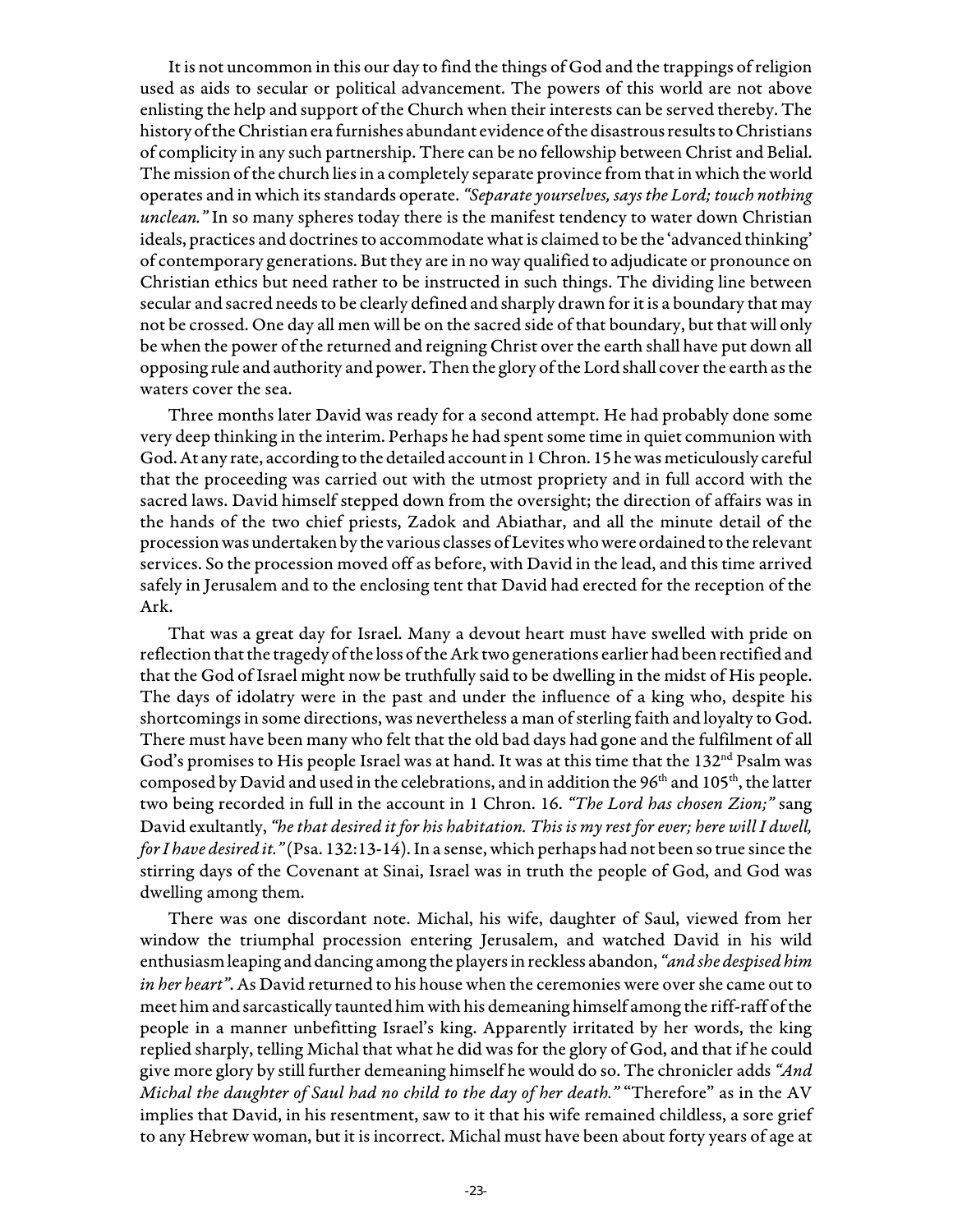It is not uncommon in this our day to find the things of God and the trappings of religion used as aids to secular or political advancement. The powers of this world are not above enlisting the help and support of the Church when their interests can be served thereby. The history of the Christian era furnishes abundant evidence of the disastrous results to Christians of complicity in any such partnership. There can be no fellowship between Christ and Belial. The mission of the church lies in a completely separate province from that in which the world operates and in which its standards operate. *"Separate yourselves, says the Lord; touch nothing unclean."* In so many spheres today there is the manifest tendency to water down Christian ideals, practices and doctrines to accommodate what is claimed to be the 'advanced thinking' of contemporary generations. But they are in no way qualified to adjudicate or pronounce on Christian ethics but need rather to be instructed in such things. The dividing line between secular and sacred needs to be clearly defined and sharply drawn for it is a boundary that may not be crossed. One day all men will be on the sacred side of that boundary, but that will only be when the power of the returned and reigning Christ over the earth shall have put down all opposing rule and authority and power. Then the glory of the Lord shall cover the earth as the waters cover the sea.

Three months later David was ready for a second attempt. He had probably done some very deep thinking in the interim. Perhaps he had spent some time in quiet communion with God. At any rate, according to the detailed account in 1 Chron. 15 he was meticulously careful that the proceeding was carried out with the utmost propriety and in full accord with the sacred laws. David himself stepped down from the oversight; the direction of affairs was in the hands of the two chief priests, Zadok and Abiathar, and all the minute detail of the procession was undertaken by the various classes of Levites who were ordained to the relevant services. So the procession moved off as before, with David in the lead, and this time arrived safely in Jerusalem and to the enclosing tent that David had erected for the reception of the Ark.

That was a great day for Israel. Many a devout heart must have swelled with pride on reflection that the tragedy of the loss of the Ark two generations earlier had been rectified and that the God of Israel might now be truthfully said to be dwelling in the midst of His people. The days of idolatry were in the past and under the influence of a king who, despite his shortcomings in some directions, was nevertheless a man of sterling faith and loyalty to God. There must have been many who felt that the old bad days had gone and the fulfilment of all God's promises to His people Israel was at hand. It was at this time that the 132nd Psalm was composed by David and used in the celebrations, and in addition the 96th and 105th, the latter two being recorded in full in the account in 1 Chron. 16. *"The Lord has chosen Zion;"* sang David exultantly, *"he that desired it for his habitation. This is my rest for ever; here will I dwell, for I have desired it."* (Psa. 132:13-14). In a sense, which perhaps had not been so true since the stirring days of the Covenant at Sinai, Israel was in truth the people of God, and God was dwelling among them.

There was one discordant note. Michal, his wife, daughter of Saul, viewed from her window the triumphal procession entering Jerusalem, and watched David in his wild enthusiasm leaping and dancing among the players in reckless abandon, *"and she despised him in her heart"*. As David returned to his house when the ceremonies were over she came out to meet him and sarcastically taunted him with his demeaning himself among the riff-raff of the people in a manner unbefitting Israel's king. Apparently irritated by her words, the king replied sharply, telling Michal that what he did was for the glory of God, and that if he could give more glory by still further demeaning himself he would do so. The chronicler adds *"And Michal the daughter of Saul had no child to the day of her death."* "Therefore" as in the AV implies that David, in his resentment, saw to it that his wife remained childless, a sore grief to any Hebrew woman, but it is incorrect. Michal must have been about forty years of age at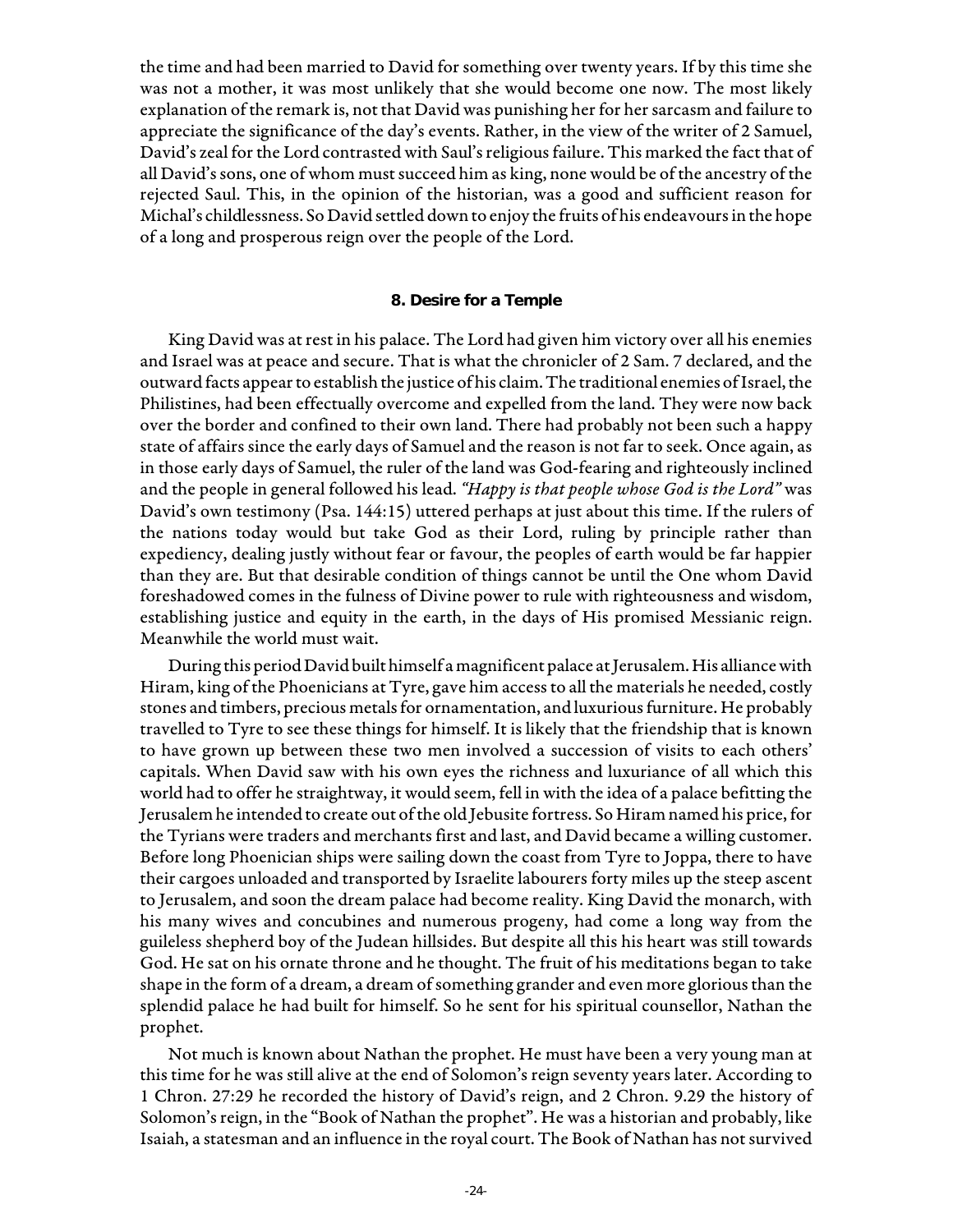the time and had been married to David for something over twenty years. If by this time she was not a mother, it was most unlikely that she would become one now. The most likely explanation of the remark is, not that David was punishing her for her sarcasm and failure to appreciate the significance of the day's events. Rather, in the view of the writer of 2 Samuel, David's zeal for the Lord contrasted with Saul's religious failure. This marked the fact that of all David's sons, one of whom must succeed him as king, none would be of the ancestry of the rejected Saul. This, in the opinion of the historian, was a good and sufficient reason for Michal's childlessness. So David settled down to enjoy the fruits of his endeavours in the hope of a long and prosperous reign over the people of the Lord.

### 8. Desire for a Temple

King David was at rest in his palace. The Lord had given him victory over all his enemies and Israel was at peace and secure. That is what the chronicler of 2 Sam. 7 declared, and the outward facts appear to establish the justice of his claim. The traditional enemies of Israel, the Philistines, had been effectually overcome and expelled from the land. They were now back over the border and confined to their own land. There had probably not been such a happy state of affairs since the early days of Samuel and the reason is not far to seek. Once again, as in those early days of Samuel, the ruler of the land was God-fearing and righteously inclined and the people in general followed his lead. *"Happy is that people whose God is the Lord"* was David's own testimony (Psa. 144:15) uttered perhaps at just about this time. If the rulers of the nations today would but take God as their Lord, ruling by principle rather than expediency, dealing justly without fear or favour, the peoples of earth would be far happier than they are. But that desirable condition of things cannot be until the One whom David foreshadowed comes in the fulness of Divine power to rule with righteousness and wisdom, establishing justice and equity in the earth, in the days of His promised Messianic reign. Meanwhile the world must wait.

During this period David built himself a magnificent palace at Jerusalem. His alliance with Hiram, king of the Phoenicians at Tyre, gave him access to all the materials he needed, costly stones and timbers, precious metals for ornamentation, and luxurious furniture. He probably travelled to Tyre to see these things for himself. It is likely that the friendship that is known to have grown up between these two men involved a succession of visits to each others' capitals. When David saw with his own eyes the richness and luxuriance of all which this world had to offer he straightway, it would seem, fell in with the idea of a palace befitting the Jerusalem he intended to create out of the old Jebusite fortress. So Hiram named his price, for the Tyrians were traders and merchants first and last, and David became a willing customer. Before long Phoenician ships were sailing down the coast from Tyre to Joppa, there to have their cargoes unloaded and transported by Israelite labourers forty miles up the steep ascent to Jerusalem, and soon the dream palace had become reality. King David the monarch, with his many wives and concubines and numerous progeny, had come a long way from the guileless shepherd boy of the Judean hillsides. But despite all this his heart was still towards God. He sat on his ornate throne and he thought. The fruit of his meditations began to take shape in the form of a dream, a dream of something grander and even more glorious than the splendid palace he had built for himself. So he sent for his spiritual counsellor, Nathan the prophet.

Not much is known about Nathan the prophet. He must have been a very young man at this time for he was still alive at the end of Solomon's reign seventy years later. According to 1 Chron. 27:29 he recorded the history of David's reign, and 2 Chron. 9.29 the history of Solomon's reign, in the "Book of Nathan the prophet". He was a historian and probably, like Isaiah, a statesman and an influence in the royal court. The Book of Nathan has not survived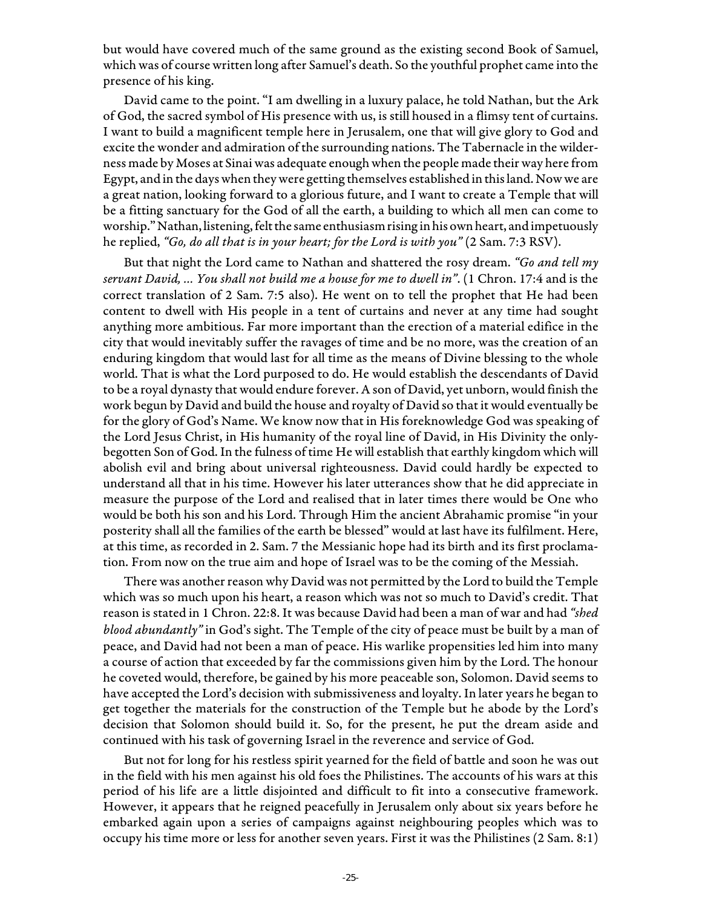but would have covered much of the same ground as the existing second Book of Samuel, which was of course written long after Samuel's death. So the youthful prophet came into the presence of his king.

David came to the point. "I am dwelling in a luxury palace, he told Nathan, but the Ark of God, the sacred symbol of His presence with us, is still housed in a flimsy tent of curtains. I want to build a magnificent temple here in Jerusalem, one that will give glory to God and excite the wonder and admiration of the surrounding nations. The Tabernacle in the wilderness made by Moses at Sinai was adequate enough when the people made their way here from Egypt, and in the days when they were getting themselves established in this land. Now we are a great nation, looking forward to a glorious future, and I want to create a Temple that will be a fitting sanctuary for the God of all the earth, a building to which all men can come to worship." Nathan, listening, felt the same enthusiasm rising in his own heart, and impetuously he replied, *"Go, do all that is in your heart; for the Lord is with you"* (2 Sam. 7:3 RSV).

But that night the Lord came to Nathan and shattered the rosy dream. *"Go and tell my servant David, ... You shall not build me a house for me to dwell in"*. (1 Chron. 17:4 and is the correct translation of 2 Sam. 7:5 also). He went on to tell the prophet that He had been content to dwell with His people in a tent of curtains and never at any time had sought anything more ambitious. Far more important than the erection of a material edifice in the city that would inevitably suffer the ravages of time and be no more, was the creation of an enduring kingdom that would last for all time as the means of Divine blessing to the whole world. That is what the Lord purposed to do. He would establish the descendants of David to be a royal dynasty that would endure forever. A son of David, yet unborn, would finish the work begun by David and build the house and royalty of David so that it would eventually be for the glory of God's Name. We know now that in His foreknowledge God was speaking of the Lord Jesus Christ, in His humanity of the royal line of David, in His Divinity the only-begotten Son of God. In the fulness of time He will establish that earthly kingdom which will abolish evil and bring about universal righteousness. David could hardly be expected to understand all that in his time. However his later utterances show that he did appreciate in measure the purpose of the Lord and realised that in later times there would be One who would be both his son and his Lord. Through Him the ancient Abrahamic promise "in your posterity shall all the families of the earth be blessed" would at last have its fulfilment. Here, at this time, as recorded in 2. Sam. 7 the Messianic hope had its birth and its first proclamation. From now on the true aim and hope of Israel was to be the coming of the Messiah.

There was another reason why David was not permitted by the Lord to build the Temple which was so much upon his heart, a reason which was not so much to David's credit. That reason is stated in 1 Chron. 22:8. It was because David had been a man of war and had *"shed blood abundantly"* in God's sight. The Temple of the city of peace must be built by a man of peace, and David had not been a man of peace. His warlike propensities led him into many a course of action that exceeded by far the commissions given him by the Lord. The honour he coveted would, therefore, be gained by his more peaceable son, Solomon. David seems to have accepted the Lord's decision with submissiveness and loyalty. In later years he began to get together the materials for the construction of the Temple but he abode by the Lord's decision that Solomon should build it. So, for the present, he put the dream aside and continued with his task of governing Israel in the reverence and service of God.

But not for long for his restless spirit yearned for the field of battle and soon he was out in the field with his men against his old foes the Philistines. The accounts of his wars at this period of his life are a little disjointed and difficult to fit into a consecutive framework. However, it appears that he reigned peacefully in Jerusalem only about six years before he embarked again upon a series of campaigns against neighbouring peoples which was to occupy his time more or less for another seven years. First it was the Philistines (2 Sam. 8:1)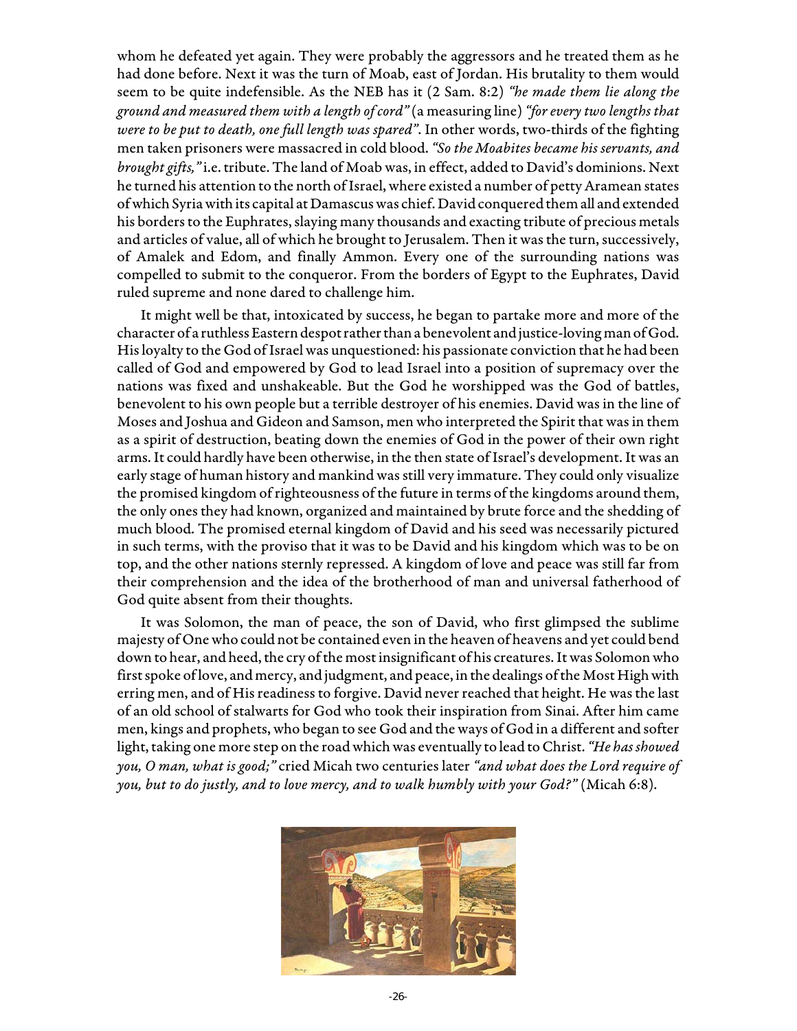whom he defeated yet again. They were probably the aggressors and he treated them as he had done before. Next it was the turn of Moab, east of Jordan. His brutality to them would seem to be quite indefensible. As the NEB has it (2 Sam. 8:2) *"he made them lie along the ground and measured them with a length of cord"* (a measuring line) *"for every two lengths that were to be put to death, one full length was spared"*. In other words, two-thirds of the fighting men taken prisoners were massacred in cold blood. *"So the Moabites became his servants, and brought gifts,"* i.e. tribute. The land of Moab was, in effect, added to David's dominions. Next he turned his attention to the north of Israel, where existed a number of petty Aramean states of which Syria with its capital at Damascus was chief. David conquered them all and extended his borders to the Euphrates, slaying many thousands and exacting tribute of precious metals and articles of value, all of which he brought to Jerusalem. Then it was the turn, successively, of Amalek and Edom, and finally Ammon. Every one of the surrounding nations was compelled to submit to the conqueror. From the borders of Egypt to the Euphrates, David ruled supreme and none dared to challenge him.

It might well be that, intoxicated by success, he began to partake more and more of the character of a ruthless Eastern despot rather than a benevolent and justice-loving man of God. His loyalty to the God of Israel was unquestioned: his passionate conviction that he had been called of God and empowered by God to lead Israel into a position of supremacy over the nations was fixed and unshakeable. But the God he worshipped was the God of battles, benevolent to his own people but a terrible destroyer of his enemies. David was in the line of Moses and Joshua and Gideon and Samson, men who interpreted the Spirit that was in them as a spirit of destruction, beating down the enemies of God in the power of their own right arms. It could hardly have been otherwise, in the then state of Israel's development. It was an early stage of human history and mankind was still very immature. They could only visualize the promised kingdom of righteousness of the future in terms of the kingdoms around them, the only ones they had known, organized and maintained by brute force and the shedding of much blood. The promised eternal kingdom of David and his seed was necessarily pictured in such terms, with the proviso that it was to be David and his kingdom which was to be on top, and the other nations sternly repressed. A kingdom of love and peace was still far from their comprehension and the idea of the brotherhood of man and universal fatherhood of God quite absent from their thoughts.

It was Solomon, the man of peace, the son of David, who first glimpsed the sublime majesty of One who could not be contained even in the heaven of heavens and yet could bend down to hear, and heed, the cry of the most insignificant of his creatures. It was Solomon who first spoke of love, and mercy, and judgment, and peace, in the dealings of the Most High with erring men, and of His readiness to forgive. David never reached that height. He was the last of an old school of stalwarts for God who took their inspiration from Sinai. After him came men, kings and prophets, who began to see God and the ways of God in a different and softer light, taking one more step on the road which was eventually to lead to Christ. *"He has showed you, O man, what is good;"* cried Micah two centuries later *"and what does the Lord require of you, but to do justly, and to love mercy, and to walk humbly with your God?"* (Micah 6:8).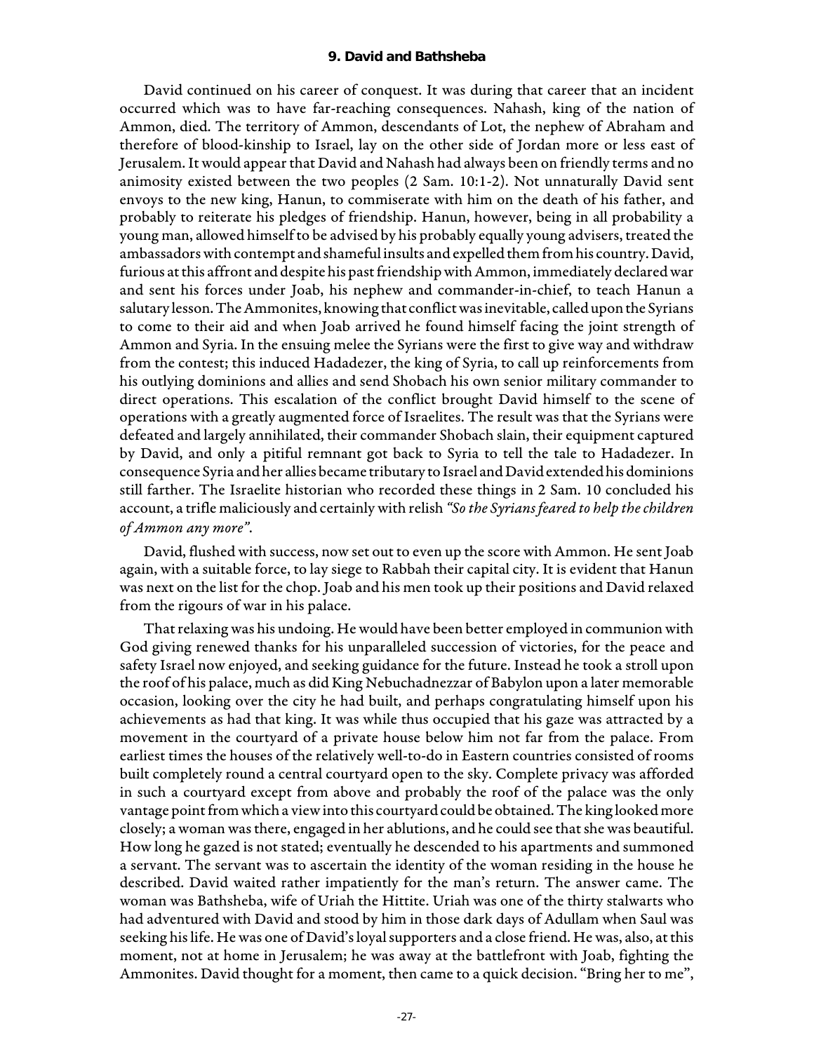## 9. David and Bathsheba

David continued on his career of conquest. It was during that career that an incident occurred which was to have far-reaching consequences. Nahash, king of the nation of Ammon, died. The territory of Ammon, descendants of Lot, the nephew of Abraham and therefore of blood-kinship to Israel, lay on the other side of Jordan more or less east of Jerusalem. It would appear that David and Nahash had always been on friendly terms and no animosity existed between the two peoples (2 Sam. 10:1-2). Not unnaturally David sent envoys to the new king, Hanun, to commiserate with him on the death of his father, and probably to reiterate his pledges of friendship. Hanun, however, being in all probability a young man, allowed himself to be advised by his probably equally young advisers, treated the ambassadors with contempt and shameful insults and expelled them from his country. David, furious at this affront and despite his past friendship with Ammon, immediately declared war and sent his forces under Joab, his nephew and commander-in-chief, to teach Hanun a salutary lesson. The Ammonites, knowing that conflict was inevitable, called upon the Syrians to come to their aid and when Joab arrived he found himself facing the joint strength of Ammon and Syria. In the ensuing melee the Syrians were the first to give way and withdraw from the contest; this induced Hadadezer, the king of Syria, to call up reinforcements from his outlying dominions and allies and send Shobach his own senior military commander to direct operations. This escalation of the conflict brought David himself to the scene of operations with a greatly augmented force of Israelites. The result was that the Syrians were defeated and largely annihilated, their commander Shobach slain, their equipment captured by David, and only a pitiful remnant got back to Syria to tell the tale to Hadadezer. In consequence Syria and her allies became tributary to Israel and David extended his dominions still farther. The Israelite historian who recorded these things in 2 Sam. 10 concluded his account, a trifle maliciously and certainly with relish *"So the Syrians feared to help the children of Ammon any more"*.

David, flushed with success, now set out to even up the score with Ammon. He sent Joab again, with a suitable force, to lay siege to Rabbah their capital city. It is evident that Hanun was next on the list for the chop. Joab and his men took up their positions and David relaxed from the rigours of war in his palace.

That relaxing was his undoing. He would have been better employed in communion with God giving renewed thanks for his unparalleled succession of victories, for the peace and safety Israel now enjoyed, and seeking guidance for the future. Instead he took a stroll upon the roof of his palace, much as did King Nebuchadnezzar of Babylon upon a later memorable occasion, looking over the city he had built, and perhaps congratulating himself upon his achievements as had that king. It was while thus occupied that his gaze was attracted by a movement in the courtyard of a private house below him not far from the palace. From earliest times the houses of the relatively well-to-do in Eastern countries consisted of rooms built completely round a central courtyard open to the sky. Complete privacy was afforded in such a courtyard except from above and probably the roof of the palace was the only vantage point from which a view into this courtyard could be obtained. The king looked more closely; a woman was there, engaged in her ablutions, and he could see that she was beautiful. How long he gazed is not stated; eventually he descended to his apartments and summoned a servant. The servant was to ascertain the identity of the woman residing in the house he described. David waited rather impatiently for the man's return. The answer came. The woman was Bathsheba, wife of Uriah the Hittite. Uriah was one of the thirty stalwarts who had adventured with David and stood by him in those dark days of Adullam when Saul was seeking his life. He was one of David's loyal supporters and a close friend. He was, also, at this moment, not at home in Jerusalem; he was away at the battlefront with Joab, fighting the Ammonites. David thought for a moment, then came to a quick decision. "Bring her to me",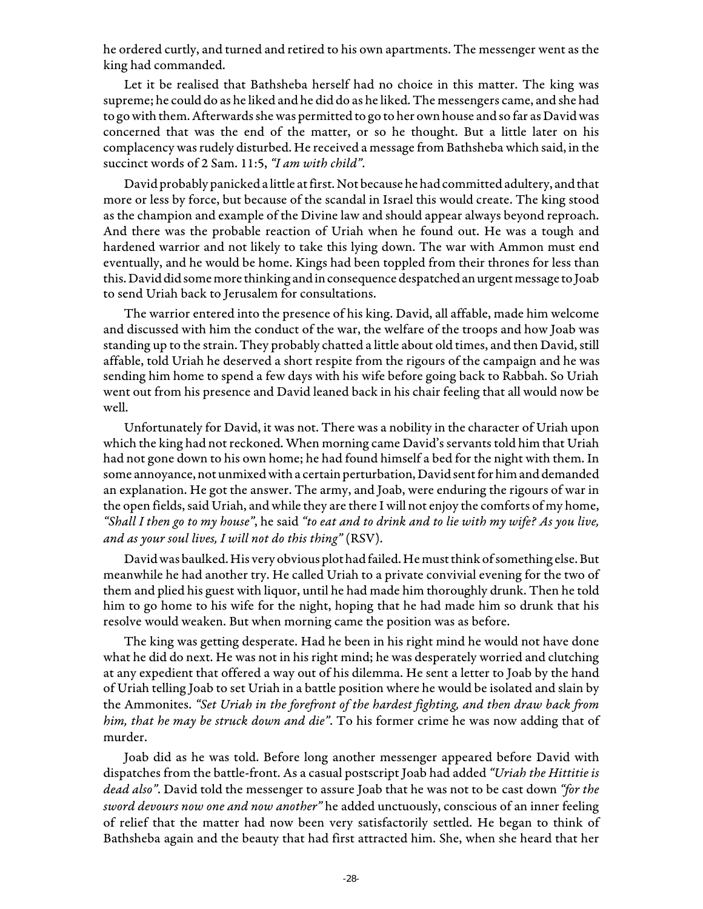he ordered curtly, and turned and retired to his own apartments. The messenger went as the king had commanded.

Let it be realised that Bathsheba herself had no choice in this matter. The king was supreme; he could do as he liked and he did do as he liked. The messengers came, and she had to go with them. Afterwards she was permitted to go to her own house and so far as David was concerned that was the end of the matter, or so he thought. But a little later on his complacency was rudely disturbed. He received a message from Bathsheba which said, in the succinct words of 2 Sam. 11:5, *"I am with child"*.

David probably panicked a little at first. Not because he had committed adultery, and that more or less by force, but because of the scandal in Israel this would create. The king stood as the champion and example of the Divine law and should appear always beyond reproach. And there was the probable reaction of Uriah when he found out. He was a tough and hardened warrior and not likely to take this lying down. The war with Ammon must end eventually, and he would be home. Kings had been toppled from their thrones for less than this. David did some more thinking and in consequence despatched an urgent message to Joab to send Uriah back to Jerusalem for consultations.

The warrior entered into the presence of his king. David, all affable, made him welcome and discussed with him the conduct of the war, the welfare of the troops and how Joab was standing up to the strain. They probably chatted a little about old times, and then David, still affable, told Uriah he deserved a short respite from the rigours of the campaign and he was sending him home to spend a few days with his wife before going back to Rabbah. So Uriah went out from his presence and David leaned back in his chair feeling that all would now be well.

Unfortunately for David, it was not. There was a nobility in the character of Uriah upon which the king had not reckoned. When morning came David's servants told him that Uriah had not gone down to his own home; he had found himself a bed for the night with them. In some annoyance, not unmixed with a certain perturbation, David sent for him and demanded an explanation. He got the answer. The army, and Joab, were enduring the rigours of war in the open fields, said Uriah, and while they are there I will not enjoy the comforts of my home, *"Shall I then go to my house"*, he said *"to eat and to drink and to lie with my wife? As you live, and as your soul lives, I will not do this thing"* (RSV).

David was baulked. His very obvious plot had failed. He must think of something else. But meanwhile he had another try. He called Uriah to a private convivial evening for the two of them and plied his guest with liquor, until he had made him thoroughly drunk. Then he told him to go home to his wife for the night, hoping that he had made him so drunk that his resolve would weaken. But when morning came the position was as before.

The king was getting desperate. Had he been in his right mind he would not have done what he did do next. He was not in his right mind; he was desperately worried and clutching at any expedient that offered a way out of his dilemma. He sent a letter to Joab by the hand of Uriah telling Joab to set Uriah in a battle position where he would be isolated and slain by the Ammonites. *"Set Uriah in the forefront of the hardest fighting, and then draw back from him, that he may be struck down and die"*. To his former crime he was now adding that of murder.

Joab did as he was told. Before long another messenger appeared before David with dispatches from the battle-front. As a casual postscript Joab had added *"Uriah the Hittitie is dead also"*. David told the messenger to assure Joab that he was not to be cast down *"for the sword devours now one and now another"* he added unctuously, conscious of an inner feeling of relief that the matter had now been very satisfactorily settled. He began to think of Bathsheba again and the beauty that had first attracted him. She, when she heard that her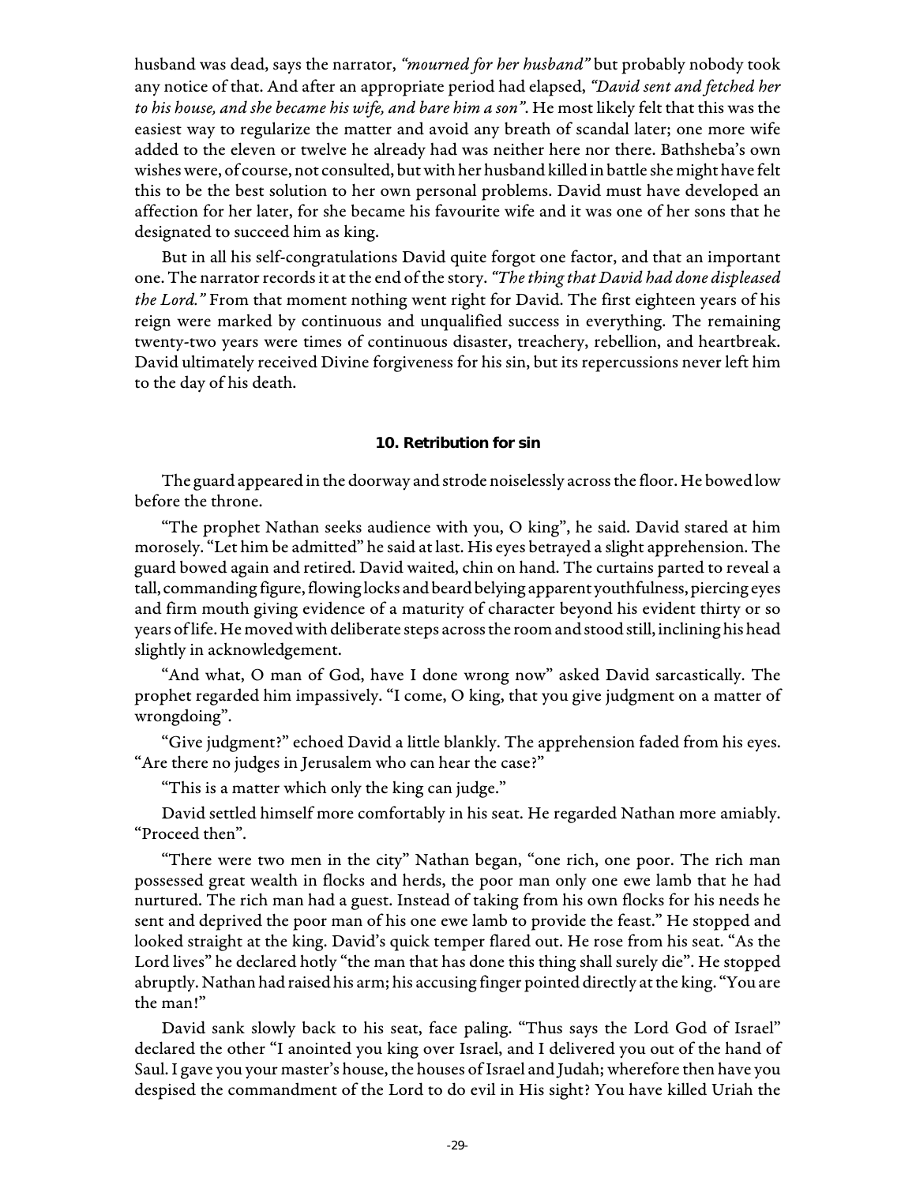husband was dead, says the narrator, *"mourned for her husband"* but probably nobody took any notice of that. And after an appropriate period had elapsed, *"David sent and fetched her to his house, and she became his wife, and bare him a son"*. He most likely felt that this was the easiest way to regularize the matter and avoid any breath of scandal later; one more wife added to the eleven or twelve he already had was neither here nor there. Bathsheba's own wishes were, of course, not consulted, but with her husband killed in battle she might have felt this to be the best solution to her own personal problems. David must have developed an affection for her later, for she became his favourite wife and it was one of her sons that he designated to succeed him as king.

But in all his self-congratulations David quite forgot one factor, and that an important one. The narrator records it at the end of the story. *"The thing that David had done displeased the Lord."* From that moment nothing went right for David. The first eighteen years of his reign were marked by continuous and unqualified success in everything. The remaining twenty-two years were times of continuous disaster, treachery, rebellion, and heartbreak. David ultimately received Divine forgiveness for his sin, but its repercussions never left him to the day of his death.

### 10. Retribution for sin

The guard appeared in the doorway and strode noiselessly across the floor. He bowed low before the throne.

"The prophet Nathan seeks audience with you, O king", he said. David stared at him morosely. "Let him be admitted" he said at last. His eyes betrayed a slight apprehension. The guard bowed again and retired. David waited, chin on hand. The curtains parted to reveal a tall, commanding figure, flowing locks and beard belying apparent youthfulness, piercing eyes and firm mouth giving evidence of a maturity of character beyond his evident thirty or so years of life. He moved with deliberate steps across the room and stood still, inclining his head slightly in acknowledgement.

"And what, O man of God, have I done wrong now" asked David sarcastically. The prophet regarded him impassively. "I come, O king, that you give judgment on a matter of wrongdoing".

"Give judgment?" echoed David a little blankly. The apprehension faded from his eyes. "Are there no judges in Jerusalem who can hear the case?"

"This is a matter which only the king can judge."

David settled himself more comfortably in his seat. He regarded Nathan more amiably. "Proceed then".

"There were two men in the city" Nathan began, "one rich, one poor. The rich man possessed great wealth in flocks and herds, the poor man only one ewe lamb that he had nurtured. The rich man had a guest. Instead of taking from his own flocks for his needs he sent and deprived the poor man of his one ewe lamb to provide the feast." He stopped and looked straight at the king. David's quick temper flared out. He rose from his seat. "As the Lord lives" he declared hotly "the man that has done this thing shall surely die". He stopped abruptly. Nathan had raised his arm; his accusing finger pointed directly at the king. "You are the man!"

David sank slowly back to his seat, face paling. "Thus says the Lord God of Israel" declared the other "I anointed you king over Israel, and I delivered you out of the hand of Saul. I gave you your master's house, the houses of Israel and Judah; wherefore then have you despised the commandment of the Lord to do evil in His sight? You have killed Uriah the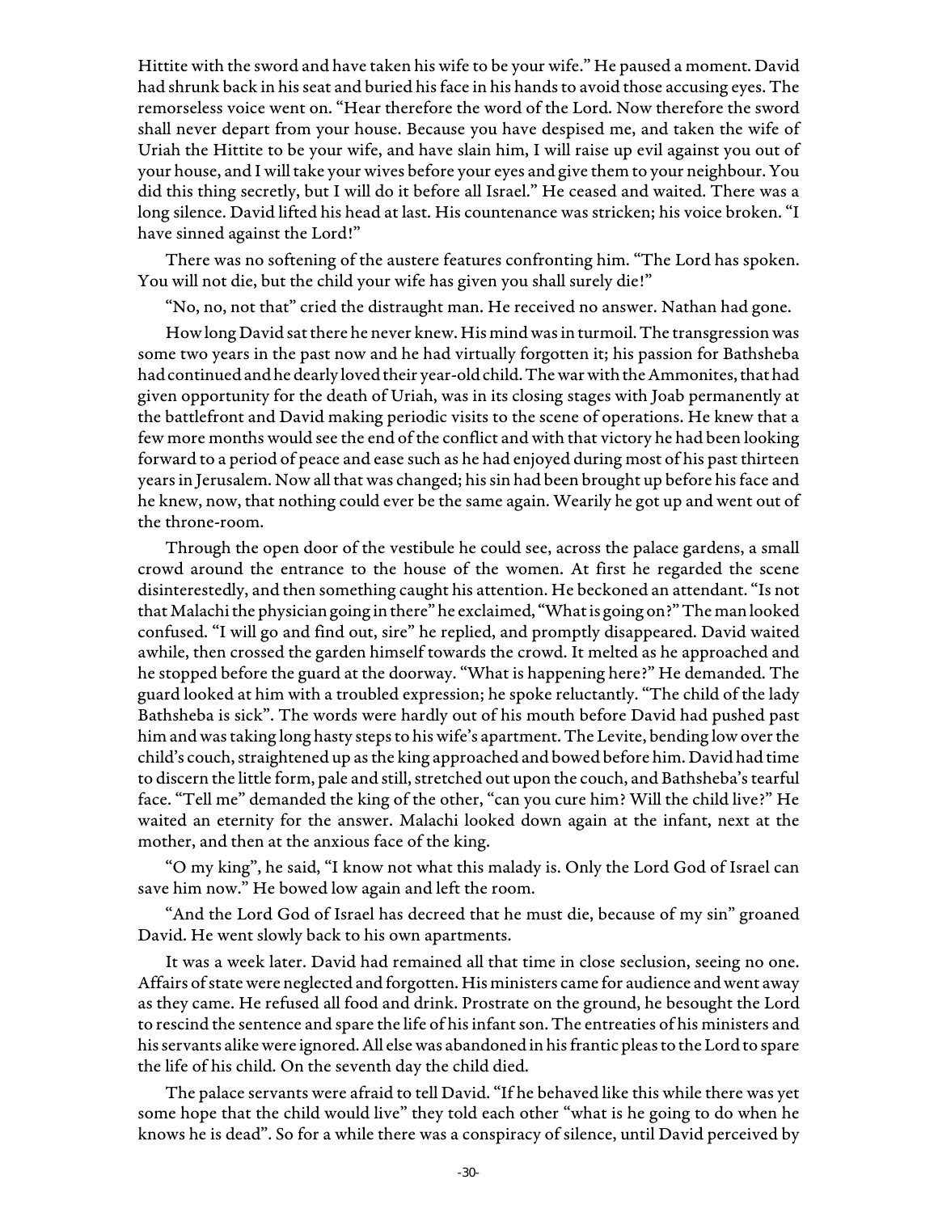Hittite with the sword and have taken his wife to be your wife." He paused a moment. David had shrunk back in his seat and buried his face in his hands to avoid those accusing eyes. The remorseless voice went on. "Hear therefore the word of the Lord. Now therefore the sword shall never depart from your house. Because you have despised me, and taken the wife of Uriah the Hittite to be your wife, and have slain him, I will raise up evil against you out of your house, and I will take your wives before your eyes and give them to your neighbour. You did this thing secretly, but I will do it before all Israel." He ceased and waited. There was a long silence. David lifted his head at last. His countenance was stricken; his voice broken. "I have sinned against the Lord!"

There was no softening of the austere features confronting him. "The Lord has spoken. You will not die, but the child your wife has given you shall surely die!"

"No, no, not that" cried the distraught man. He received no answer. Nathan had gone.

How long David sat there he never knew. His mind was in turmoil. The transgression was some two years in the past now and he had virtually forgotten it; his passion for Bathsheba had continued and he dearly loved their year-old child. The war with the Ammonites, that had given opportunity for the death of Uriah, was in its closing stages with Joab permanently at the battlefront and David making periodic visits to the scene of operations. He knew that a few more months would see the end of the conflict and with that victory he had been looking forward to a period of peace and ease such as he had enjoyed during most of his past thirteen years in Jerusalem. Now all that was changed; his sin had been brought up before his face and he knew, now, that nothing could ever be the same again. Wearily he got up and went out of the throne-room.

Through the open door of the vestibule he could see, across the palace gardens, a small crowd around the entrance to the house of the women. At first he regarded the scene disinterestedly, and then something caught his attention. He beckoned an attendant. "Is not that Malachi the physician going in there" he exclaimed, "What is going on?" The man looked confused. "I will go and find out, sire" he replied, and promptly disappeared. David waited awhile, then crossed the garden himself towards the crowd. It melted as he approached and he stopped before the guard at the doorway. "What is happening here?" He demanded. The guard looked at him with a troubled expression; he spoke reluctantly. "The child of the lady Bathsheba is sick". The words were hardly out of his mouth before David had pushed past him and was taking long hasty steps to his wife's apartment. The Levite, bending low over the child's couch, straightened up as the king approached and bowed before him. David had time to discern the little form, pale and still, stretched out upon the couch, and Bathsheba's tearful face. "Tell me" demanded the king of the other, "can you cure him? Will the child live?" He waited an eternity for the answer. Malachi looked down again at the infant, next at the mother, and then at the anxious face of the king.

"O my king", he said, "I know not what this malady is. Only the Lord God of Israel can save him now." He bowed low again and left the room.

"And the Lord God of Israel has decreed that he must die, because of my sin" groaned David. He went slowly back to his own apartments.

It was a week later. David had remained all that time in close seclusion, seeing no one. Affairs of state were neglected and forgotten. His ministers came for audience and went away as they came. He refused all food and drink. Prostrate on the ground, he besought the Lord to rescind the sentence and spare the life of his infant son. The entreaties of his ministers and his servants alike were ignored. All else was abandoned in his frantic pleas to the Lord to spare the life of his child. On the seventh day the child died.

The palace servants were afraid to tell David. "If he behaved like this while there was yet some hope that the child would live" they told each other "what is he going to do when he knows he is dead". So for a while there was a conspiracy of silence, until David perceived by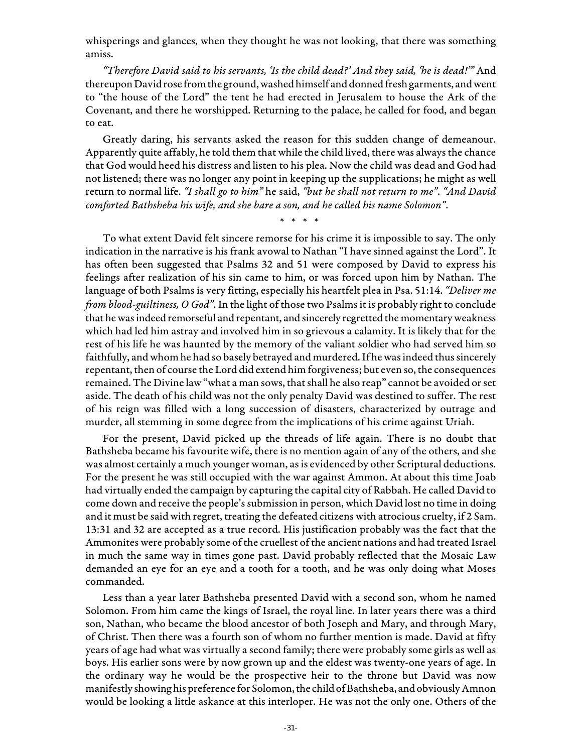whisperings and glances, when they thought he was not looking, that there was something amiss.

*"Therefore David said to his servants, 'Is the child dead?' And they said, 'he is dead!'"* And thereupon David rose from the ground, washed himself and donned fresh garments, and went to "the house of the Lord" the tent he had erected in Jerusalem to house the Ark of the Covenant, and there he worshipped. Returning to the palace, he called for food, and began to eat.

Greatly daring, his servants asked the reason for this sudden change of demeanour. Apparently quite affably, he told them that while the child lived, there was always the chance that God would heed his distress and listen to his plea. Now the child was dead and God had not listened; there was no longer any point in keeping up the supplications; he might as well return to normal life. *"I shall go to him"* he said, *"but he shall not return to me". "And David comforted Bathsheba his wife, and she bare a son, and he called his name Solomon".*

\* \* \* \*

To what extent David felt sincere remorse for his crime it is impossible to say. The only indication in the narrative is his frank avowal to Nathan "I have sinned against the Lord". It has often been suggested that Psalms 32 and 51 were composed by David to express his feelings after realization of his sin came to him, or was forced upon him by Nathan. The language of both Psalms is very fitting, especially his heartfelt plea in Psa. 51:14. *"Deliver me from blood-guiltiness, O God".* In the light of those two Psalms it is probably right to conclude that he was indeed remorseful and repentant, and sincerely regretted the momentary weakness which had led him astray and involved him in so grievous a calamity. It is likely that for the rest of his life he was haunted by the memory of the valiant soldier who had served him so faithfully, and whom he had so basely betrayed and murdered. If he was indeed thus sincerely repentant, then of course the Lord did extend him forgiveness; but even so, the consequences remained. The Divine law "what a man sows, that shall he also reap" cannot be avoided or set aside. The death of his child was not the only penalty David was destined to suffer. The rest of his reign was filled with a long succession of disasters, characterized by outrage and murder, all stemming in some degree from the implications of his crime against Uriah.

For the present, David picked up the threads of life again. There is no doubt that Bathsheba became his favourite wife, there is no mention again of any of the others, and she was almost certainly a much younger woman, as is evidenced by other Scriptural deductions. For the present he was still occupied with the war against Ammon. At about this time Joab had virtually ended the campaign by capturing the capital city of Rabbah. He called David to come down and receive the people's submission in person, which David lost no time in doing and it must be said with regret, treating the defeated citizens with atrocious cruelty, if 2 Sam. 13:31 and 32 are accepted as a true record. His justification probably was the fact that the Ammonites were probably some of the cruellest of the ancient nations and had treated Israel in much the same way in times gone past. David probably reflected that the Mosaic Law demanded an eye for an eye and a tooth for a tooth, and he was only doing what Moses commanded.

Less than a year later Bathsheba presented David with a second son, whom he named Solomon. From him came the kings of Israel, the royal line. In later years there was a third son, Nathan, who became the blood ancestor of both Joseph and Mary, and through Mary, of Christ. Then there was a fourth son of whom no further mention is made. David at fifty years of age had what was virtually a second family; there were probably some girls as well as boys. His earlier sons were by now grown up and the eldest was twenty-one years of age. In the ordinary way he would be the prospective heir to the throne but David was now manifestly showing his preference for Solomon, the child of Bathsheba, and obviously Amnon would be looking a little askance at this interloper. He was not the only one. Others of the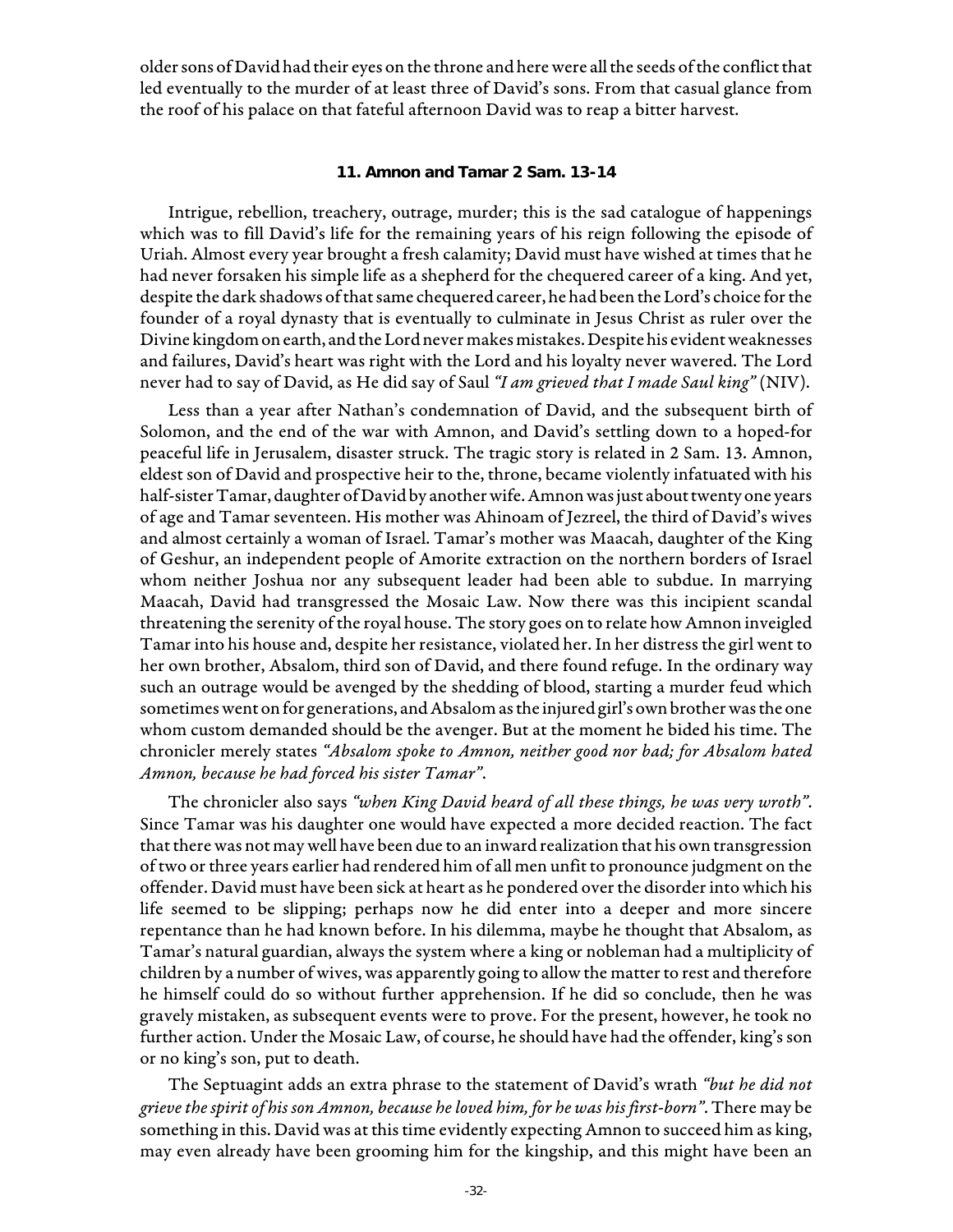older sons of David had their eyes on the throne and here were all the seeds of the conflict that led eventually to the murder of at least three of David's sons. From that casual glance from the roof of his palace on that fateful afternoon David was to reap a bitter harvest.

### 11. Amnon and Tamar 2 Sam. 13-14

Intrigue, rebellion, treachery, outrage, murder; this is the sad catalogue of happenings which was to fill David's life for the remaining years of his reign following the episode of Uriah. Almost every year brought a fresh calamity; David must have wished at times that he had never forsaken his simple life as a shepherd for the chequered career of a king. And yet, despite the dark shadows of that same chequered career, he had been the Lord's choice for the founder of a royal dynasty that is eventually to culminate in Jesus Christ as ruler over the Divine kingdom on earth, and the Lord never makes mistakes. Despite his evident weaknesses and failures, David's heart was right with the Lord and his loyalty never wavered. The Lord never had to say of David, as He did say of Saul *"I am grieved that I made Saul king"* (NIV).

Less than a year after Nathan's condemnation of David, and the subsequent birth of Solomon, and the end of the war with Amnon, and David's settling down to a hoped-for peaceful life in Jerusalem, disaster struck. The tragic story is related in 2 Sam. 13. Amnon, eldest son of David and prospective heir to the, throne, became violently infatuated with his half-sister Tamar, daughter of David by another wife. Amnon was just about twenty one years of age and Tamar seventeen. His mother was Ahinoam of Jezreel, the third of David's wives and almost certainly a woman of Israel. Tamar's mother was Maacah, daughter of the King of Geshur, an independent people of Amorite extraction on the northern borders of Israel whom neither Joshua nor any subsequent leader had been able to subdue. In marrying Maacah, David had transgressed the Mosaic Law. Now there was this incipient scandal threatening the serenity of the royal house. The story goes on to relate how Amnon inveigled Tamar into his house and, despite her resistance, violated her. In her distress the girl went to her own brother, Absalom, third son of David, and there found refuge. In the ordinary way such an outrage would be avenged by the shedding of blood, starting a murder feud which sometimes went on for generations, and Absalom as the injured girl's own brother was the one whom custom demanded should be the avenger. But at the moment he bided his time. The chronicler merely states *"Absalom spoke to Amnon, neither good nor bad; for Absalom hated Amnon, because he had forced his sister Tamar"*.

The chronicler also says *"when King David heard of all these things, he was very wroth"*. Since Tamar was his daughter one would have expected a more decided reaction. The fact that there was not may well have been due to an inward realization that his own transgression of two or three years earlier had rendered him of all men unfit to pronounce judgment on the offender. David must have been sick at heart as he pondered over the disorder into which his life seemed to be slipping; perhaps now he did enter into a deeper and more sincere repentance than he had known before. In his dilemma, maybe he thought that Absalom, as Tamar's natural guardian, always the system where a king or nobleman had a multiplicity of children by a number of wives, was apparently going to allow the matter to rest and therefore he himself could do so without further apprehension. If he did so conclude, then he was gravely mistaken, as subsequent events were to prove. For the present, however, he took no further action. Under the Mosaic Law, of course, he should have had the offender, king's son or no king's son, put to death.

The Septuagint adds an extra phrase to the statement of David's wrath *"but he did not grieve the spirit of his son Amnon, because he loved him, for he was his first-born"*. There may be something in this. David was at this time evidently expecting Amnon to succeed him as king, may even already have been grooming him for the kingship, and this might have been an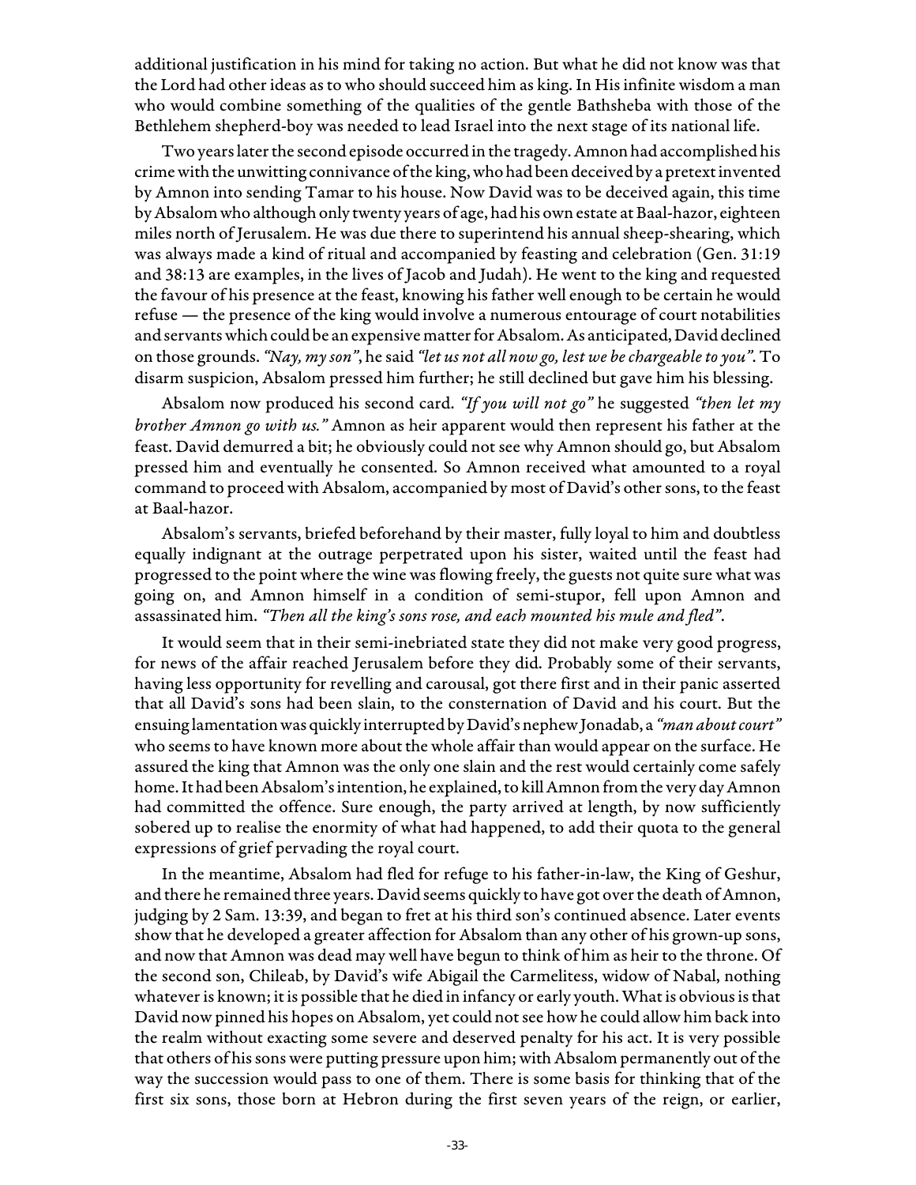additional justification in his mind for taking no action. But what he did not know was that the Lord had other ideas as to who should succeed him as king. In His infinite wisdom a man who would combine something of the qualities of the gentle Bathsheba with those of the Bethlehem shepherd-boy was needed to lead Israel into the next stage of its national life.

Two years later the second episode occurred in the tragedy. Amnon had accomplished his crime with the unwitting connivance of the king, who had been deceived by a pretext invented by Amnon into sending Tamar to his house. Now David was to be deceived again, this time by Absalom who although only twenty years of age, had his own estate at Baal-hazor, eighteen miles north of Jerusalem. He was due there to superintend his annual sheep-shearing, which was always made a kind of ritual and accompanied by feasting and celebration (Gen. 31:19 and 38:13 are examples, in the lives of Jacob and Judah). He went to the king and requested the favour of his presence at the feast, knowing his father well enough to be certain he would refuse — the presence of the king would involve a numerous entourage of court notabilities and servants which could be an expensive matter for Absalom. As anticipated, David declined on those grounds. *"Nay, my son"*, he said *"let us not all now go, lest we be chargeable to you"*. To disarm suspicion, Absalom pressed him further; he still declined but gave him his blessing.

Absalom now produced his second card. *"If you will not go"* he suggested *"then let my brother Amnon go with us."* Amnon as heir apparent would then represent his father at the feast. David demurred a bit; he obviously could not see why Amnon should go, but Absalom pressed him and eventually he consented. So Amnon received what amounted to a royal command to proceed with Absalom, accompanied by most of David's other sons, to the feast at Baal-hazor.

Absalom's servants, briefed beforehand by their master, fully loyal to him and doubtless equally indignant at the outrage perpetrated upon his sister, waited until the feast had progressed to the point where the wine was flowing freely, the guests not quite sure what was going on, and Amnon himself in a condition of semi-stupor, fell upon Amnon and assassinated him. *"Then all the king's sons rose, and each mounted his mule and fled"*.

It would seem that in their semi-inebriated state they did not make very good progress, for news of the affair reached Jerusalem before they did. Probably some of their servants, having less opportunity for revelling and carousal, got there first and in their panic asserted that all David's sons had been slain, to the consternation of David and his court. But the ensuing lamentation was quickly interrupted by David's nephew Jonadab, a *"man about court"* who seems to have known more about the whole affair than would appear on the surface. He assured the king that Amnon was the only one slain and the rest would certainly come safely home. It had been Absalom's intention, he explained, to kill Amnon from the very day Amnon had committed the offence. Sure enough, the party arrived at length, by now sufficiently sobered up to realise the enormity of what had happened, to add their quota to the general expressions of grief pervading the royal court.

In the meantime, Absalom had fled for refuge to his father-in-law, the King of Geshur, and there he remained three years. David seems quickly to have got over the death of Amnon, judging by 2 Sam. 13:39, and began to fret at his third son's continued absence. Later events show that he developed a greater affection for Absalom than any other of his grown-up sons, and now that Amnon was dead may well have begun to think of him as heir to the throne. Of the second son, Chileab, by David's wife Abigail the Carmelitess, widow of Nabal, nothing whatever is known; it is possible that he died in infancy or early youth. What is obvious is that David now pinned his hopes on Absalom, yet could not see how he could allow him back into the realm without exacting some severe and deserved penalty for his act. It is very possible that others of his sons were putting pressure upon him; with Absalom permanently out of the way the succession would pass to one of them. There is some basis for thinking that of the first six sons, those born at Hebron during the first seven years of the reign, or earlier,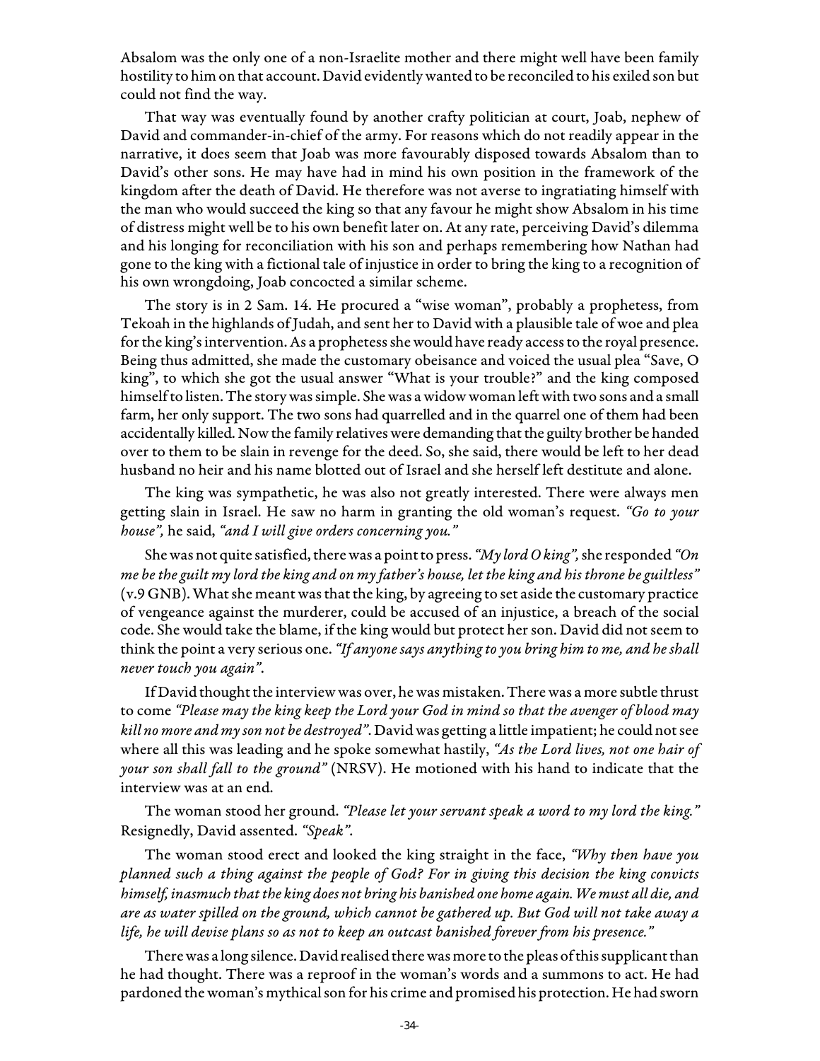Absalom was the only one of a non-Israelite mother and there might well have been family hostility to him on that account. David evidently wanted to be reconciled to his exiled son but could not find the way.

That way was eventually found by another crafty politician at court, Joab, nephew of David and commander-in-chief of the army. For reasons which do not readily appear in the narrative, it does seem that Joab was more favourably disposed towards Absalom than to David's other sons. He may have had in mind his own position in the framework of the kingdom after the death of David. He therefore was not averse to ingratiating himself with the man who would succeed the king so that any favour he might show Absalom in his time of distress might well be to his own benefit later on. At any rate, perceiving David's dilemma and his longing for reconciliation with his son and perhaps remembering how Nathan had gone to the king with a fictional tale of injustice in order to bring the king to a recognition of his own wrongdoing, Joab concocted a similar scheme.

The story is in 2 Sam. 14. He procured a "wise woman", probably a prophetess, from Tekoah in the highlands of Judah, and sent her to David with a plausible tale of woe and plea for the king's intervention. As a prophetess she would have ready access to the royal presence. Being thus admitted, she made the customary obeisance and voiced the usual plea "Save, O king", to which she got the usual answer "What is your trouble?" and the king composed himself to listen. The story was simple. She was a widow woman left with two sons and a small farm, her only support. The two sons had quarrelled and in the quarrel one of them had been accidentally killed. Now the family relatives were demanding that the guilty brother be handed over to them to be slain in revenge for the deed. So, she said, there would be left to her dead husband no heir and his name blotted out of Israel and she herself left destitute and alone.

The king was sympathetic, he was also not greatly interested. There were always men getting slain in Israel. He saw no harm in granting the old woman's request. *"Go to your house",* he said, *"and I will give orders concerning you."*

She was not quite satisfied, there was a point to press. *"My lord O king",* she responded *"On me be the guilt my lord the king and on my father's house, let the king and his throne be guiltless"* (v.9 GNB). What she meant was that the king, by agreeing to set aside the customary practice of vengeance against the murderer, could be accused of an injustice, a breach of the social code. She would take the blame, if the king would but protect her son. David did not seem to think the point a very serious one. *"If anyone says anything to you bring him to me, and he shall never touch you again".*

If David thought the interview was over, he was mistaken. There was a more subtle thrust to come *"Please may the king keep the Lord your God in mind so that the avenger of blood may kill no more and my son not be destroyed".* David was getting a little impatient; he could not see where all this was leading and he spoke somewhat hastily, *"As the Lord lives, not one hair of your son shall fall to the ground"* (NRSV). He motioned with his hand to indicate that the interview was at an end.

The woman stood her ground. *"Please let your servant speak a word to my lord the king."* Resignedly, David assented. *"Speak".*

The woman stood erect and looked the king straight in the face, *"Why then have you planned such a thing against the people of God? For in giving this decision the king convicts himself, inasmuch that the king does not bring his banished one home again. We must all die, and are as water spilled on the ground, which cannot be gathered up. But God will not take away a life, he will devise plans so as not to keep an outcast banished forever from his presence."*

There was a long silence. David realised there was more to the pleas of this supplicant than he had thought. There was a reproof in the woman's words and a summons to act. He had pardoned the woman's mythical son for his crime and promised his protection. He had sworn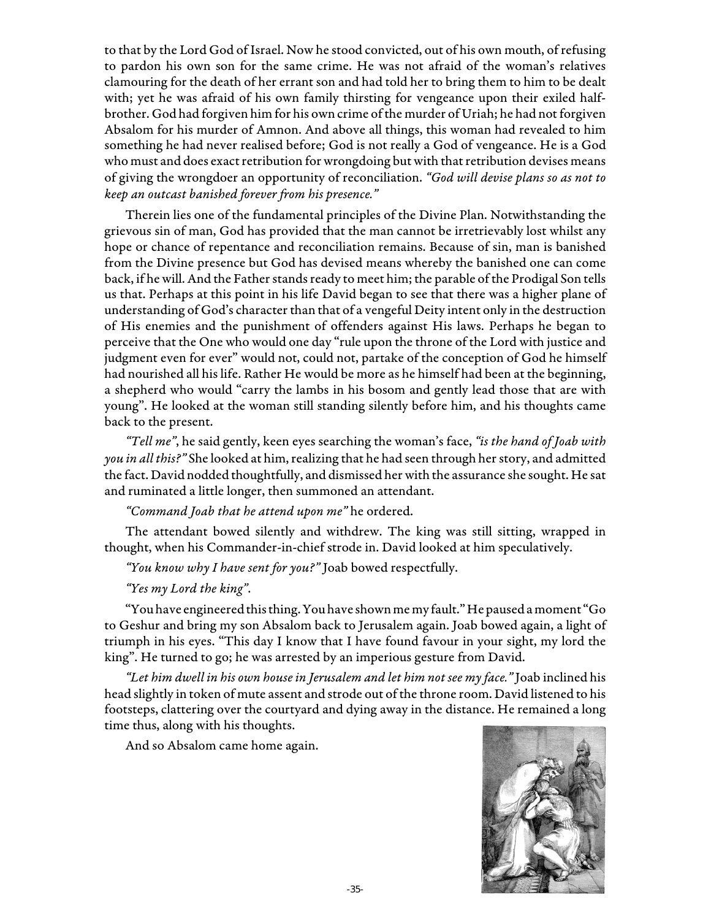to that by the Lord God of Israel. Now he stood convicted, out of his own mouth, of refusing to pardon his own son for the same crime. He was not afraid of the woman's relatives clamouring for the death of her errant son and had told her to bring them to him to be dealt with; yet he was afraid of his own family thirsting for vengeance upon their exiled half-brother. God had forgiven him for his own crime of the murder of Uriah; he had not forgiven Absalom for his murder of Amnon. And above all things, this woman had revealed to him something he had never realised before; God is not really a God of vengeance. He is a God who must and does exact retribution for wrongdoing but with that retribution devises means of giving the wrongdoer an opportunity of reconciliation. *"God will devise plans so as not to keep an outcast banished forever from his presence."*

Therein lies one of the fundamental principles of the Divine Plan. Notwithstanding the grievous sin of man, God has provided that the man cannot be irretrievably lost whilst any hope or chance of repentance and reconciliation remains. Because of sin, man is banished from the Divine presence but God has devised means whereby the banished one can come back, if he will. And the Father stands ready to meet him; the parable of the Prodigal Son tells us that. Perhaps at this point in his life David began to see that there was a higher plane of understanding of God's character than that of a vengeful Deity intent only in the destruction of His enemies and the punishment of offenders against His laws. Perhaps he began to perceive that the One who would one day "rule upon the throne of the Lord with justice and judgment even for ever" would not, could not, partake of the conception of God he himself had nourished all his life. Rather He would be more as he himself had been at the beginning, a shepherd who would "carry the lambs in his bosom and gently lead those that are with young". He looked at the woman still standing silently before him, and his thoughts came back to the present.

*"Tell me"*, he said gently, keen eyes searching the woman's face, *"is the hand of Joab with you in all this?"* She looked at him, realizing that he had seen through her story, and admitted the fact. David nodded thoughtfully, and dismissed her with the assurance she sought. He sat and ruminated a little longer, then summoned an attendant.

*"Command Joab that he attend upon me"* he ordered.

The attendant bowed silently and withdrew. The king was still sitting, wrapped in thought, when his Commander-in-chief strode in. David looked at him speculatively.

*"You know why I have sent for you?"* Joab bowed respectfully.

*"Yes my Lord the king".*

"You have engineered this thing. You have shown me my fault." He paused a moment "Go to Geshur and bring my son Absalom back to Jerusalem again. Joab bowed again, a light of triumph in his eyes. "This day I know that I have found favour in your sight, my lord the king". He turned to go; he was arrested by an imperious gesture from David.

*"Let him dwell in his own house in Jerusalem and let him not see my face."* Joab inclined his head slightly in token of mute assent and strode out of the throne room. David listened to his footsteps, clattering over the courtyard and dying away in the distance. He remained a long time thus, along with his thoughts.

And so Absalom came home again.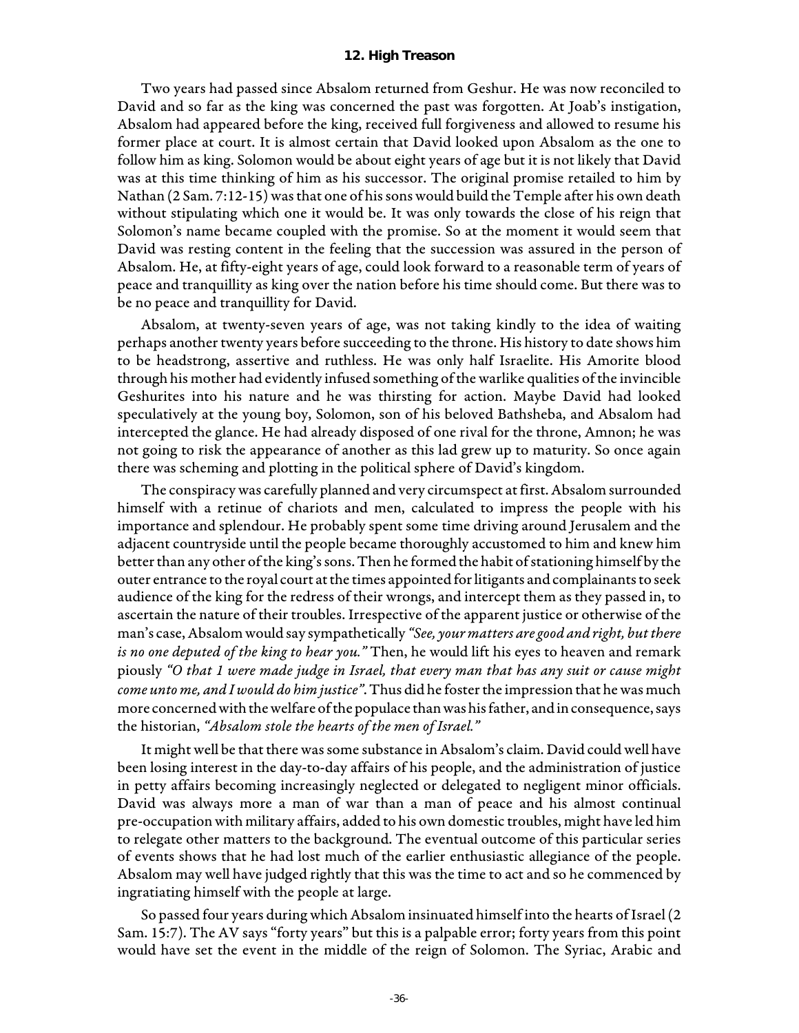## 12. High Treason

Two years had passed since Absalom returned from Geshur. He was now reconciled to David and so far as the king was concerned the past was forgotten. At Joab's instigation, Absalom had appeared before the king, received full forgiveness and allowed to resume his former place at court. It is almost certain that David looked upon Absalom as the one to follow him as king. Solomon would be about eight years of age but it is not likely that David was at this time thinking of him as his successor. The original promise retailed to him by Nathan (2 Sam. 7:12-15) was that one of his sons would build the Temple after his own death without stipulating which one it would be. It was only towards the close of his reign that Solomon's name became coupled with the promise. So at the moment it would seem that David was resting content in the feeling that the succession was assured in the person of Absalom. He, at fifty-eight years of age, could look forward to a reasonable term of years of peace and tranquillity as king over the nation before his time should come. But there was to be no peace and tranquillity for David.

Absalom, at twenty-seven years of age, was not taking kindly to the idea of waiting perhaps another twenty years before succeeding to the throne. His history to date shows him to be headstrong, assertive and ruthless. He was only half Israelite. His Amorite blood through his mother had evidently infused something of the warlike qualities of the invincible Geshurites into his nature and he was thirsting for action. Maybe David had looked speculatively at the young boy, Solomon, son of his beloved Bathsheba, and Absalom had intercepted the glance. He had already disposed of one rival for the throne, Amnon; he was not going to risk the appearance of another as this lad grew up to maturity. So once again there was scheming and plotting in the political sphere of David's kingdom.

The conspiracy was carefully planned and very circumspect at first. Absalom surrounded himself with a retinue of chariots and men, calculated to impress the people with his importance and splendour. He probably spent some time driving around Jerusalem and the adjacent countryside until the people became thoroughly accustomed to him and knew him better than any other of the king's sons. Then he formed the habit of stationing himself by the outer entrance to the royal court at the times appointed for litigants and complainants to seek audience of the king for the redress of their wrongs, and intercept them as they passed in, to ascertain the nature of their troubles. Irrespective of the apparent justice or otherwise of the man's case, Absalom would say sympathetically *"See, your matters are good and right, but there is no one deputed of the king to hear you."* Then, he would lift his eyes to heaven and remark piously *"O that I were made judge in Israel, that every man that has any suit or cause might come unto me, and I would do him justice"*. Thus did he foster the impression that he was much more concerned with the welfare of the populace than was his father, and in consequence, says the historian, *"Absalom stole the hearts of the men of Israel."*

It might well be that there was some substance in Absalom's claim. David could well have been losing interest in the day-to-day affairs of his people, and the administration of justice in petty affairs becoming increasingly neglected or delegated to negligent minor officials. David was always more a man of war than a man of peace and his almost continual pre-occupation with military affairs, added to his own domestic troubles, might have led him to relegate other matters to the background. The eventual outcome of this particular series of events shows that he had lost much of the earlier enthusiastic allegiance of the people. Absalom may well have judged rightly that this was the time to act and so he commenced by ingratiating himself with the people at large.

So passed four years during which Absalom insinuated himself into the hearts of Israel (2 Sam. 15:7). The AV says "forty years" but this is a palpable error; forty years from this point would have set the event in the middle of the reign of Solomon. The Syriac, Arabic and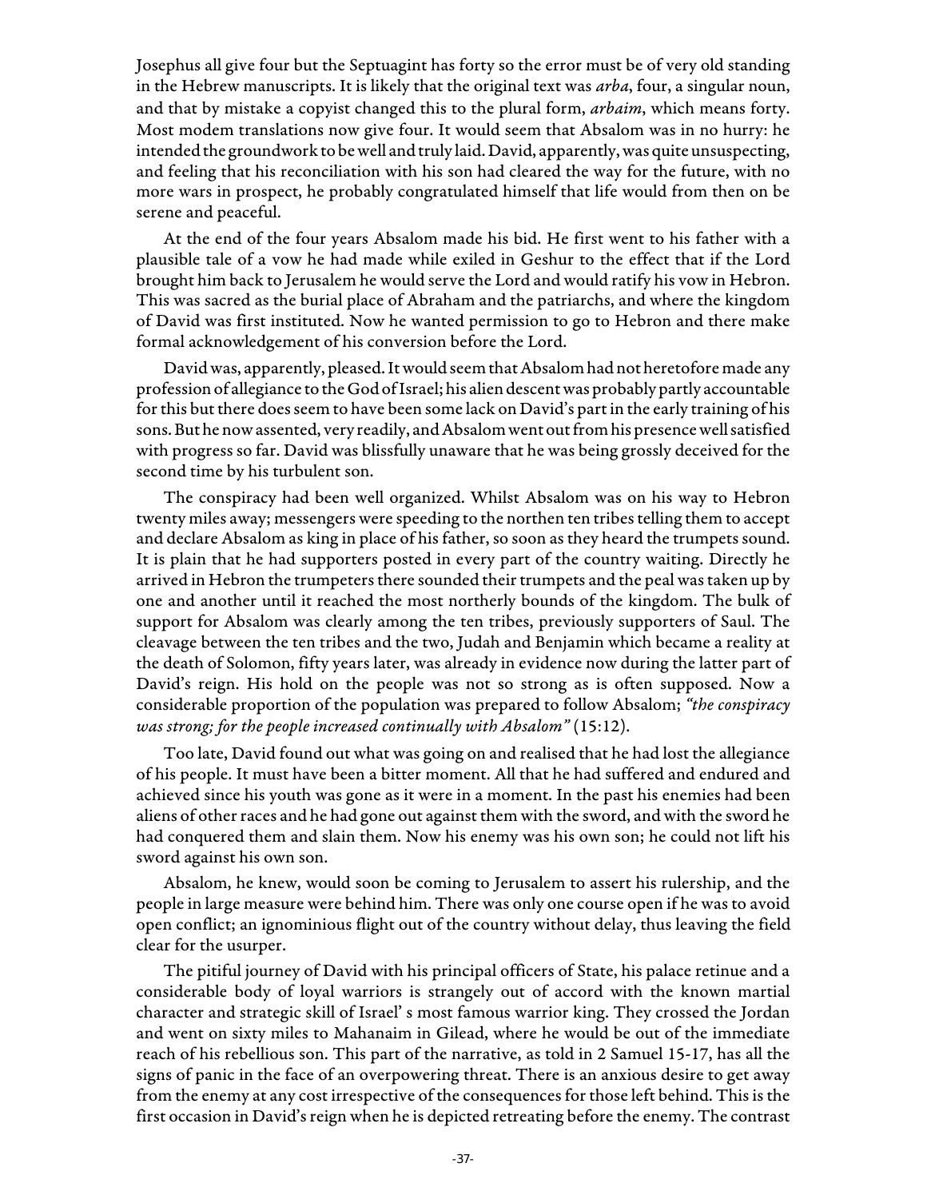Josephus all give four but the Septuagint has forty so the error must be of very old standing in the Hebrew manuscripts. It is likely that the original text was *arba*, four, a singular noun, and that by mistake a copyist changed this to the plural form, *arbaim*, which means forty. Most modem translations now give four. It would seem that Absalom was in no hurry: he intended the groundwork to be well and truly laid. David, apparently, was quite unsuspecting, and feeling that his reconciliation with his son had cleared the way for the future, with no more wars in prospect, he probably congratulated himself that life would from then on be serene and peaceful.

At the end of the four years Absalom made his bid. He first went to his father with a plausible tale of a vow he had made while exiled in Geshur to the effect that if the Lord brought him back to Jerusalem he would serve the Lord and would ratify his vow in Hebron. This was sacred as the burial place of Abraham and the patriarchs, and where the kingdom of David was first instituted. Now he wanted permission to go to Hebron and there make formal acknowledgement of his conversion before the Lord.

David was, apparently, pleased. It would seem that Absalom had not heretofore made any profession of allegiance to the God of Israel; his alien descent was probably partly accountable for this but there does seem to have been some lack on David's part in the early training of his sons. But he now assented, very readily, and Absalom went out from his presence well satisfied with progress so far. David was blissfully unaware that he was being grossly deceived for the second time by his turbulent son.

The conspiracy had been well organized. Whilst Absalom was on his way to Hebron twenty miles away; messengers were speeding to the northen ten tribes telling them to accept and declare Absalom as king in place of his father, so soon as they heard the trumpets sound. It is plain that he had supporters posted in every part of the country waiting. Directly he arrived in Hebron the trumpeters there sounded their trumpets and the peal was taken up by one and another until it reached the most northerly bounds of the kingdom. The bulk of support for Absalom was clearly among the ten tribes, previously supporters of Saul. The cleavage between the ten tribes and the two, Judah and Benjamin which became a reality at the death of Solomon, fifty years later, was already in evidence now during the latter part of David's reign. His hold on the people was not so strong as is often supposed. Now a considerable proportion of the population was prepared to follow Absalom; *"the conspiracy was strong; for the people increased continually with Absalom"* (15:12).

Too late, David found out what was going on and realised that he had lost the allegiance of his people. It must have been a bitter moment. All that he had suffered and endured and achieved since his youth was gone as it were in a moment. In the past his enemies had been aliens of other races and he had gone out against them with the sword, and with the sword he had conquered them and slain them. Now his enemy was his own son; he could not lift his sword against his own son.

Absalom, he knew, would soon be coming to Jerusalem to assert his rulership, and the people in large measure were behind him. There was only one course open if he was to avoid open conflict; an ignominious flight out of the country without delay, thus leaving the field clear for the usurper.

The pitiful journey of David with his principal officers of State, his palace retinue and a considerable body of loyal warriors is strangely out of accord with the known martial character and strategic skill of Israel' s most famous warrior king. They crossed the Jordan and went on sixty miles to Mahanaim in Gilead, where he would be out of the immediate reach of his rebellious son. This part of the narrative, as told in 2 Samuel 15-17, has all the signs of panic in the face of an overpowering threat. There is an anxious desire to get away from the enemy at any cost irrespective of the consequences for those left behind. This is the first occasion in David's reign when he is depicted retreating before the enemy. The contrast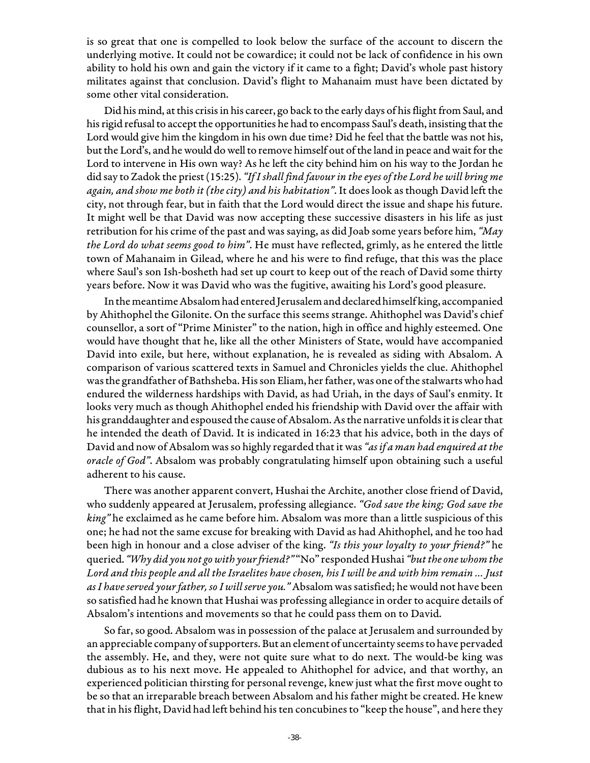is so great that one is compelled to look below the surface of the account to discern the underlying motive. It could not be cowardice; it could not be lack of confidence in his own ability to hold his own and gain the victory if it came to a fight; David's whole past history militates against that conclusion. David's flight to Mahanaim must have been dictated by some other vital consideration.

Did his mind, at this crisis in his career, go back to the early days of his flight from Saul, and his rigid refusal to accept the opportunities he had to encompass Saul's death, insisting that the Lord would give him the kingdom in his own due time? Did he feel that the battle was not his, but the Lord's, and he would do well to remove himself out of the land in peace and wait for the Lord to intervene in His own way? As he left the city behind him on his way to the Jordan he did say to Zadok the priest (15:25). *"If I shall find favour in the eyes of the Lord he will bring me again, and show me both it (the city) and his habitation"*. It does look as though David left the city, not through fear, but in faith that the Lord would direct the issue and shape his future. It might well be that David was now accepting these successive disasters in his life as just retribution for his crime of the past and was saying, as did Joab some years before him, *"May the Lord do what seems good to him"*. He must have reflected, grimly, as he entered the little town of Mahanaim in Gilead, where he and his were to find refuge, that this was the place where Saul's son Ish-bosheth had set up court to keep out of the reach of David some thirty years before. Now it was David who was the fugitive, awaiting his Lord's good pleasure.

In the meantime Absalom had entered Jerusalem and declared himself king, accompanied by Ahithophel the Gilonite. On the surface this seems strange. Ahithophel was David's chief counsellor, a sort of "Prime Minister" to the nation, high in office and highly esteemed. One would have thought that he, like all the other Ministers of State, would have accompanied David into exile, but here, without explanation, he is revealed as siding with Absalom. A comparison of various scattered texts in Samuel and Chronicles yields the clue. Ahithophel was the grandfather of Bathsheba. His son Eliam, her father, was one of the stalwarts who had endured the wilderness hardships with David, as had Uriah, in the days of Saul's enmity. It looks very much as though Ahithophel ended his friendship with David over the affair with his granddaughter and espoused the cause of Absalom. As the narrative unfolds it is clear that he intended the death of David. It is indicated in 16:23 that his advice, both in the days of David and now of Absalom was so highly regarded that it was *"as if a man had enquired at the oracle of God"*. Absalom was probably congratulating himself upon obtaining such a useful adherent to his cause.

There was another apparent convert, Hushai the Archite, another close friend of David, who suddenly appeared at Jerusalem, professing allegiance. *"God save the king; God save the king"* he exclaimed as he came before him. Absalom was more than a little suspicious of this one; he had not the same excuse for breaking with David as had Ahithophel, and he too had been high in honour and a close adviser of the king. *"Is this your loyalty to your friend?"* he queried. *"Why did you not go with your friend?"* "No" responded Hushai *"but the one whom the Lord and this people and all the Israelites have chosen, his I will be and with him remain ... Just as I have served your father, so I will serve you."* Absalom was satisfied; he would not have been so satisfied had he known that Hushai was professing allegiance in order to acquire details of Absalom's intentions and movements so that he could pass them on to David.

So far, so good. Absalom was in possession of the palace at Jerusalem and surrounded by an appreciable company of supporters. But an element of uncertainty seems to have pervaded the assembly. He, and they, were not quite sure what to do next. The would-be king was dubious as to his next move. He appealed to Ahithophel for advice, and that worthy, an experienced politician thirsting for personal revenge, knew just what the first move ought to be so that an irreparable breach between Absalom and his father might be created. He knew that in his flight, David had left behind his ten concubines to "keep the house", and here they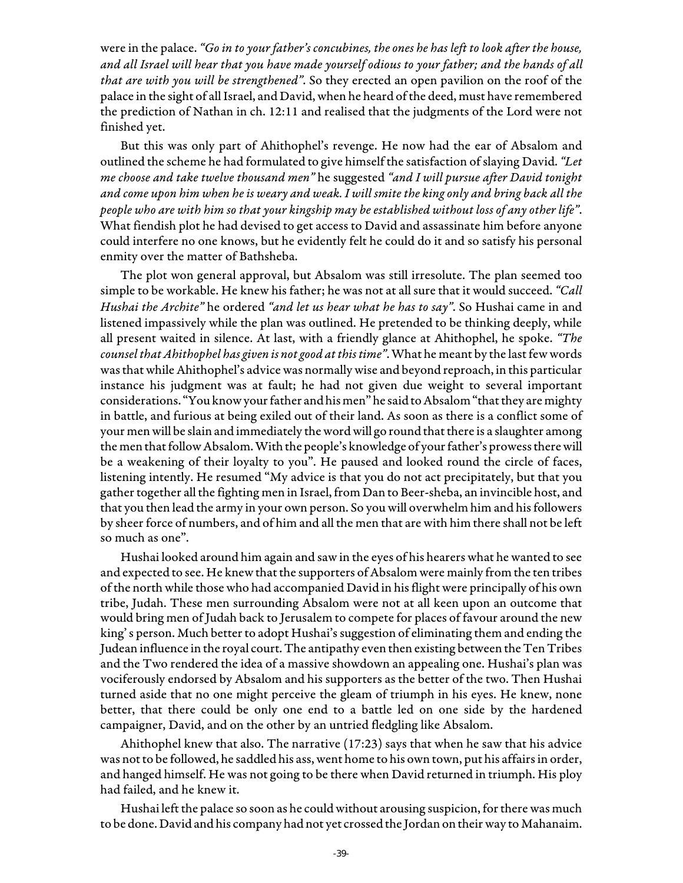were in the palace. *"Go in to your father's concubines, the ones he has left to look after the house, and all Israel will hear that you have made yourself odious to your father; and the hands of all that are with you will be strengthened".* So they erected an open pavilion on the roof of the palace in the sight of all Israel, and David, when he heard of the deed, must have remembered the prediction of Nathan in ch. 12:11 and realised that the judgments of the Lord were not finished yet.

But this was only part of Ahithophel's revenge. He now had the ear of Absalom and outlined the scheme he had formulated to give himself the satisfaction of slaying David. *"Let me choose and take twelve thousand men"* he suggested *"and I will pursue after David tonight and come upon him when he is weary and weak. I will smite the king only and bring back all the people who are with him so that your kingship may be established without loss of any other life".* What fiendish plot he had devised to get access to David and assassinate him before anyone could interfere no one knows, but he evidently felt he could do it and so satisfy his personal enmity over the matter of Bathsheba.

The plot won general approval, but Absalom was still irresolute. The plan seemed too simple to be workable. He knew his father; he was not at all sure that it would succeed. *"Call Hushai the Archite"* he ordered *"and let us hear what he has to say".* So Hushai came in and listened impassively while the plan was outlined. He pretended to be thinking deeply, while all present waited in silence. At last, with a friendly glance at Ahithophel, he spoke. *"The counsel that Ahithophel has given is not good at this time".* What he meant by the last few words was that while Ahithophel's advice was normally wise and beyond reproach, in this particular instance his judgment was at fault; he had not given due weight to several important considerations. "You know your father and his men" he said to Absalom "that they are mighty in battle, and furious at being exiled out of their land. As soon as there is a conflict some of your men will be slain and immediately the word will go round that there is a slaughter among the men that follow Absalom. With the people's knowledge of your father's prowess there will be a weakening of their loyalty to you". He paused and looked round the circle of faces, listening intently. He resumed "My advice is that you do not act precipitately, but that you gather together all the fighting men in Israel, from Dan to Beer-sheba, an invincible host, and that you then lead the army in your own person. So you will overwhelm him and his followers by sheer force of numbers, and of him and all the men that are with him there shall not be left so much as one".

Hushai looked around him again and saw in the eyes of his hearers what he wanted to see and expected to see. He knew that the supporters of Absalom were mainly from the ten tribes of the north while those who had accompanied David in his flight were principally of his own tribe, Judah. These men surrounding Absalom were not at all keen upon an outcome that would bring men of Judah back to Jerusalem to compete for places of favour around the new king' s person. Much better to adopt Hushai's suggestion of eliminating them and ending the Judean influence in the royal court. The antipathy even then existing between the Ten Tribes and the Two rendered the idea of a massive showdown an appealing one. Hushai's plan was vociferously endorsed by Absalom and his supporters as the better of the two. Then Hushai turned aside that no one might perceive the gleam of triumph in his eyes. He knew, none better, that there could be only one end to a battle led on one side by the hardened campaigner, David, and on the other by an untried fledgling like Absalom.

Ahithophel knew that also. The narrative (17:23) says that when he saw that his advice was not to be followed, he saddled his ass, went home to his own town, put his affairs in order, and hanged himself. He was not going to be there when David returned in triumph. His ploy had failed, and he knew it.

Hushai left the palace so soon as he could without arousing suspicion, for there was much to be done. David and his company had not yet crossed the Jordan on their way to Mahanaim.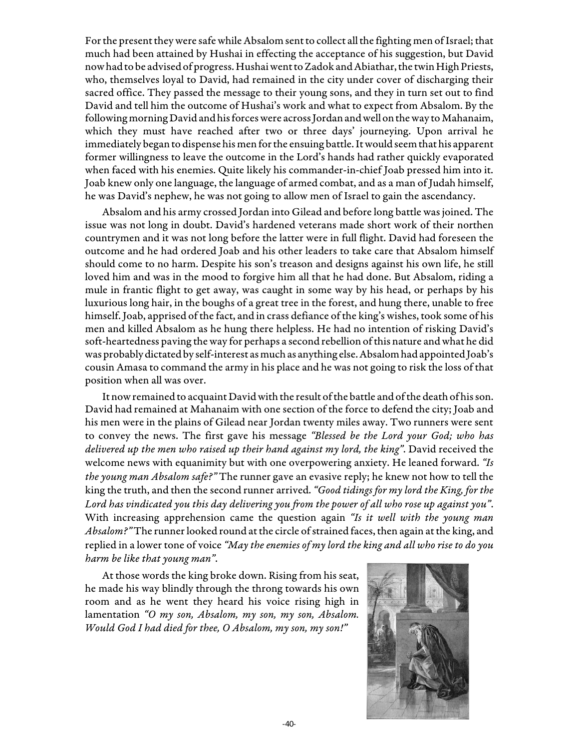For the present they were safe while Absalom sent to collect all the fighting men of Israel; that much had been attained by Hushai in effecting the acceptance of his suggestion, but David now had to be advised of progress. Hushai went to Zadok and Abiathar, the twin High Priests, who, themselves loyal to David, had remained in the city under cover of discharging their sacred office. They passed the message to their young sons, and they in turn set out to find David and tell him the outcome of Hushai's work and what to expect from Absalom. By the following morning David and his forces were across Jordan and well on the way to Mahanaim, which they must have reached after two or three days' journeying. Upon arrival he immediately began to dispense his men for the ensuing battle. It would seem that his apparent former willingness to leave the outcome in the Lord's hands had rather quickly evaporated when faced with his enemies. Quite likely his commander-in-chief Joab pressed him into it. Joab knew only one language, the language of armed combat, and as a man of Judah himself, he was David's nephew, he was not going to allow men of Israel to gain the ascendancy.

Absalom and his army crossed Jordan into Gilead and before long battle was joined. The issue was not long in doubt. David's hardened veterans made short work of their northen countrymen and it was not long before the latter were in full flight. David had foreseen the outcome and he had ordered Joab and his other leaders to take care that Absalom himself should come to no harm. Despite his son's treason and designs against his own life, he still loved him and was in the mood to forgive him all that he had done. But Absalom, riding a mule in frantic flight to get away, was caught in some way by his head, or perhaps by his luxurious long hair, in the boughs of a great tree in the forest, and hung there, unable to free himself. Joab, apprised of the fact, and in crass defiance of the king's wishes, took some of his men and killed Absalom as he hung there helpless. He had no intention of risking David's soft-heartedness paving the way for perhaps a second rebellion of this nature and what he did was probably dictated by self-interest as much as anything else. Absalom had appointed Joab's cousin Amasa to command the army in his place and he was not going to risk the loss of that position when all was over.

It now remained to acquaint David with the result of the battle and of the death of his son. David had remained at Mahanaim with one section of the force to defend the city; Joab and his men were in the plains of Gilead near Jordan twenty miles away. Two runners were sent to convey the news. The first gave his message *"Blessed be the Lord your God; who has delivered up the men who raised up their hand against my lord, the king"*. David received the welcome news with equanimity but with one overpowering anxiety. He leaned forward. *"Is the young man Absalom safe?"* The runner gave an evasive reply; he knew not how to tell the king the truth, and then the second runner arrived. *"Good tidings for my lord the King, for the Lord has vindicated you this day delivering you from the power of all who rose up against you"*. With increasing apprehension came the question again *"Is it well with the young man Absalom?"* The runner looked round at the circle of strained faces, then again at the king, and replied in a lower tone of voice *"May the enemies of my lord the king and all who rise to do you harm be like that young man"*.

At those words the king broke down. Rising from his seat, he made his way blindly through the throng towards his own room and as he went they heard his voice rising high in lamentation *"O my son, Absalom, my son, my son, Absalom. Would God I had died for thee, O Absalom, my son, my son!"*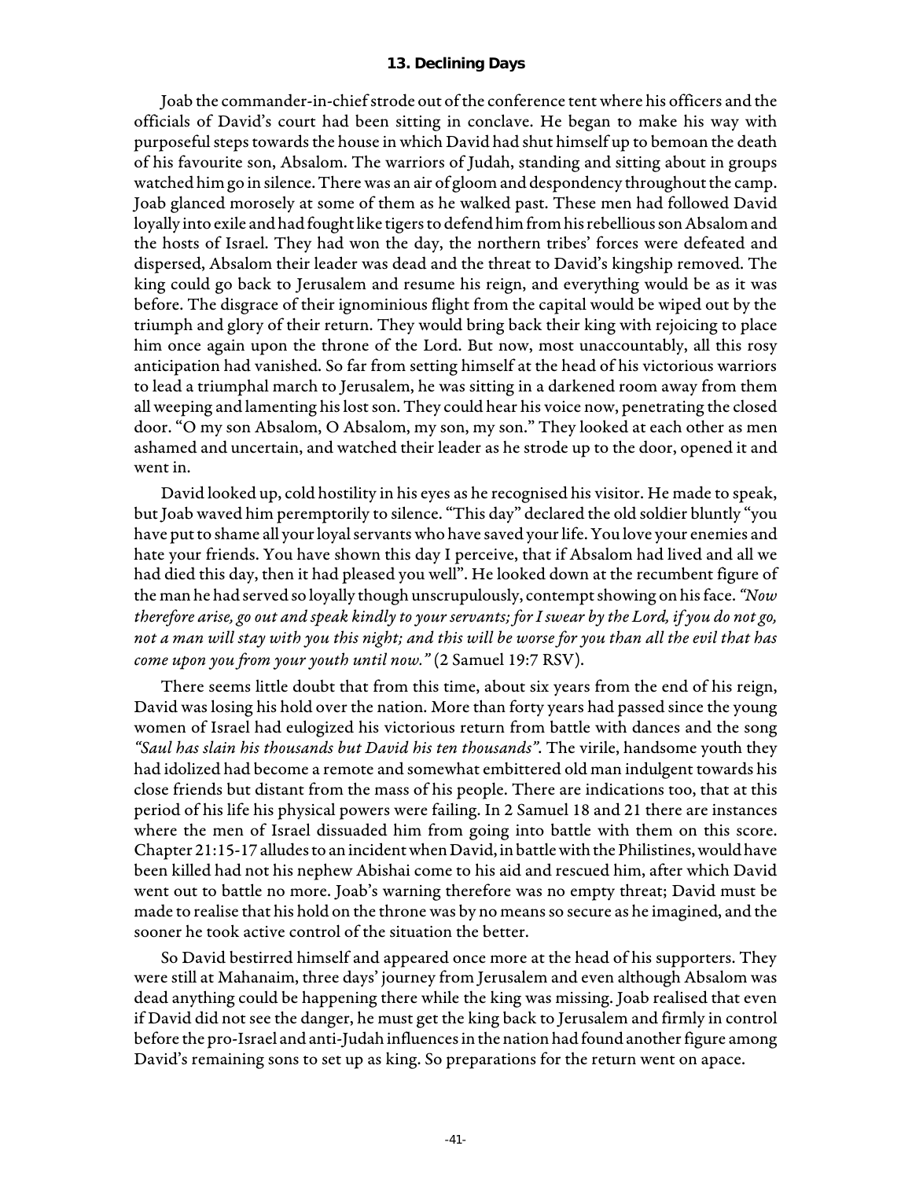## 13. Declining Days

Joab the commander-in-chief strode out of the conference tent where his officers and the officials of David's court had been sitting in conclave. He began to make his way with purposeful steps towards the house in which David had shut himself up to bemoan the death of his favourite son, Absalom. The warriors of Judah, standing and sitting about in groups watched him go in silence. There was an air of gloom and despondency throughout the camp. Joab glanced morosely at some of them as he walked past. These men had followed David loyally into exile and had fought like tigers to defend him from his rebellious son Absalom and the hosts of Israel. They had won the day, the northern tribes' forces were defeated and dispersed, Absalom their leader was dead and the threat to David's kingship removed. The king could go back to Jerusalem and resume his reign, and everything would be as it was before. The disgrace of their ignominious flight from the capital would be wiped out by the triumph and glory of their return. They would bring back their king with rejoicing to place him once again upon the throne of the Lord. But now, most unaccountably, all this rosy anticipation had vanished. So far from setting himself at the head of his victorious warriors to lead a triumphal march to Jerusalem, he was sitting in a darkened room away from them all weeping and lamenting his lost son. They could hear his voice now, penetrating the closed door. "O my son Absalom, O Absalom, my son, my son." They looked at each other as men ashamed and uncertain, and watched their leader as he strode up to the door, opened it and went in.

David looked up, cold hostility in his eyes as he recognised his visitor. He made to speak, but Joab waved him peremptorily to silence. "This day" declared the old soldier bluntly "you have put to shame all your loyal servants who have saved your life. You love your enemies and hate your friends. You have shown this day I perceive, that if Absalom had lived and all we had died this day, then it had pleased you well". He looked down at the recumbent figure of the man he had served so loyally though unscrupulously, contempt showing on his face. *"Now therefore arise, go out and speak kindly to your servants; for I swear by the Lord, if you do not go, not a man will stay with you this night; and this will be worse for you than all the evil that has come upon you from your youth until now."* (2 Samuel 19:7 RSV).

There seems little doubt that from this time, about six years from the end of his reign, David was losing his hold over the nation. More than forty years had passed since the young women of Israel had eulogized his victorious return from battle with dances and the song *"Saul has slain his thousands but David his ten thousands"*. The virile, handsome youth they had idolized had become a remote and somewhat embittered old man indulgent towards his close friends but distant from the mass of his people. There are indications too, that at this period of his life his physical powers were failing. In 2 Samuel 18 and 21 there are instances where the men of Israel dissuaded him from going into battle with them on this score. Chapter 21:15-17 alludes to an incident when David, in battle with the Philistines, would have been killed had not his nephew Abishai come to his aid and rescued him, after which David went out to battle no more. Joab's warning therefore was no empty threat; David must be made to realise that his hold on the throne was by no means so secure as he imagined, and the sooner he took active control of the situation the better.

So David bestirred himself and appeared once more at the head of his supporters. They were still at Mahanaim, three days' journey from Jerusalem and even although Absalom was dead anything could be happening there while the king was missing. Joab realised that even if David did not see the danger, he must get the king back to Jerusalem and firmly in control before the pro-Israel and anti-Judah influences in the nation had found another figure among David's remaining sons to set up as king. So preparations for the return went on apace.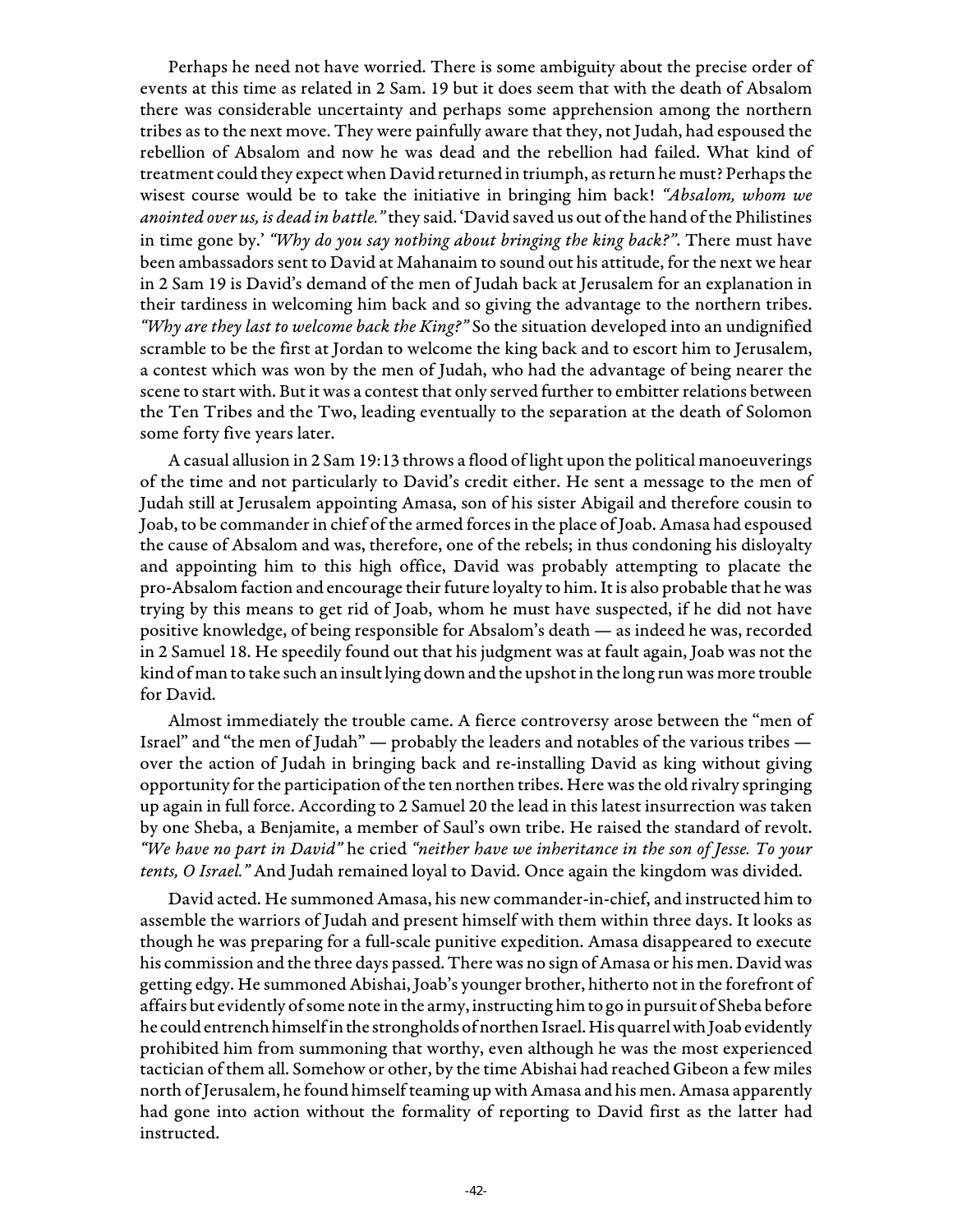Perhaps he need not have worried. There is some ambiguity about the precise order of events at this time as related in 2 Sam. 19 but it does seem that with the death of Absalom there was considerable uncertainty and perhaps some apprehension among the northern tribes as to the next move. They were painfully aware that they, not Judah, had espoused the rebellion of Absalom and now he was dead and the rebellion had failed. What kind of treatment could they expect when David returned in triumph, as return he must? Perhaps the wisest course would be to take the initiative in bringing him back! *"Absalom, whom we anointed over us, is dead in battle."* they said. 'David saved us out of the hand of the Philistines in time gone by.' *"Why do you say nothing about bringing the king back?"*. There must have been ambassadors sent to David at Mahanaim to sound out his attitude, for the next we hear in 2 Sam 19 is David's demand of the men of Judah back at Jerusalem for an explanation in their tardiness in welcoming him back and so giving the advantage to the northern tribes. *"Why are they last to welcome back the King?"* So the situation developed into an undignified scramble to be the first at Jordan to welcome the king back and to escort him to Jerusalem, a contest which was won by the men of Judah, who had the advantage of being nearer the scene to start with. But it was a contest that only served further to embitter relations between the Ten Tribes and the Two, leading eventually to the separation at the death of Solomon some forty five years later.

A casual allusion in 2 Sam 19:13 throws a flood of light upon the political manoeuverings of the time and not particularly to David's credit either. He sent a message to the men of Judah still at Jerusalem appointing Amasa, son of his sister Abigail and therefore cousin to Joab, to be commander in chief of the armed forces in the place of Joab. Amasa had espoused the cause of Absalom and was, therefore, one of the rebels; in thus condoning his disloyalty and appointing him to this high office, David was probably attempting to placate the pro-Absalom faction and encourage their future loyalty to him. It is also probable that he was trying by this means to get rid of Joab, whom he must have suspected, if he did not have positive knowledge, of being responsible for Absalom's death — as indeed he was, recorded in 2 Samuel 18. He speedily found out that his judgment was at fault again, Joab was not the kind of man to take such an insult lying down and the upshot in the long run was more trouble for David.

Almost immediately the trouble came. A fierce controversy arose between the "men of Israel" and "the men of Judah" — probably the leaders and notables of the various tribes — over the action of Judah in bringing back and re-installing David as king without giving opportunity for the participation of the ten northen tribes. Here was the old rivalry springing up again in full force. According to 2 Samuel 20 the lead in this latest insurrection was taken by one Sheba, a Benjamite, a member of Saul's own tribe. He raised the standard of revolt. *"We have no part in David"* he cried *"neither have we inheritance in the son of Jesse. To your tents, O Israel."* And Judah remained loyal to David. Once again the kingdom was divided.

David acted. He summoned Amasa, his new commander-in-chief, and instructed him to assemble the warriors of Judah and present himself with them within three days. It looks as though he was preparing for a full-scale punitive expedition. Amasa disappeared to execute his commission and the three days passed. There was no sign of Amasa or his men. David was getting edgy. He summoned Abishai, Joab's younger brother, hitherto not in the forefront of affairs but evidently of some note in the army, instructing him to go in pursuit of Sheba before he could entrench himself in the strongholds of northen Israel. His quarrel with Joab evidently prohibited him from summoning that worthy, even although he was the most experienced tactician of them all. Somehow or other, by the time Abishai had reached Gibeon a few miles north of Jerusalem, he found himself teaming up with Amasa and his men. Amasa apparently had gone into action without the formality of reporting to David first as the latter had instructed.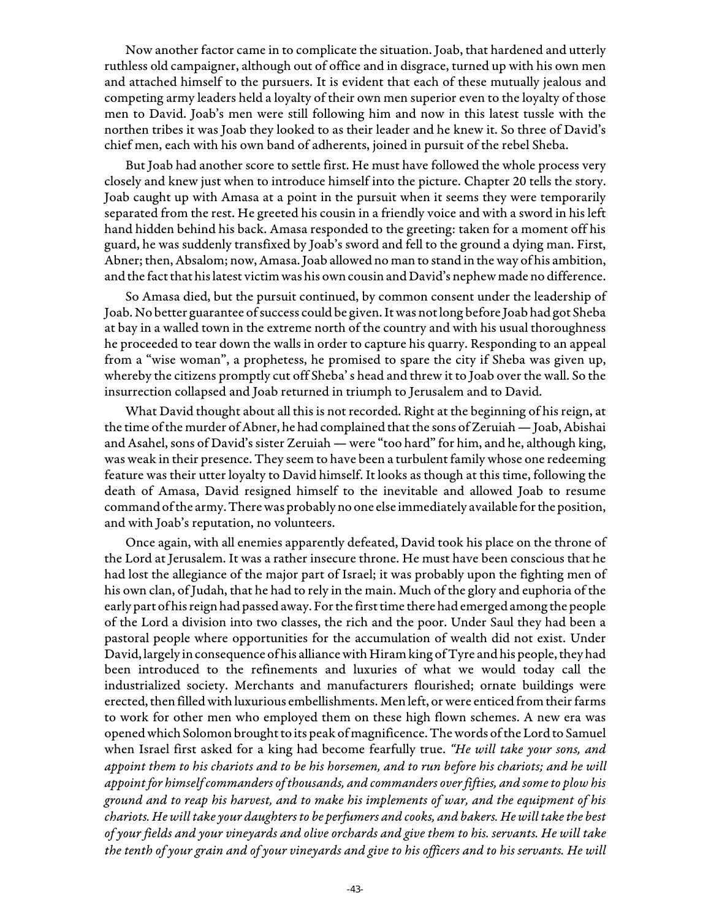Now another factor came in to complicate the situation. Joab, that hardened and utterly ruthless old campaigner, although out of office and in disgrace, turned up with his own men and attached himself to the pursuers. It is evident that each of these mutually jealous and competing army leaders held a loyalty of their own men superior even to the loyalty of those men to David. Joab's men were still following him and now in this latest tussle with the northen tribes it was Joab they looked to as their leader and he knew it. So three of David's chief men, each with his own band of adherents, joined in pursuit of the rebel Sheba.

But Joab had another score to settle first. He must have followed the whole process very closely and knew just when to introduce himself into the picture. Chapter 20 tells the story. Joab caught up with Amasa at a point in the pursuit when it seems they were temporarily separated from the rest. He greeted his cousin in a friendly voice and with a sword in his left hand hidden behind his back. Amasa responded to the greeting: taken for a moment off his guard, he was suddenly transfixed by Joab's sword and fell to the ground a dying man. First, Abner; then, Absalom; now, Amasa. Joab allowed no man to stand in the way of his ambition, and the fact that his latest victim was his own cousin and David's nephew made no difference.

So Amasa died, but the pursuit continued, by common consent under the leadership of Joab. No better guarantee of success could be given. It was not long before Joab had got Sheba at bay in a walled town in the extreme north of the country and with his usual thoroughness he proceeded to tear down the walls in order to capture his quarry. Responding to an appeal from a "wise woman", a prophetess, he promised to spare the city if Sheba was given up, whereby the citizens promptly cut off Sheba' s head and threw it to Joab over the wall. So the insurrection collapsed and Joab returned in triumph to Jerusalem and to David.

What David thought about all this is not recorded. Right at the beginning of his reign, at the time of the murder of Abner, he had complained that the sons of Zeruiah — Joab, Abishai and Asahel, sons of David's sister Zeruiah — were "too hard" for him, and he, although king, was weak in their presence. They seem to have been a turbulent family whose one redeeming feature was their utter loyalty to David himself. It looks as though at this time, following the death of Amasa, David resigned himself to the inevitable and allowed Joab to resume command of the army. There was probably no one else immediately available for the position, and with Joab's reputation, no volunteers.

Once again, with all enemies apparently defeated, David took his place on the throne of the Lord at Jerusalem. It was a rather insecure throne. He must have been conscious that he had lost the allegiance of the major part of Israel; it was probably upon the fighting men of his own clan, of Judah, that he had to rely in the main. Much of the glory and euphoria of the early part of his reign had passed away. For the first time there had emerged among the people of the Lord a division into two classes, the rich and the poor. Under Saul they had been a pastoral people where opportunities for the accumulation of wealth did not exist. Under David, largely in consequence of his alliance with Hiram king of Tyre and his people, they had been introduced to the refinements and luxuries of what we would today call the industrialized society. Merchants and manufacturers flourished; ornate buildings were erected, then filled with luxurious embellishments. Men left, or were enticed from their farms to work for other men who employed them on these high flown schemes. A new era was opened which Solomon brought to its peak of magnificence. The words of the Lord to Samuel when Israel first asked for a king had become fearfully true. *"He will take your sons, and appoint them to his chariots and to be his horsemen, and to run before his chariots; and he will appoint for himself commanders of thousands, and commanders over fifties, and some to plow his ground and to reap his harvest, and to make his implements of war, and the equipment of his chariots. He will take your daughters to be perfumers and cooks, and bakers. He will take the best of your fields and your vineyards and olive orchards and give them to his. servants. He will take the tenth of your grain and of your vineyards and give to his officers and to his servants. He will*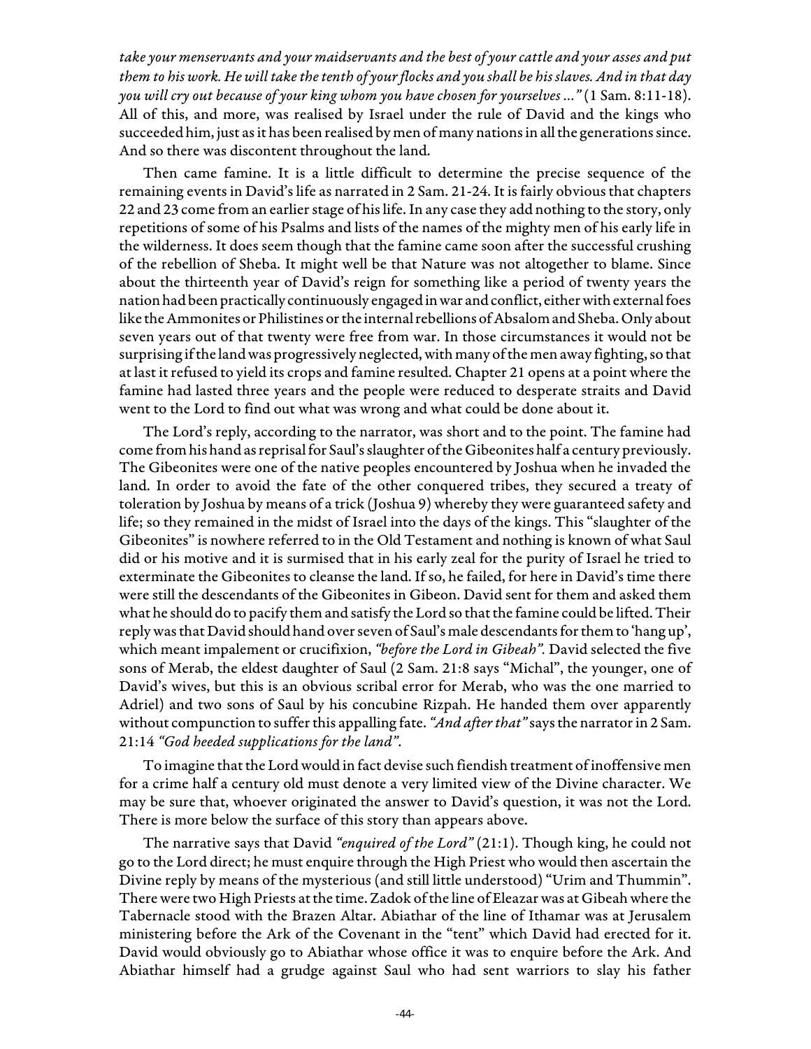*take your menservants and your maidservants and the best of your cattle and your asses and put them to his work. He will take the tenth of your flocks and you shall be his slaves. And in that day you will cry out because of your king whom you have chosen for yourselves ..."* (1 Sam. 8:11-18). All of this, and more, was realised by Israel under the rule of David and the kings who succeeded him, just as it has been realised by men of many nations in all the generations since. And so there was discontent throughout the land.

Then came famine. It is a little difficult to determine the precise sequence of the remaining events in David's life as narrated in 2 Sam. 21-24. It is fairly obvious that chapters 22 and 23 come from an earlier stage of his life. In any case they add nothing to the story, only repetitions of some of his Psalms and lists of the names of the mighty men of his early life in the wilderness. It does seem though that the famine came soon after the successful crushing of the rebellion of Sheba. It might well be that Nature was not altogether to blame. Since about the thirteenth year of David's reign for something like a period of twenty years the nation had been practically continuously engaged in war and conflict, either with external foes like the Ammonites or Philistines or the internal rebellions of Absalom and Sheba. Only about seven years out of that twenty were free from war. In those circumstances it would not be surprising if the land was progressively neglected, with many of the men away fighting, so that at last it refused to yield its crops and famine resulted. Chapter 21 opens at a point where the famine had lasted three years and the people were reduced to desperate straits and David went to the Lord to find out what was wrong and what could be done about it.

The Lord's reply, according to the narrator, was short and to the point. The famine had come from his hand as reprisal for Saul's slaughter of the Gibeonites half a century previously. The Gibeonites were one of the native peoples encountered by Joshua when he invaded the land. In order to avoid the fate of the other conquered tribes, they secured a treaty of toleration by Joshua by means of a trick (Joshua 9) whereby they were guaranteed safety and life; so they remained in the midst of Israel into the days of the kings. This "slaughter of the Gibeonites" is nowhere referred to in the Old Testament and nothing is known of what Saul did or his motive and it is surmised that in his early zeal for the purity of Israel he tried to exterminate the Gibeonites to cleanse the land. If so, he failed, for here in David's time there were still the descendants of the Gibeonites in Gibeon. David sent for them and asked them what he should do to pacify them and satisfy the Lord so that the famine could be lifted. Their reply was that David should hand over seven of Saul's male descendants for them to 'hang up', which meant impalement or crucifixion, *"before the Lord in Gibeah".* David selected the five sons of Merab, the eldest daughter of Saul (2 Sam. 21:8 says "Michal", the younger, one of David's wives, but this is an obvious scribal error for Merab, who was the one married to Adriel) and two sons of Saul by his concubine Rizpah. He handed them over apparently without compunction to suffer this appalling fate. *"And after that"* says the narrator in 2 Sam. 21:14 *"God heeded supplications for the land".*

To imagine that the Lord would in fact devise such fiendish treatment of inoffensive men for a crime half a century old must denote a very limited view of the Divine character. We may be sure that, whoever originated the answer to David's question, it was not the Lord. There is more below the surface of this story than appears above.

The narrative says that David *"enquired of the Lord"* (21:1). Though king, he could not go to the Lord direct; he must enquire through the High Priest who would then ascertain the Divine reply by means of the mysterious (and still little understood) "Urim and Thummin". There were two High Priests at the time. Zadok of the line of Eleazar was at Gibeah where the Tabernacle stood with the Brazen Altar. Abiathar of the line of Ithamar was at Jerusalem ministering before the Ark of the Covenant in the "tent" which David had erected for it. David would obviously go to Abiathar whose office it was to enquire before the Ark. And Abiathar himself had a grudge against Saul who had sent warriors to slay his father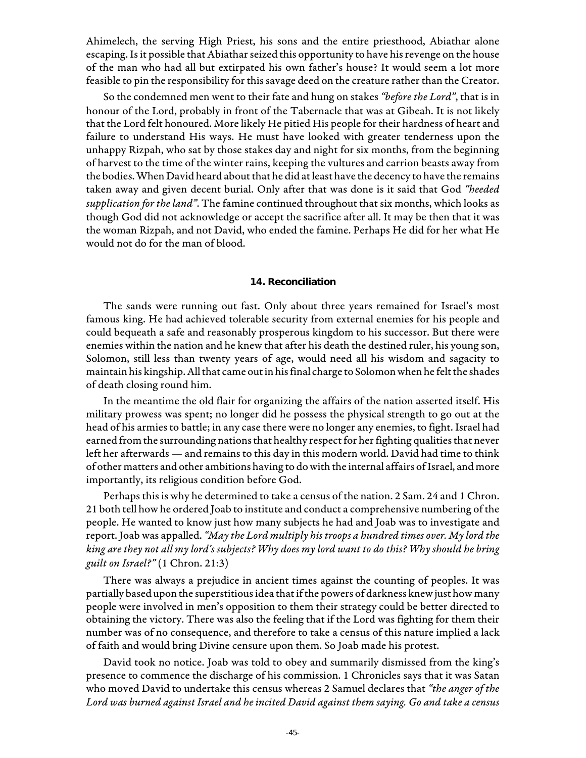Ahimelech, the serving High Priest, his sons and the entire priesthood, Abiathar alone escaping. Is it possible that Abiathar seized this opportunity to have his revenge on the house of the man who had all but extirpated his own father's house? It would seem a lot more feasible to pin the responsibility for this savage deed on the creature rather than the Creator.

So the condemned men went to their fate and hung on stakes *"before the Lord"*, that is in honour of the Lord, probably in front of the Tabernacle that was at Gibeah. It is not likely that the Lord felt honoured. More likely He pitied His people for their hardness of heart and failure to understand His ways. He must have looked with greater tenderness upon the unhappy Rizpah, who sat by those stakes day and night for six months, from the beginning of harvest to the time of the winter rains, keeping the vultures and carrion beasts away from the bodies. When David heard about that he did at least have the decency to have the remains taken away and given decent burial. Only after that was done is it said that God *"heeded supplication for the land"*. The famine continued throughout that six months, which looks as though God did not acknowledge or accept the sacrifice after all. It may be then that it was the woman Rizpah, and not David, who ended the famine. Perhaps He did for her what He would not do for the man of blood.

### 14. Reconciliation

The sands were running out fast. Only about three years remained for Israel's most famous king. He had achieved tolerable security from external enemies for his people and could bequeath a safe and reasonably prosperous kingdom to his successor. But there were enemies within the nation and he knew that after his death the destined ruler, his young son, Solomon, still less than twenty years of age, would need all his wisdom and sagacity to maintain his kingship. All that came out in his final charge to Solomon when he felt the shades of death closing round him.

In the meantime the old flair for organizing the affairs of the nation asserted itself. His military prowess was spent; no longer did he possess the physical strength to go out at the head of his armies to battle; in any case there were no longer any enemies, to fight. Israel had earned from the surrounding nations that healthy respect for her fighting qualities that never left her afterwards — and remains to this day in this modern world. David had time to think of other matters and other ambitions having to do with the internal affairs of Israel, and more importantly, its religious condition before God.

Perhaps this is why he determined to take a census of the nation. 2 Sam. 24 and 1 Chron. 21 both tell how he ordered Joab to institute and conduct a comprehensive numbering of the people. He wanted to know just how many subjects he had and Joab was to investigate and report. Joab was appalled. *"May the Lord multiply his troops a hundred times over. My lord the king are they not all my lord's subjects? Why does my lord want to do this? Why should he bring guilt on Israel?"* (1 Chron. 21:3)

There was always a prejudice in ancient times against the counting of peoples. It was partially based upon the superstitious idea that if the powers of darkness knew just how many people were involved in men's opposition to them their strategy could be better directed to obtaining the victory. There was also the feeling that if the Lord was fighting for them their number was of no consequence, and therefore to take a census of this nature implied a lack of faith and would bring Divine censure upon them. So Joab made his protest.

David took no notice. Joab was told to obey and summarily dismissed from the king's presence to commence the discharge of his commission. 1 Chronicles says that it was Satan who moved David to undertake this census whereas 2 Samuel declares that *"the anger of the Lord was burned against Israel and he incited David against them saying. Go and take a census*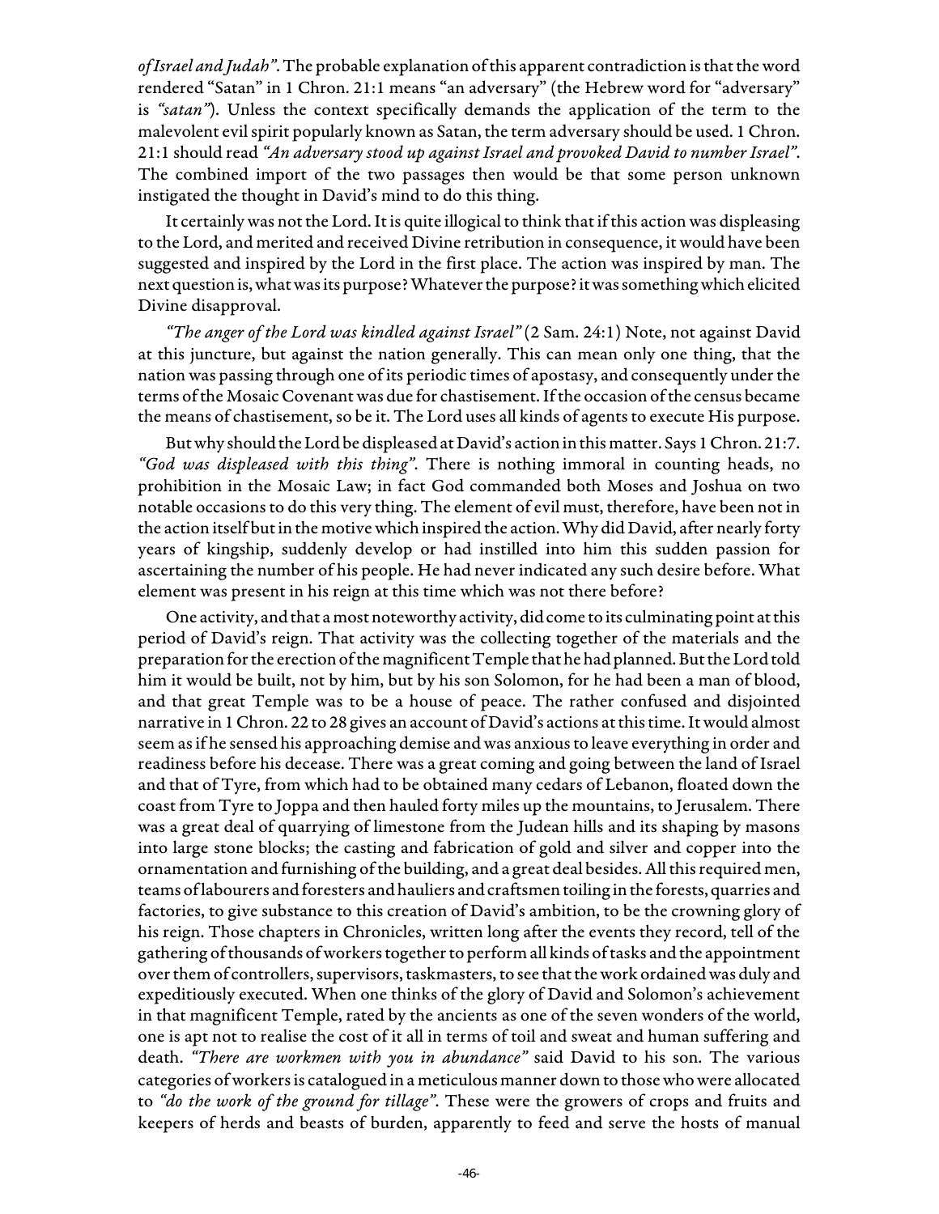*of Israel and Judah"*. The probable explanation of this apparent contradiction is that the word rendered "Satan" in 1 Chron. 21:1 means "an adversary" (the Hebrew word for "adversary" is *"satan"*). Unless the context specifically demands the application of the term to the malevolent evil spirit popularly known as Satan, the term adversary should be used. 1 Chron. 21:1 should read *"An adversary stood up against Israel and provoked David to number Israel"*. The combined import of the two passages then would be that some person unknown instigated the thought in David's mind to do this thing.

It certainly was not the Lord. It is quite illogical to think that if this action was displeasing to the Lord, and merited and received Divine retribution in consequence, it would have been suggested and inspired by the Lord in the first place. The action was inspired by man. The next question is, what was its purpose? Whatever the purpose? it was something which elicited Divine disapproval.

*"The anger of the Lord was kindled against Israel"* (2 Sam. 24:1) Note, not against David at this juncture, but against the nation generally. This can mean only one thing, that the nation was passing through one of its periodic times of apostasy, and consequently under the terms of the Mosaic Covenant was due for chastisement. If the occasion of the census became the means of chastisement, so be it. The Lord uses all kinds of agents to execute His purpose.

But why should the Lord be displeased at David's action in this matter. Says 1 Chron. 21:7. *"God was displeased with this thing"*. There is nothing immoral in counting heads, no prohibition in the Mosaic Law; in fact God commanded both Moses and Joshua on two notable occasions to do this very thing. The element of evil must, therefore, have been not in the action itself but in the motive which inspired the action. Why did David, after nearly forty years of kingship, suddenly develop or had instilled into him this sudden passion for ascertaining the number of his people. He had never indicated any such desire before. What element was present in his reign at this time which was not there before?

One activity, and that a most noteworthy activity, did come to its culminating point at this period of David's reign. That activity was the collecting together of the materials and the preparation for the erection of the magnificent Temple that he had planned. But the Lord told him it would be built, not by him, but by his son Solomon, for he had been a man of blood, and that great Temple was to be a house of peace. The rather confused and disjointed narrative in 1 Chron. 22 to 28 gives an account of David's actions at this time. It would almost seem as if he sensed his approaching demise and was anxious to leave everything in order and readiness before his decease. There was a great coming and going between the land of Israel and that of Tyre, from which had to be obtained many cedars of Lebanon, floated down the coast from Tyre to Joppa and then hauled forty miles up the mountains, to Jerusalem. There was a great deal of quarrying of limestone from the Judean hills and its shaping by masons into large stone blocks; the casting and fabrication of gold and silver and copper into the ornamentation and furnishing of the building, and a great deal besides. All this required men, teams of labourers and foresters and hauliers and craftsmen toiling in the forests, quarries and factories, to give substance to this creation of David's ambition, to be the crowning glory of his reign. Those chapters in Chronicles, written long after the events they record, tell of the gathering of thousands of workers together to perform all kinds of tasks and the appointment over them of controllers, supervisors, taskmasters, to see that the work ordained was duly and expeditiously executed. When one thinks of the glory of David and Solomon's achievement in that magnificent Temple, rated by the ancients as one of the seven wonders of the world, one is apt not to realise the cost of it all in terms of toil and sweat and human suffering and death. *"There are workmen with you in abundance"* said David to his son. The various categories of workers is catalogued in a meticulous manner down to those who were allocated to *"do the work of the ground for tillage"*. These were the growers of crops and fruits and keepers of herds and beasts of burden, apparently to feed and serve the hosts of manual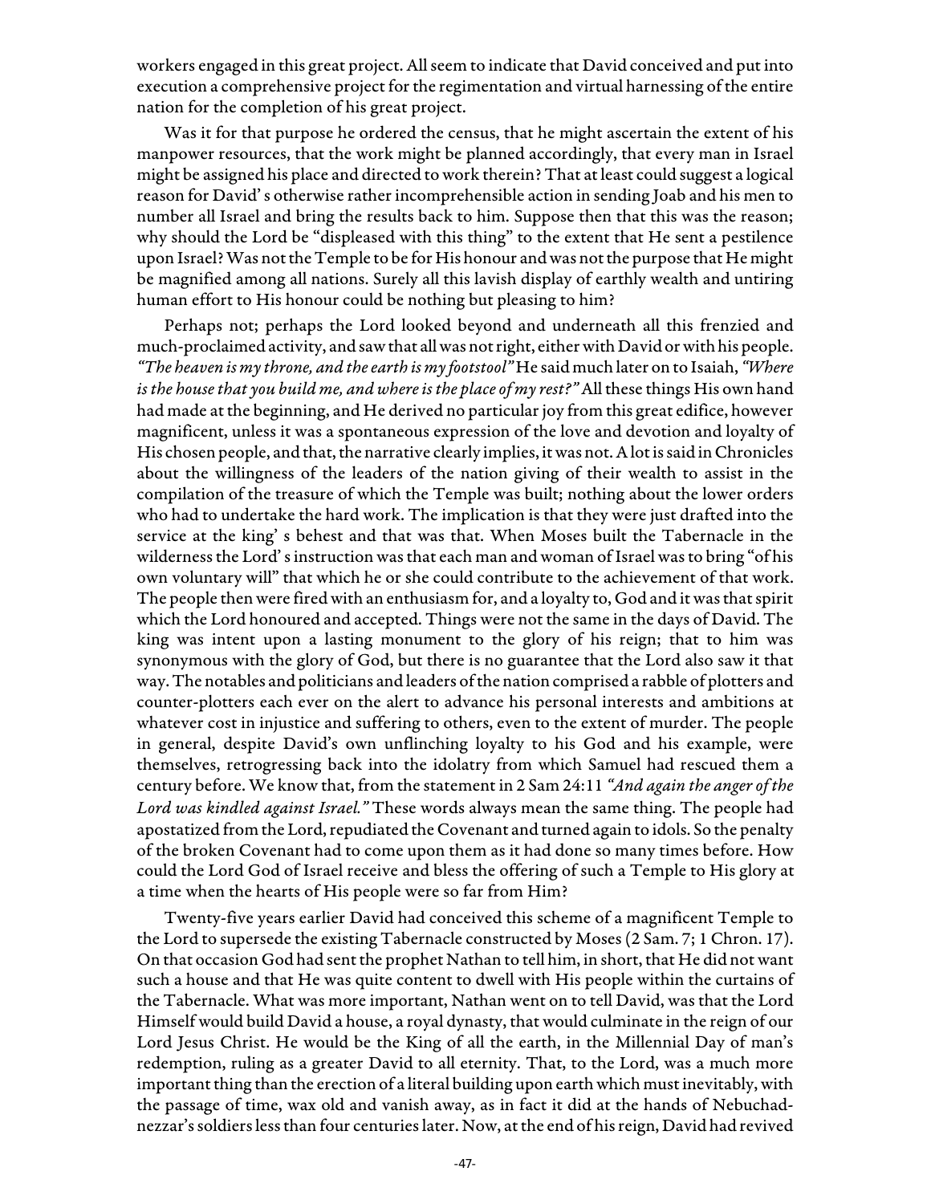workers engaged in this great project. All seem to indicate that David conceived and put into execution a comprehensive project for the regimentation and virtual harnessing of the entire nation for the completion of his great project.

Was it for that purpose he ordered the census, that he might ascertain the extent of his manpower resources, that the work might be planned accordingly, that every man in Israel might be assigned his place and directed to work therein? That at least could suggest a logical reason for David' s otherwise rather incomprehensible action in sending Joab and his men to number all Israel and bring the results back to him. Suppose then that this was the reason; why should the Lord be "displeased with this thing" to the extent that He sent a pestilence upon Israel? Was not the Temple to be for His honour and was not the purpose that He might be magnified among all nations. Surely all this lavish display of earthly wealth and untiring human effort to His honour could be nothing but pleasing to him?

Perhaps not; perhaps the Lord looked beyond and underneath all this frenzied and much-proclaimed activity, and saw that all was not right, either with David or with his people. *"The heaven is my throne, and the earth is my footstool"* He said much later on to Isaiah, *"Where is the house that you build me, and where is the place of my rest?"* All these things His own hand had made at the beginning, and He derived no particular joy from this great edifice, however magnificent, unless it was a spontaneous expression of the love and devotion and loyalty of His chosen people, and that, the narrative clearly implies, it was not. A lot is said in Chronicles about the willingness of the leaders of the nation giving of their wealth to assist in the compilation of the treasure of which the Temple was built; nothing about the lower orders who had to undertake the hard work. The implication is that they were just drafted into the service at the king' s behest and that was that. When Moses built the Tabernacle in the wilderness the Lord' s instruction was that each man and woman of Israel was to bring "of his own voluntary will" that which he or she could contribute to the achievement of that work. The people then were fired with an enthusiasm for, and a loyalty to, God and it was that spirit which the Lord honoured and accepted. Things were not the same in the days of David. The king was intent upon a lasting monument to the glory of his reign; that to him was synonymous with the glory of God, but there is no guarantee that the Lord also saw it that way. The notables and politicians and leaders of the nation comprised a rabble of plotters and counter-plotters each ever on the alert to advance his personal interests and ambitions at whatever cost in injustice and suffering to others, even to the extent of murder. The people in general, despite David's own unflinching loyalty to his God and his example, were themselves, retrogressing back into the idolatry from which Samuel had rescued them a century before. We know that, from the statement in 2 Sam 24:11 *"And again the anger of the Lord was kindled against Israel."* These words always mean the same thing. The people had apostatized from the Lord, repudiated the Covenant and turned again to idols. So the penalty of the broken Covenant had to come upon them as it had done so many times before. How could the Lord God of Israel receive and bless the offering of such a Temple to His glory at a time when the hearts of His people were so far from Him?

Twenty-five years earlier David had conceived this scheme of a magnificent Temple to the Lord to supersede the existing Tabernacle constructed by Moses (2 Sam. 7; 1 Chron. 17). On that occasion God had sent the prophet Nathan to tell him, in short, that He did not want such a house and that He was quite content to dwell with His people within the curtains of the Tabernacle. What was more important, Nathan went on to tell David, was that the Lord Himself would build David a house, a royal dynasty, that would culminate in the reign of our Lord Jesus Christ. He would be the King of all the earth, in the Millennial Day of man's redemption, ruling as a greater David to all eternity. That, to the Lord, was a much more important thing than the erection of a literal building upon earth which must inevitably, with the passage of time, wax old and vanish away, as in fact it did at the hands of Nebuchadnezzar's soldiers less than four centuries later. Now, at the end of his reign, David had revived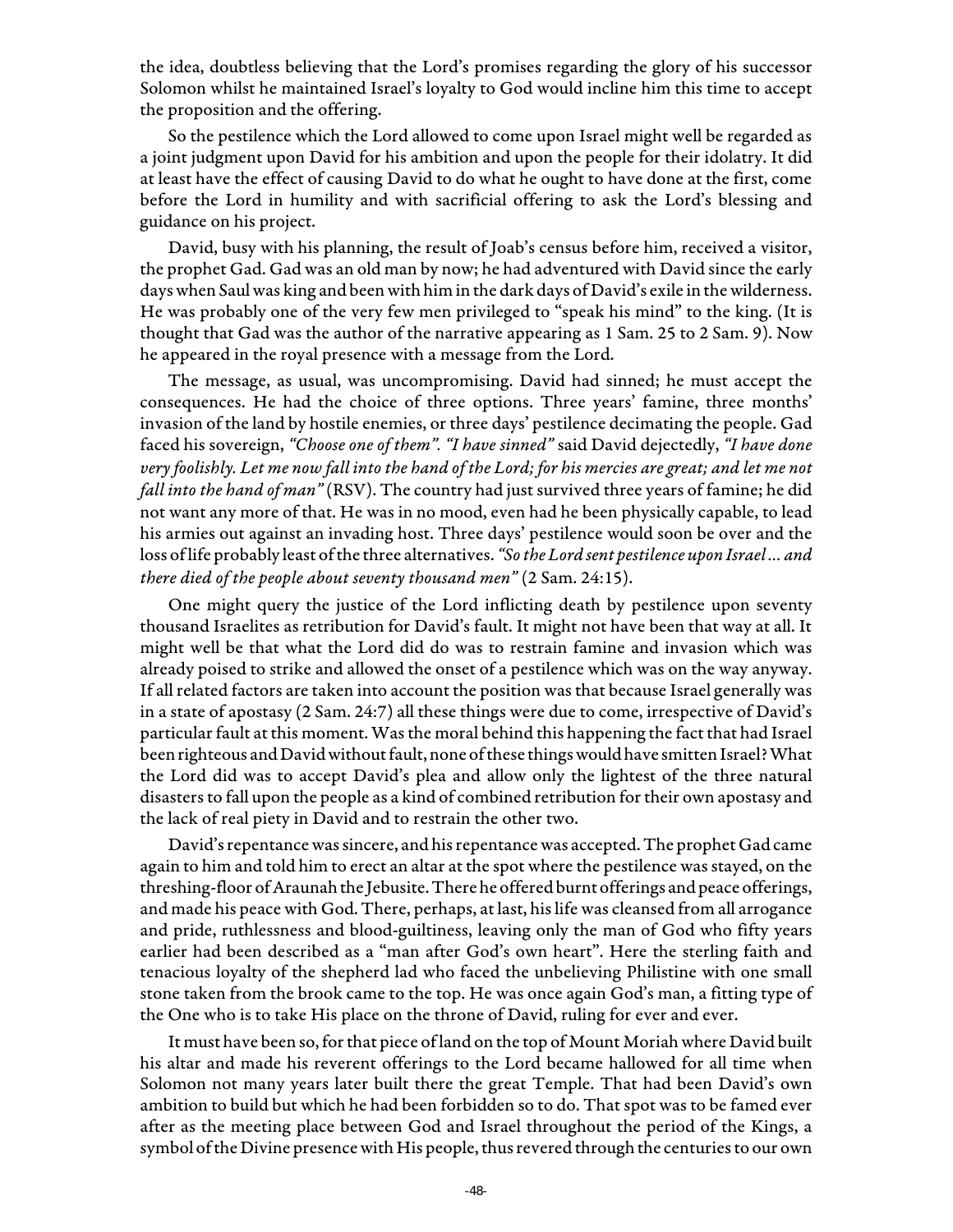the idea, doubtless believing that the Lord's promises regarding the glory of his successor Solomon whilst he maintained Israel's loyalty to God would incline him this time to accept the proposition and the offering.

So the pestilence which the Lord allowed to come upon Israel might well be regarded as a joint judgment upon David for his ambition and upon the people for their idolatry. It did at least have the effect of causing David to do what he ought to have done at the first, come before the Lord in humility and with sacrificial offering to ask the Lord's blessing and guidance on his project.

David, busy with his planning, the result of Joab's census before him, received a visitor, the prophet Gad. Gad was an old man by now; he had adventured with David since the early days when Saul was king and been with him in the dark days of David's exile in the wilderness. He was probably one of the very few men privileged to "speak his mind" to the king. (It is thought that Gad was the author of the narrative appearing as 1 Sam. 25 to 2 Sam. 9). Now he appeared in the royal presence with a message from the Lord.

The message, as usual, was uncompromising. David had sinned; he must accept the consequences. He had the choice of three options. Three years' famine, three months' invasion of the land by hostile enemies, or three days' pestilence decimating the people. Gad faced his sovereign, *"Choose one of them". "I have sinned"* said David dejectedly, *"I have done very foolishly. Let me now fall into the hand of the Lord; for his mercies are great; and let me not fall into the hand of man"* (RSV). The country had just survived three years of famine; he did not want any more of that. He was in no mood, even had he been physically capable, to lead his armies out against an invading host. Three days' pestilence would soon be over and the loss of life probably least of the three alternatives. *"So the Lord sent pestilence upon Israel ... and there died of the people about seventy thousand men"* (2 Sam. 24:15).

One might query the justice of the Lord inflicting death by pestilence upon seventy thousand Israelites as retribution for David's fault. It might not have been that way at all. It might well be that what the Lord did do was to restrain famine and invasion which was already poised to strike and allowed the onset of a pestilence which was on the way anyway. If all related factors are taken into account the position was that because Israel generally was in a state of apostasy (2 Sam. 24:7) all these things were due to come, irrespective of David's particular fault at this moment. Was the moral behind this happening the fact that had Israel been righteous and David without fault, none of these things would have smitten Israel? What the Lord did was to accept David's plea and allow only the lightest of the three natural disasters to fall upon the people as a kind of combined retribution for their own apostasy and the lack of real piety in David and to restrain the other two.

David's repentance was sincere, and his repentance was accepted. The prophet Gad came again to him and told him to erect an altar at the spot where the pestilence was stayed, on the threshing-floor of Araunah the Jebusite. There he offered burnt offerings and peace offerings, and made his peace with God. There, perhaps, at last, his life was cleansed from all arrogance and pride, ruthlessness and blood-guiltiness, leaving only the man of God who fifty years earlier had been described as a "man after God's own heart". Here the sterling faith and tenacious loyalty of the shepherd lad who faced the unbelieving Philistine with one small stone taken from the brook came to the top. He was once again God's man, a fitting type of the One who is to take His place on the throne of David, ruling for ever and ever.

It must have been so, for that piece of land on the top of Mount Moriah where David built his altar and made his reverent offerings to the Lord became hallowed for all time when Solomon not many years later built there the great Temple. That had been David's own ambition to build but which he had been forbidden so to do. That spot was to be famed ever after as the meeting place between God and Israel throughout the period of the Kings, a symbol of the Divine presence with His people, thus revered through the centuries to our own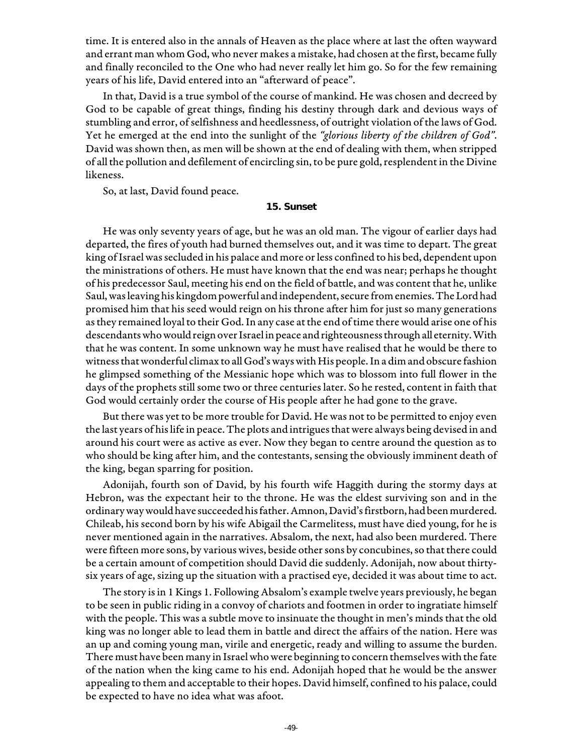time. It is entered also in the annals of Heaven as the place where at last the often wayward and errant man whom God, who never makes a mistake, had chosen at the first, became fully and finally reconciled to the One who had never really let him go. So for the few remaining years of his life, David entered into an "afterward of peace".

In that, David is a true symbol of the course of mankind. He was chosen and decreed by God to be capable of great things, finding his destiny through dark and devious ways of stumbling and error, of selfishness and heedlessness, of outright violation of the laws of God. Yet he emerged at the end into the sunlight of the *"glorious liberty of the children of God"*. David was shown then, as men will be shown at the end of dealing with them, when stripped of all the pollution and defilement of encircling sin, to be pure gold, resplendent in the Divine likeness.

So, at last, David found peace.

## 15. Sunset

He was only seventy years of age, but he was an old man. The vigour of earlier days had departed, the fires of youth had burned themselves out, and it was time to depart. The great king of Israel was secluded in his palace and more or less confined to his bed, dependent upon the ministrations of others. He must have known that the end was near; perhaps he thought of his predecessor Saul, meeting his end on the field of battle, and was content that he, unlike Saul, was leaving his kingdom powerful and independent, secure from enemies. The Lord had promised him that his seed would reign on his throne after him for just so many generations as they remained loyal to their God. In any case at the end of time there would arise one of his descendants who would reign over Israel in peace and righteousness through all eternity. With that he was content. In some unknown way he must have realised that he would be there to witness that wonderful climax to all God's ways with His people. In a dim and obscure fashion he glimpsed something of the Messianic hope which was to blossom into full flower in the days of the prophets still some two or three centuries later. So he rested, content in faith that God would certainly order the course of His people after he had gone to the grave.

But there was yet to be more trouble for David. He was not to be permitted to enjoy even the last years of his life in peace. The plots and intrigues that were always being devised in and around his court were as active as ever. Now they began to centre around the question as to who should be king after him, and the contestants, sensing the obviously imminent death of the king, began sparring for position.

Adonijah, fourth son of David, by his fourth wife Haggith during the stormy days at Hebron, was the expectant heir to the throne. He was the eldest surviving son and in the ordinary way would have succeeded his father. Amnon, David's firstborn, had been murdered. Chileab, his second born by his wife Abigail the Carmelitess, must have died young, for he is never mentioned again in the narratives. Absalom, the next, had also been murdered. There were fifteen more sons, by various wives, beside other sons by concubines, so that there could be a certain amount of competition should David die suddenly. Adonijah, now about thirty-six years of age, sizing up the situation with a practised eye, decided it was about time to act.

The story is in 1 Kings 1. Following Absalom's example twelve years previously, he began to be seen in public riding in a convoy of chariots and footmen in order to ingratiate himself with the people. This was a subtle move to insinuate the thought in men's minds that the old king was no longer able to lead them in battle and direct the affairs of the nation. Here was an up and coming young man, virile and energetic, ready and willing to assume the burden. There must have been many in Israel who were beginning to concern themselves with the fate of the nation when the king came to his end. Adonijah hoped that he would be the answer appealing to them and acceptable to their hopes. David himself, confined to his palace, could be expected to have no idea what was afoot.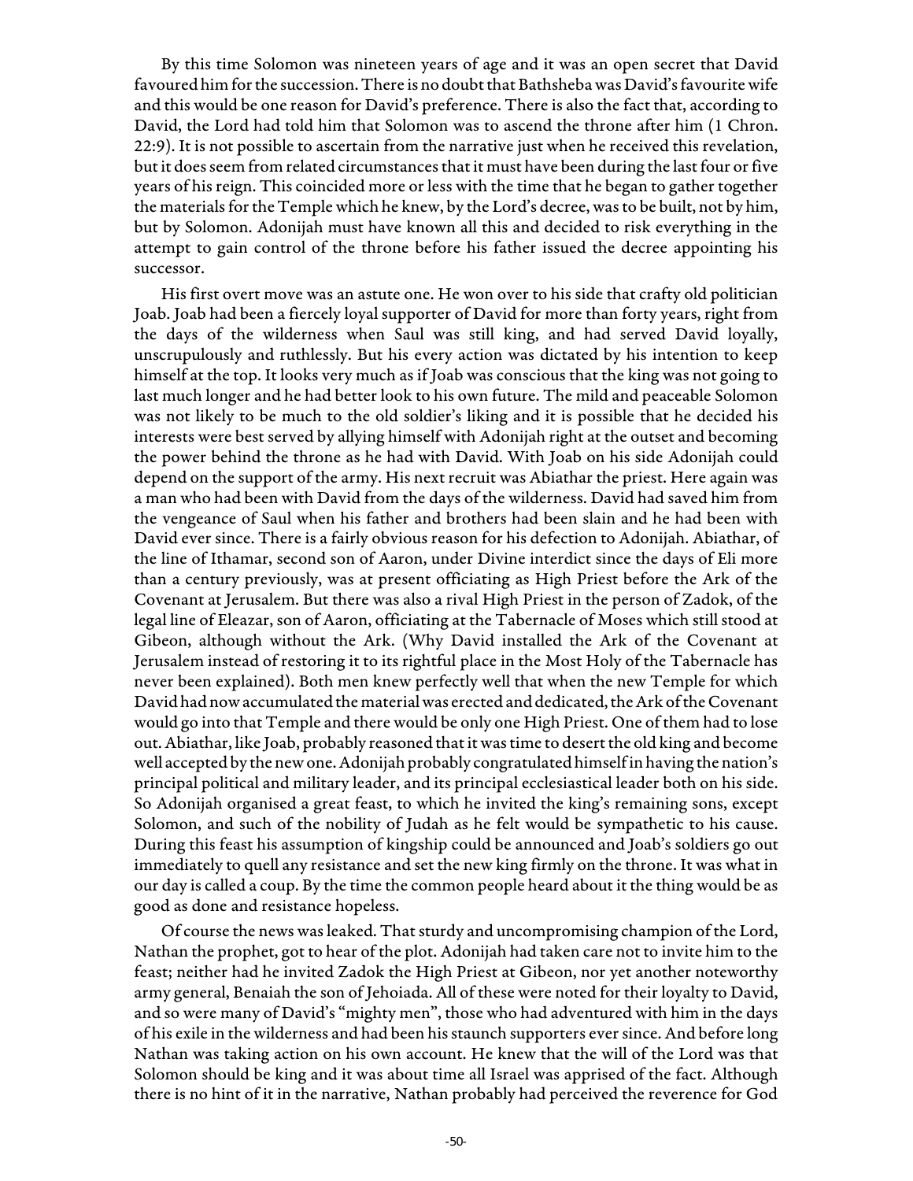By this time Solomon was nineteen years of age and it was an open secret that David favoured him for the succession. There is no doubt that Bathsheba was David's favourite wife and this would be one reason for David's preference. There is also the fact that, according to David, the Lord had told him that Solomon was to ascend the throne after him (1 Chron. 22:9). It is not possible to ascertain from the narrative just when he received this revelation, but it does seem from related circumstances that it must have been during the last four or five years of his reign. This coincided more or less with the time that he began to gather together the materials for the Temple which he knew, by the Lord's decree, was to be built, not by him, but by Solomon. Adonijah must have known all this and decided to risk everything in the attempt to gain control of the throne before his father issued the decree appointing his successor.

His first overt move was an astute one. He won over to his side that crafty old politician Joab. Joab had been a fiercely loyal supporter of David for more than forty years, right from the days of the wilderness when Saul was still king, and had served David loyally, unscrupulously and ruthlessly. But his every action was dictated by his intention to keep himself at the top. It looks very much as if Joab was conscious that the king was not going to last much longer and he had better look to his own future. The mild and peaceable Solomon was not likely to be much to the old soldier's liking and it is possible that he decided his interests were best served by allying himself with Adonijah right at the outset and becoming the power behind the throne as he had with David. With Joab on his side Adonijah could depend on the support of the army. His next recruit was Abiathar the priest. Here again was a man who had been with David from the days of the wilderness. David had saved him from the vengeance of Saul when his father and brothers had been slain and he had been with David ever since. There is a fairly obvious reason for his defection to Adonijah. Abiathar, of the line of Ithamar, second son of Aaron, under Divine interdict since the days of Eli more than a century previously, was at present officiating as High Priest before the Ark of the Covenant at Jerusalem. But there was also a rival High Priest in the person of Zadok, of the legal line of Eleazar, son of Aaron, officiating at the Tabernacle of Moses which still stood at Gibeon, although without the Ark. (Why David installed the Ark of the Covenant at Jerusalem instead of restoring it to its rightful place in the Most Holy of the Tabernacle has never been explained). Both men knew perfectly well that when the new Temple for which David had now accumulated the material was erected and dedicated, the Ark of the Covenant would go into that Temple and there would be only one High Priest. One of them had to lose out. Abiathar, like Joab, probably reasoned that it was time to desert the old king and become well accepted by the new one. Adonijah probably congratulated himself in having the nation's principal political and military leader, and its principal ecclesiastical leader both on his side. So Adonijah organised a great feast, to which he invited the king's remaining sons, except Solomon, and such of the nobility of Judah as he felt would be sympathetic to his cause. During this feast his assumption of kingship could be announced and Joab's soldiers go out immediately to quell any resistance and set the new king firmly on the throne. It was what in our day is called a coup. By the time the common people heard about it the thing would be as good as done and resistance hopeless.

Of course the news was leaked. That sturdy and uncompromising champion of the Lord, Nathan the prophet, got to hear of the plot. Adonijah had taken care not to invite him to the feast; neither had he invited Zadok the High Priest at Gibeon, nor yet another noteworthy army general, Benaiah the son of Jehoiada. All of these were noted for their loyalty to David, and so were many of David's "mighty men", those who had adventured with him in the days of his exile in the wilderness and had been his staunch supporters ever since. And before long Nathan was taking action on his own account. He knew that the will of the Lord was that Solomon should be king and it was about time all Israel was apprised of the fact. Although there is no hint of it in the narrative, Nathan probably had perceived the reverence for God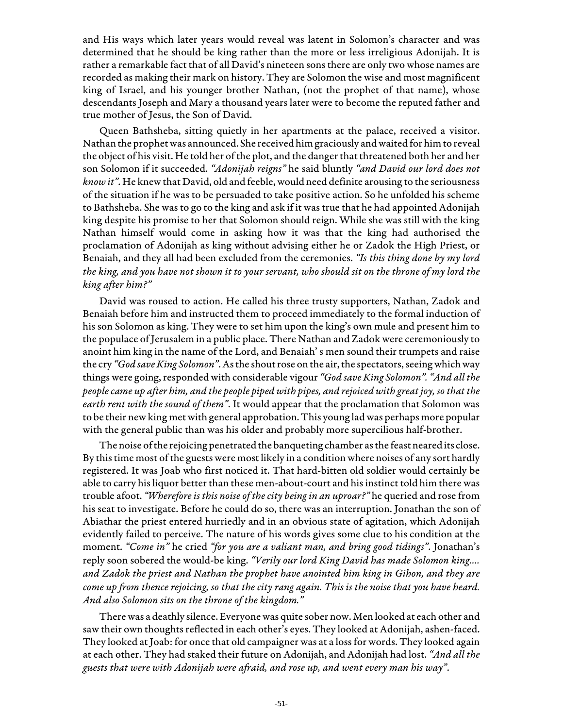and His ways which later years would reveal was latent in Solomon's character and was determined that he should be king rather than the more or less irreligious Adonijah. It is rather a remarkable fact that of all David's nineteen sons there are only two whose names are recorded as making their mark on history. They are Solomon the wise and most magnificent king of Israel, and his younger brother Nathan, (not the prophet of that name), whose descendants Joseph and Mary a thousand years later were to become the reputed father and true mother of Jesus, the Son of David.

Queen Bathsheba, sitting quietly in her apartments at the palace, received a visitor. Nathan the prophet was announced. She received him graciously and waited for him to reveal the object of his visit. He told her of the plot, and the danger that threatened both her and her son Solomon if it succeeded. *"Adonijah reigns"* he said bluntly *"and David our lord does not know it"*. He knew that David, old and feeble, would need definite arousing to the seriousness of the situation if he was to be persuaded to take positive action. So he unfolded his scheme to Bathsheba. She was to go to the king and ask if it was true that he had appointed Adonijah king despite his promise to her that Solomon should reign. While she was still with the king Nathan himself would come in asking how it was that the king had authorised the proclamation of Adonijah as king without advising either he or Zadok the High Priest, or Benaiah, and they all had been excluded from the ceremonies. *"Is this thing done by my lord the king, and you have not shown it to your servant, who should sit on the throne of my lord the king after him?"*

David was roused to action. He called his three trusty supporters, Nathan, Zadok and Benaiah before him and instructed them to proceed immediately to the formal induction of his son Solomon as king. They were to set him upon the king's own mule and present him to the populace of Jerusalem in a public place. There Nathan and Zadok were ceremoniously to anoint him king in the name of the Lord, and Benaiah' s men sound their trumpets and raise the cry *"God save King Solomon"*. As the shout rose on the air, the spectators, seeing which way things were going, responded with considerable vigour *"God save King Solomon"*. *"And all the people came up after him, and the people piped with pipes, and rejoiced with great joy, so that the earth rent with the sound of them"*. It would appear that the proclamation that Solomon was to be their new king met with general approbation. This young lad was perhaps more popular with the general public than was his older and probably more supercilious half-brother.

The noise of the rejoicing penetrated the banqueting chamber as the feast neared its close. By this time most of the guests were most likely in a condition where noises of any sort hardly registered. It was Joab who first noticed it. That hard-bitten old soldier would certainly be able to carry his liquor better than these men-about-court and his instinct told him there was trouble afoot. *"Wherefore is this noise of the city being in an uproar?"* he queried and rose from his seat to investigate. Before he could do so, there was an interruption. Jonathan the son of Abiathar the priest entered hurriedly and in an obvious state of agitation, which Adonijah evidently failed to perceive. The nature of his words gives some clue to his condition at the moment. *"Come in"* he cried *"for you are a valiant man, and bring good tidings"*. Jonathan's reply soon sobered the would-be king. *"Verily our lord King David has made Solomon king.... and Zadok the priest and Nathan the prophet have anointed him king in Gihon, and they are come up from thence rejoicing, so that the city rang again. This is the noise that you have heard. And also Solomon sits on the throne of the kingdom."*

There was a deathly silence. Everyone was quite sober now. Men looked at each other and saw their own thoughts reflected in each other's eyes. They looked at Adonijah, ashen-faced. They looked at Joab: for once that old campaigner was at a loss for words. They looked again at each other. They had staked their future on Adonijah, and Adonijah had lost. *"And all the guests that were with Adonijah were afraid, and rose up, and went every man his way"*.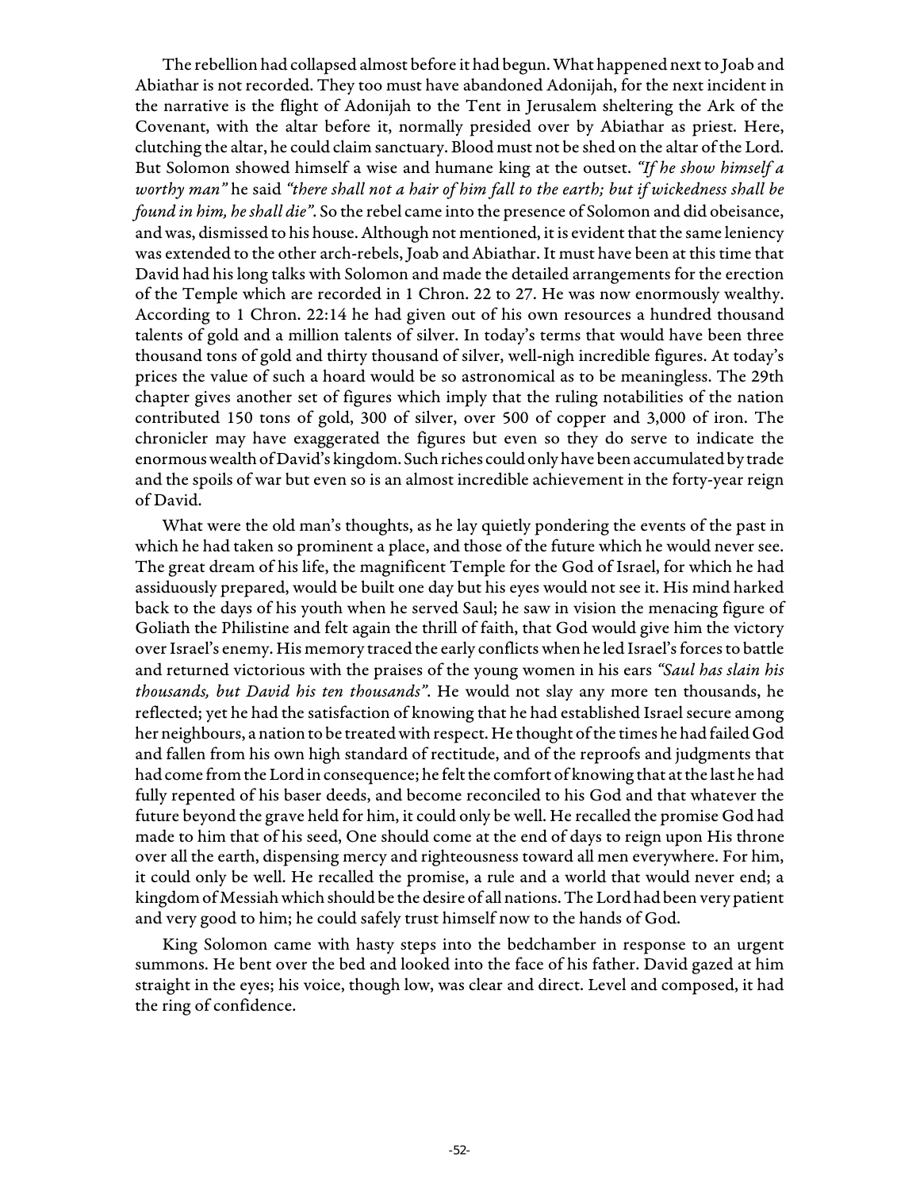The rebellion had collapsed almost before it had begun. What happened next to Joab and Abiathar is not recorded. They too must have abandoned Adonijah, for the next incident in the narrative is the flight of Adonijah to the Tent in Jerusalem sheltering the Ark of the Covenant, with the altar before it, normally presided over by Abiathar as priest. Here, clutching the altar, he could claim sanctuary. Blood must not be shed on the altar of the Lord. But Solomon showed himself a wise and humane king at the outset. *"If he show himself a worthy man"* he said *"there shall not a hair of him fall to the earth; but if wickedness shall be found in him, he shall die"*. So the rebel came into the presence of Solomon and did obeisance, and was, dismissed to his house. Although not mentioned, it is evident that the same leniency was extended to the other arch-rebels, Joab and Abiathar. It must have been at this time that David had his long talks with Solomon and made the detailed arrangements for the erection of the Temple which are recorded in 1 Chron. 22 to 27. He was now enormously wealthy. According to 1 Chron. 22:14 he had given out of his own resources a hundred thousand talents of gold and a million talents of silver. In today's terms that would have been three thousand tons of gold and thirty thousand of silver, well-nigh incredible figures. At today's prices the value of such a hoard would be so astronomical as to be meaningless. The 29th chapter gives another set of figures which imply that the ruling notabilities of the nation contributed 150 tons of gold, 300 of silver, over 500 of copper and 3,000 of iron. The chronicler may have exaggerated the figures but even so they do serve to indicate the enormous wealth of David's kingdom. Such riches could only have been accumulated by trade and the spoils of war but even so is an almost incredible achievement in the forty-year reign of David.

What were the old man's thoughts, as he lay quietly pondering the events of the past in which he had taken so prominent a place, and those of the future which he would never see. The great dream of his life, the magnificent Temple for the God of Israel, for which he had assiduously prepared, would be built one day but his eyes would not see it. His mind harked back to the days of his youth when he served Saul; he saw in vision the menacing figure of Goliath the Philistine and felt again the thrill of faith, that God would give him the victory over Israel's enemy. His memory traced the early conflicts when he led Israel's forces to battle and returned victorious with the praises of the young women in his ears *"Saul has slain his thousands, but David his ten thousands"*. He would not slay any more ten thousands, he reflected; yet he had the satisfaction of knowing that he had established Israel secure among her neighbours, a nation to be treated with respect. He thought of the times he had failed God and fallen from his own high standard of rectitude, and of the reproofs and judgments that had come from the Lord in consequence; he felt the comfort of knowing that at the last he had fully repented of his baser deeds, and become reconciled to his God and that whatever the future beyond the grave held for him, it could only be well. He recalled the promise God had made to him that of his seed, One should come at the end of days to reign upon His throne over all the earth, dispensing mercy and righteousness toward all men everywhere. For him, it could only be well. He recalled the promise, a rule and a world that would never end; a kingdom of Messiah which should be the desire of all nations. The Lord had been very patient and very good to him; he could safely trust himself now to the hands of God.

King Solomon came with hasty steps into the bedchamber in response to an urgent summons. He bent over the bed and looked into the face of his father. David gazed at him straight in the eyes; his voice, though low, was clear and direct. Level and composed, it had the ring of confidence.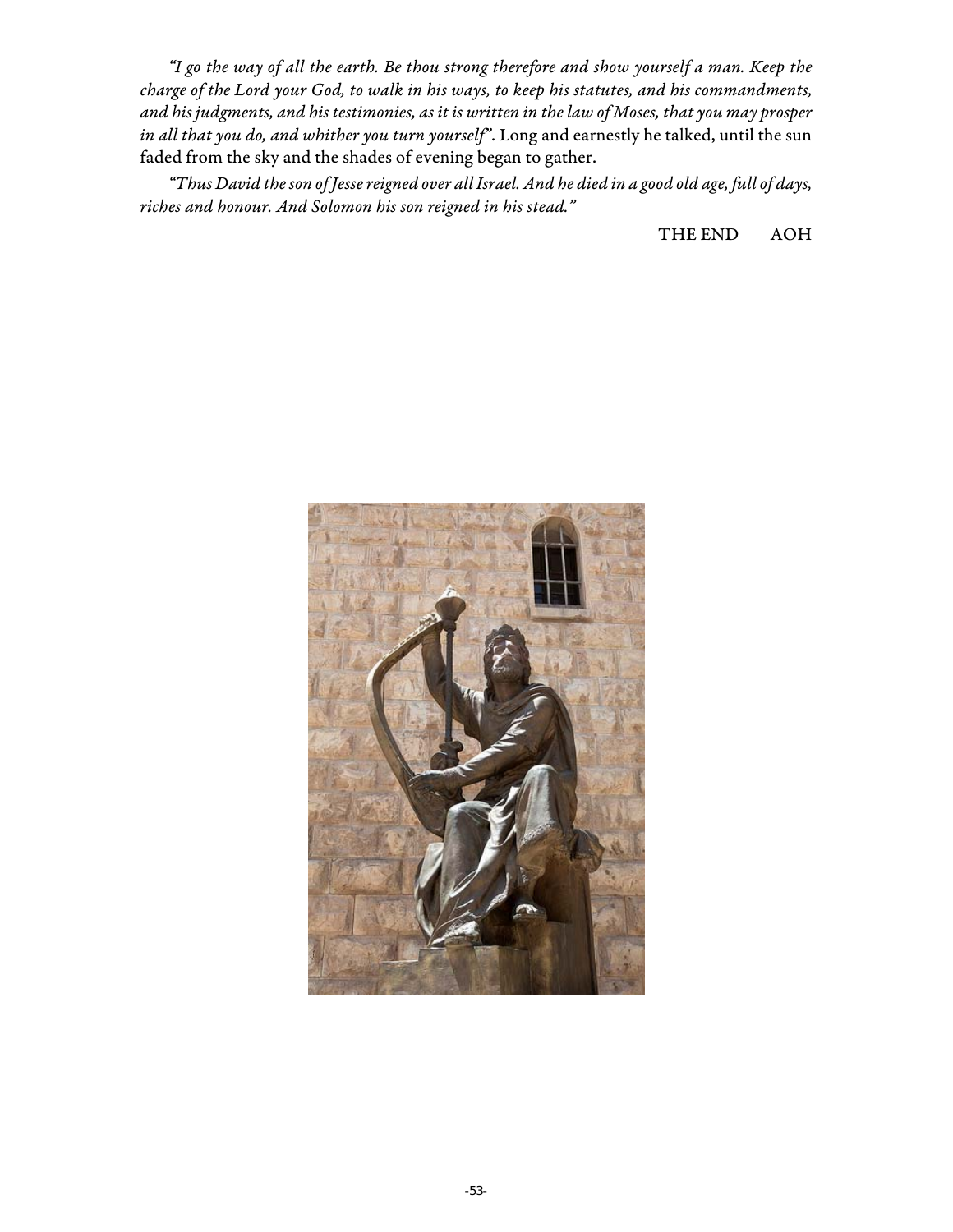*"I go the way of all the earth. Be thou strong therefore and show yourself a man. Keep the charge of the Lord your God, to walk in his ways, to keep his statutes, and his commandments, and his judgments, and his testimonies, as it is written in the law of Moses, that you may prosper in all that you do, and whither you turn yourself"*. Long and earnestly he talked, until the sun faded from the sky and the shades of evening began to gather.

*"Thus David the son of Jesse reigned over all Israel. And he died in a good old age, full of days, riches and honour. And Solomon his son reigned in his stead."*

THE END AOH